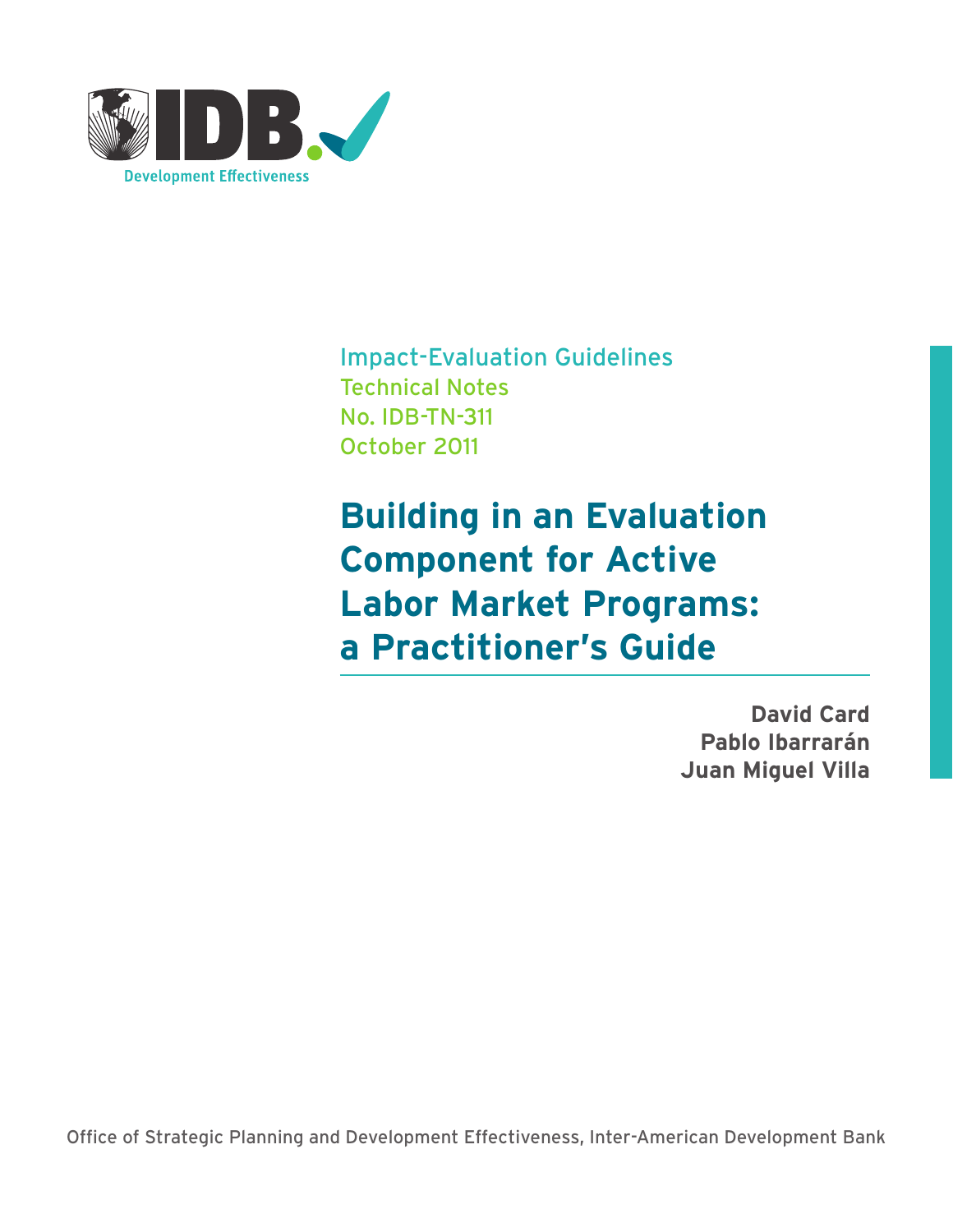IDB. Development Effectiveness

Impact-Evaluation Guidelines
Technical Notes
No. IDB-TN-311
October 2011

# Building in an Evaluation Component for Active Labor Market Programs: a Practitioner's Guide

**David Card**
**Pablo Ibarrarán**
**Juan Miguel Villa**

Office of Strategic Planning and Development Effectiveness, Inter-American Development Bank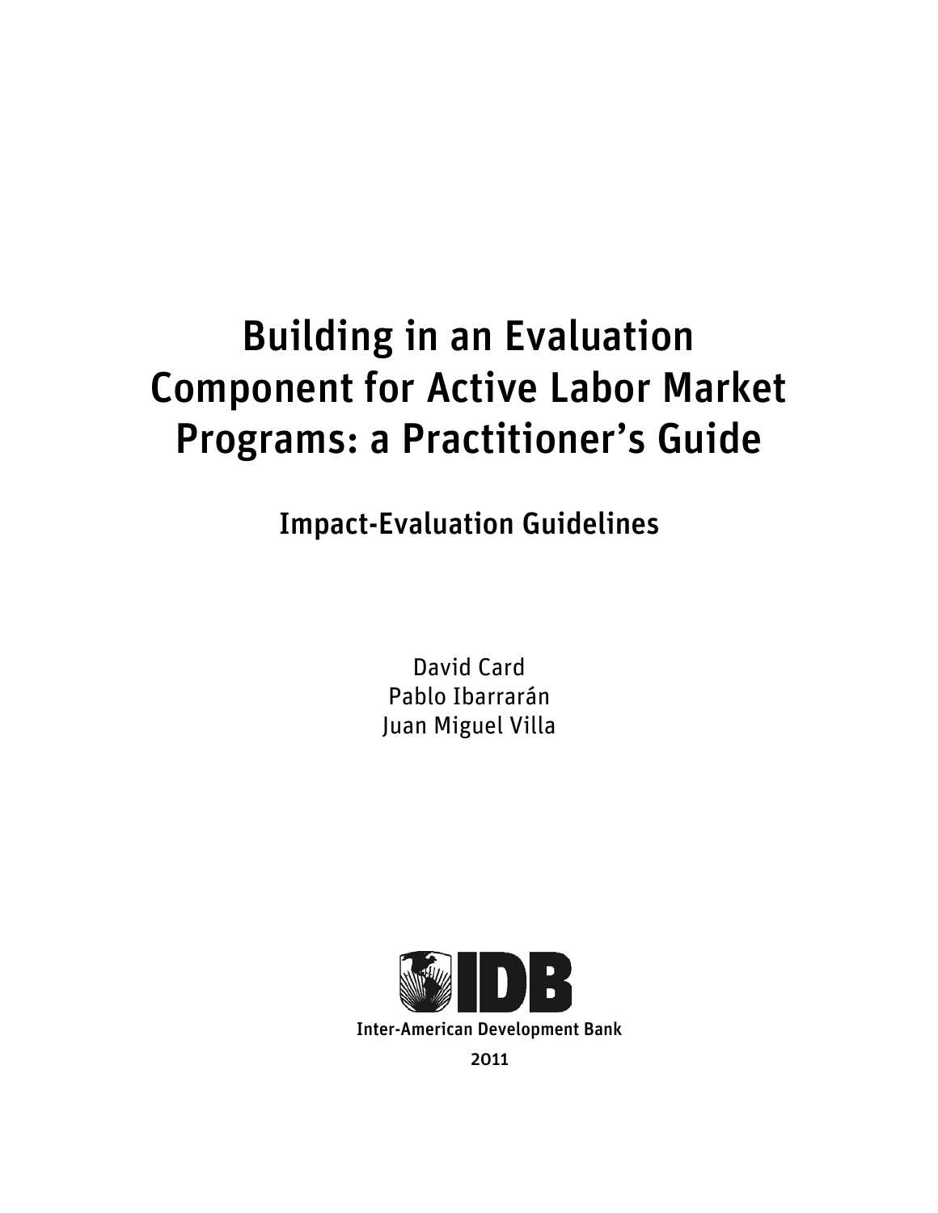# Building in an Evaluation Component for Active Labor Market Programs: a Practitioner's Guide

## Impact-Evaluation Guidelines

David Card
Pablo Ibarrarán
Juan Miguel Villa

Inter-American Development Bank

2011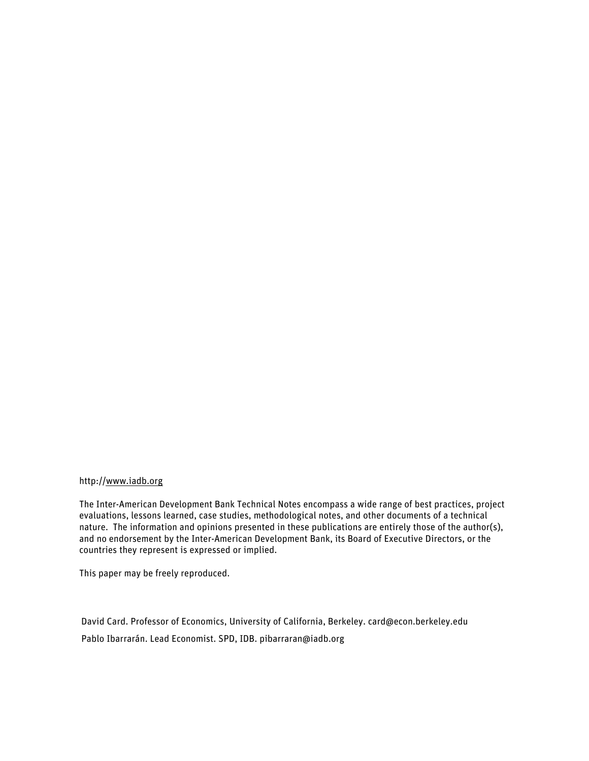http://www.iadb.org

The Inter-American Development Bank Technical Notes encompass a wide range of best practices, project evaluations, lessons learned, case studies, methodological notes, and other documents of a technical nature. The information and opinions presented in these publications are entirely those of the author(s), and no endorsement by the Inter-American Development Bank, its Board of Executive Directors, or the countries they represent is expressed or implied.

This paper may be freely reproduced.

David Card. Professor of Economics, University of California, Berkeley. card@econ.berkeley.edu

Pablo Ibarrarán. Lead Economist. SPD, IDB. pibarraran@iadb.org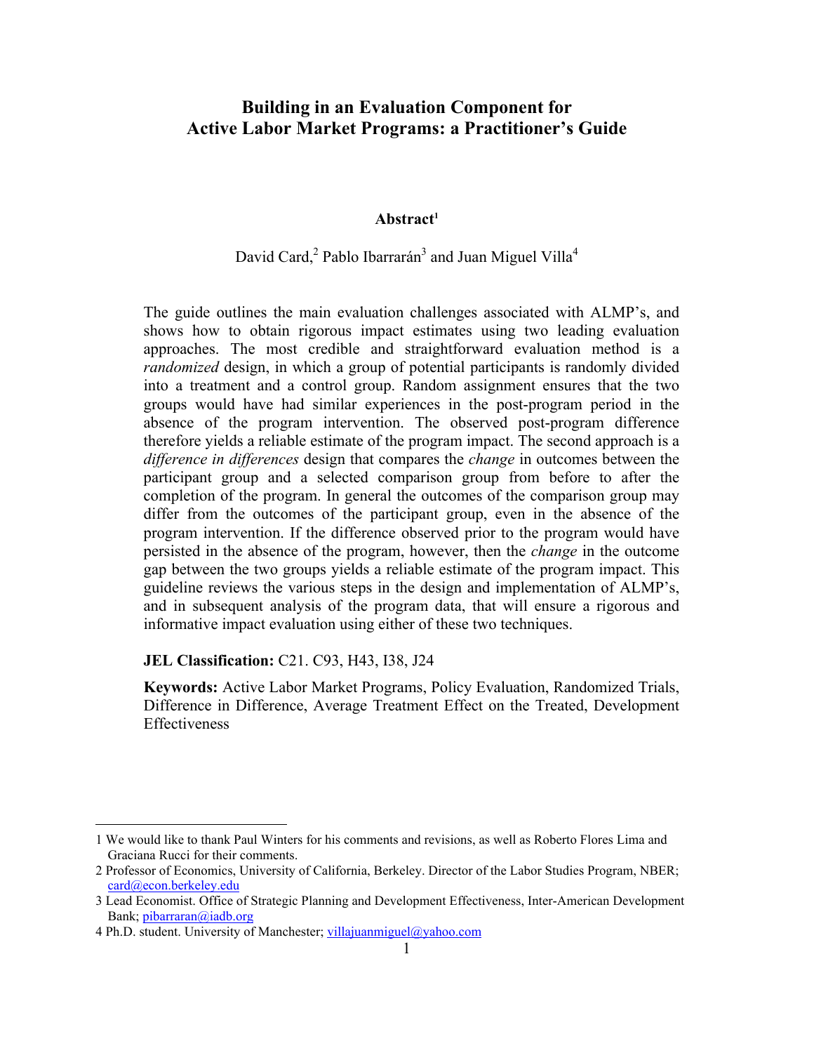# Building in an Evaluation Component for Active Labor Market Programs: a Practitioner's Guide

**Abstract**[1]

David Card,[2] Pablo Ibarrarán[3] and Juan Miguel Villa[4]

The guide outlines the main evaluation challenges associated with ALMP's, and shows how to obtain rigorous impact estimates using two leading evaluation approaches. The most credible and straightforward evaluation method is a *randomized* design, in which a group of potential participants is randomly divided into a treatment and a control group. Random assignment ensures that the two groups would have had similar experiences in the post-program period in the absence of the program intervention. The observed post-program difference therefore yields a reliable estimate of the program impact. The second approach is a *difference in differences* design that compares the *change* in outcomes between the participant group and a selected comparison group from before to after the completion of the program. In general the outcomes of the comparison group may differ from the outcomes of the participant group, even in the absence of the program intervention. If the difference observed prior to the program would have persisted in the absence of the program, however, then the *change* in the outcome gap between the two groups yields a reliable estimate of the program impact. This guideline reviews the various steps in the design and implementation of ALMP's, and in subsequent analysis of the program data, that will ensure a rigorous and informative impact evaluation using either of these two techniques.

**JEL Classification:** C21. C93, H43, I38, J24

**Keywords:** Active Labor Market Programs, Policy Evaluation, Randomized Trials, Difference in Difference, Average Treatment Effect on the Treated, Development Effectiveness

---

1 We would like to thank Paul Winters for his comments and revisions, as well as Roberto Flores Lima and Graciana Rucci for their comments.

2 Professor of Economics, University of California, Berkeley. Director of the Labor Studies Program, NBER; card@econ.berkeley.edu

3 Lead Economist. Office of Strategic Planning and Development Effectiveness, Inter-American Development Bank; pibarraran@iadb.org

4 Ph.D. student. University of Manchester; villajuanmiguel@yahoo.com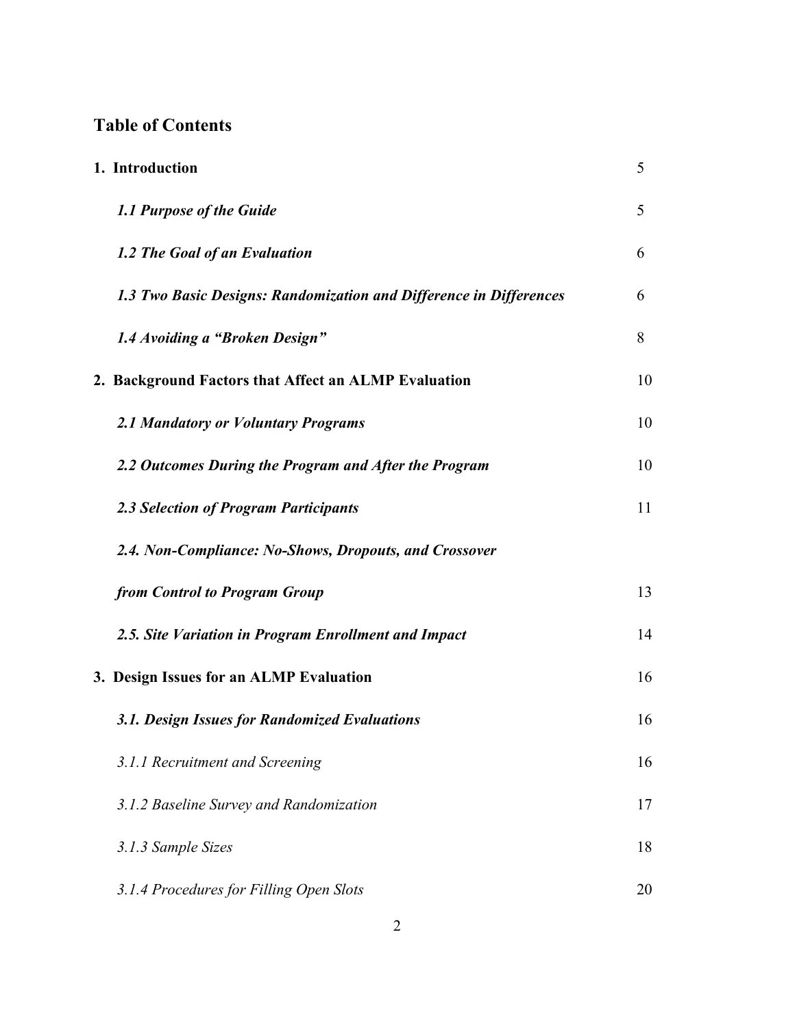## Table of Contents

| | |
|---|---|
| **1. Introduction** | 5 |
| ***1.1 Purpose of the Guide*** | 5 |
| ***1.2 The Goal of an Evaluation*** | 6 |
| ***1.3 Two Basic Designs: Randomization and Difference in Differences*** | 6 |
| ***1.4 Avoiding a "Broken Design"*** | 8 |
| **2. Background Factors that Affect an ALMP Evaluation** | 10 |
| ***2.1 Mandatory or Voluntary Programs*** | 10 |
| ***2.2 Outcomes During the Program and After the Program*** | 10 |
| ***2.3 Selection of Program Participants*** | 11 |
| ***2.4. Non-Compliance: No-Shows, Dropouts, and Crossover from Control to Program Group*** | 13 |
| ***2.5. Site Variation in Program Enrollment and Impact*** | 14 |
| **3. Design Issues for an ALMP Evaluation** | 16 |
| ***3.1. Design Issues for Randomized Evaluations*** | 16 |
| *3.1.1 Recruitment and Screening* | 16 |
| *3.1.2 Baseline Survey and Randomization* | 17 |
| *3.1.3 Sample Sizes* | 18 |
| *3.1.4 Procedures for Filling Open Slots* | 20 |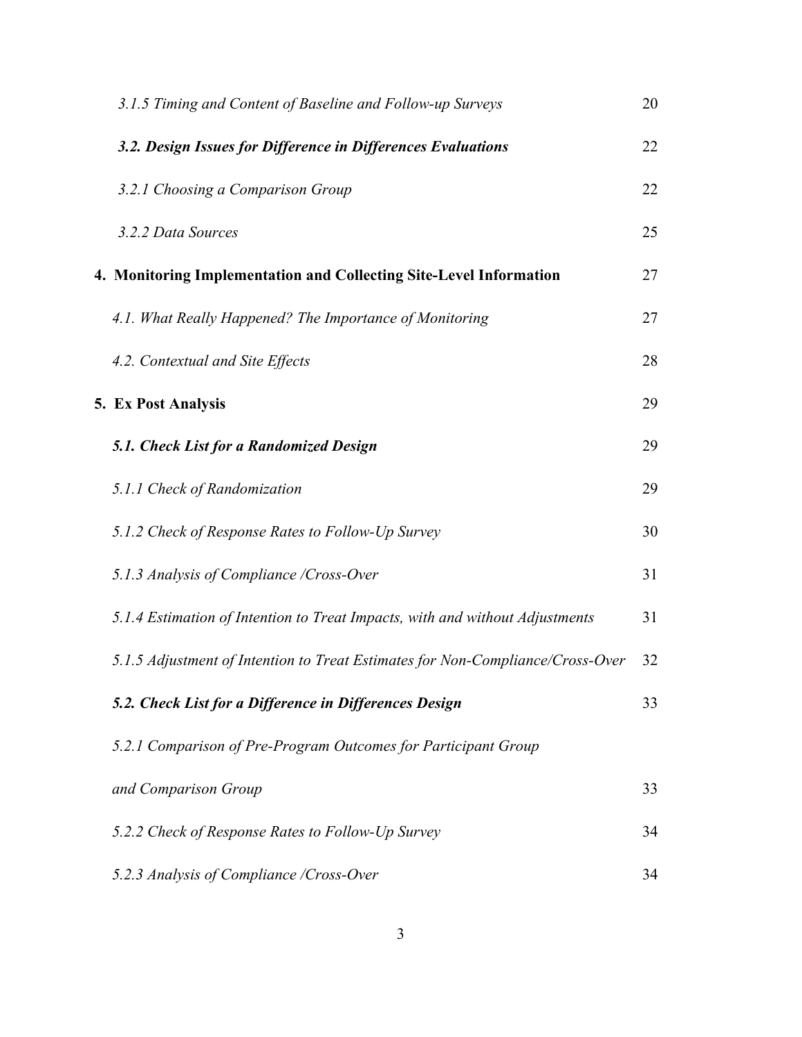*3.1.5 Timing and Content of Baseline and Follow-up Surveys* 20

***3.2. Design Issues for Difference in Differences Evaluations*** 22

*3.2.1 Choosing a Comparison Group* 22

*3.2.2 Data Sources* 25

**4. Monitoring Implementation and Collecting Site-Level Information** 27

*4.1. What Really Happened? The Importance of Monitoring* 27

*4.2. Contextual and Site Effects* 28

**5. Ex Post Analysis** 29

***5.1. Check List for a Randomized Design*** 29

*5.1.1 Check of Randomization* 29

*5.1.2 Check of Response Rates to Follow-Up Survey* 30

*5.1.3 Analysis of Compliance /Cross-Over* 31

*5.1.4 Estimation of Intention to Treat Impacts, with and without Adjustments* 31

*5.1.5 Adjustment of Intention to Treat Estimates for Non-Compliance/Cross-Over* 32

***5.2. Check List for a Difference in Differences Design*** 33

*5.2.1 Comparison of Pre-Program Outcomes for Participant Group and Comparison Group* 33

*5.2.2 Check of Response Rates to Follow-Up Survey* 34

*5.2.3 Analysis of Compliance /Cross-Over* 34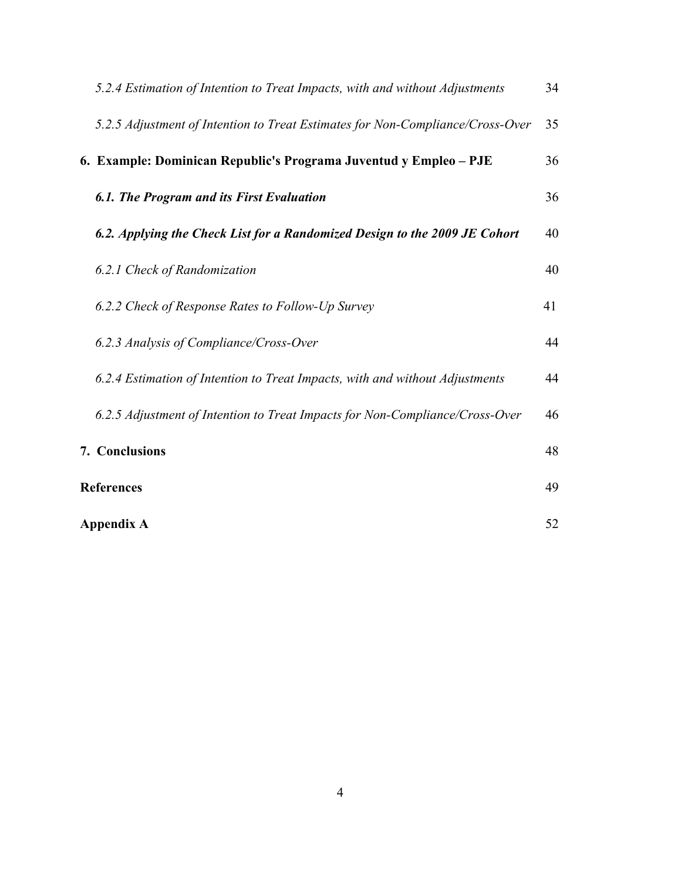*5.2.4 Estimation of Intention to Treat Impacts, with and without Adjustments* 34

*5.2.5 Adjustment of Intention to Treat Estimates for Non-Compliance/Cross-Over* 35

**6. Example: Dominican Republic's Programa Juventud y Empleo – PJE** 36

***6.1. The Program and its First Evaluation*** 36

***6.2. Applying the Check List for a Randomized Design to the 2009 JE Cohort*** 40

*6.2.1 Check of Randomization* 40

*6.2.2 Check of Response Rates to Follow-Up Survey* 41

*6.2.3 Analysis of Compliance/Cross-Over* 44

*6.2.4 Estimation of Intention to Treat Impacts, with and without Adjustments* 44

*6.2.5 Adjustment of Intention to Treat Impacts for Non-Compliance/Cross-Over* 46

**7. Conclusions** 48

**References** 49

**Appendix A** 52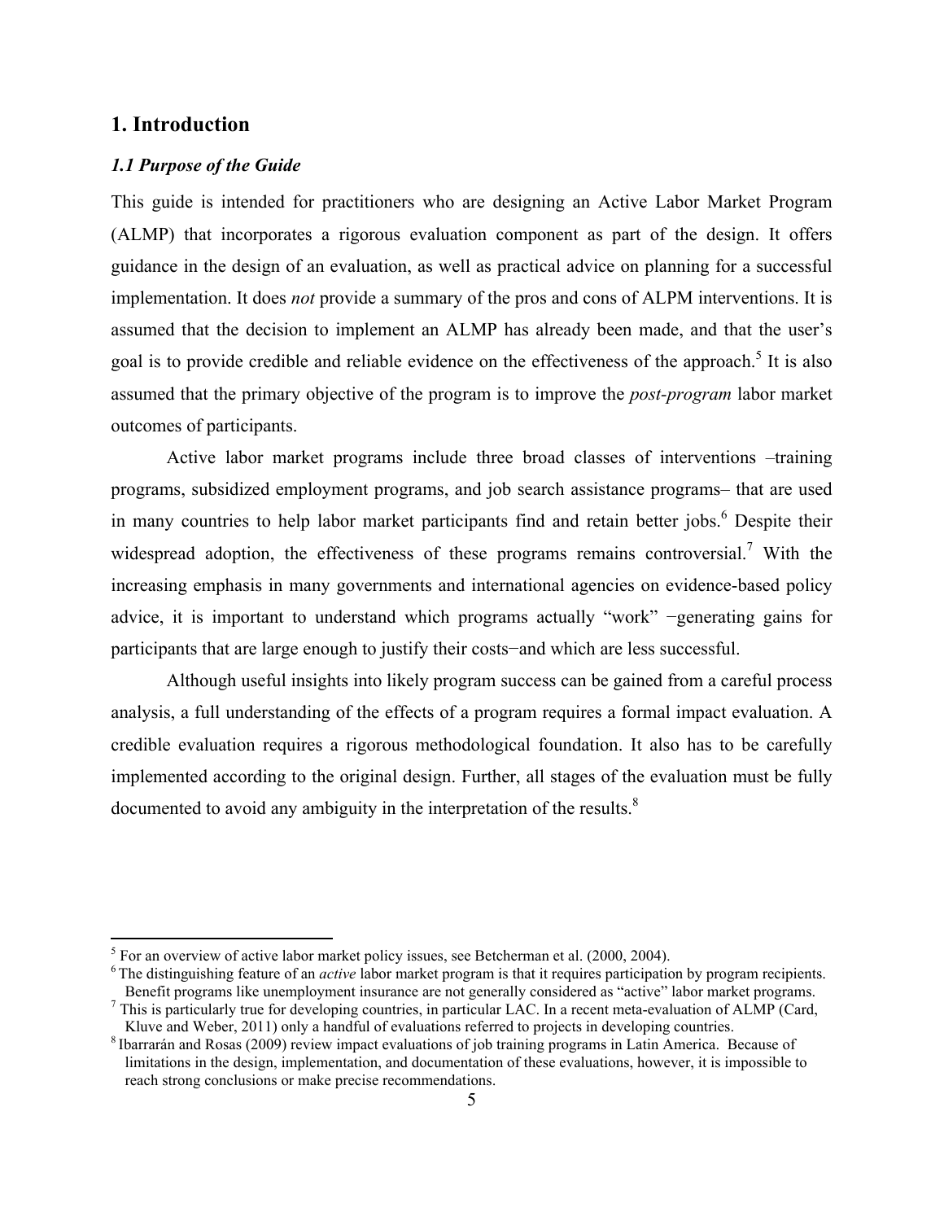# 1. Introduction

### *1.1 Purpose of the Guide*

This guide is intended for practitioners who are designing an Active Labor Market Program (ALMP) that incorporates a rigorous evaluation component as part of the design. It offers guidance in the design of an evaluation, as well as practical advice on planning for a successful implementation. It does *not* provide a summary of the pros and cons of ALPM interventions. It is assumed that the decision to implement an ALMP has already been made, and that the user's goal is to provide credible and reliable evidence on the effectiveness of the approach.[5] It is also assumed that the primary objective of the program is to improve the *post-program* labor market outcomes of participants.

Active labor market programs include three broad classes of interventions –training programs, subsidized employment programs, and job search assistance programs– that are used in many countries to help labor market participants find and retain better jobs.[6] Despite their widespread adoption, the effectiveness of these programs remains controversial.[7] With the increasing emphasis in many governments and international agencies on evidence-based policy advice, it is important to understand which programs actually "work" −generating gains for participants that are large enough to justify their costs−and which are less successful.

Although useful insights into likely program success can be gained from a careful process analysis, a full understanding of the effects of a program requires a formal impact evaluation. A credible evaluation requires a rigorous methodological foundation. It also has to be carefully implemented according to the original design. Further, all stages of the evaluation must be fully documented to avoid any ambiguity in the interpretation of the results.[8]

---

[5] For an overview of active labor market policy issues, see Betcherman et al. (2000, 2004).

[6] The distinguishing feature of an *active* labor market program is that it requires participation by program recipients. Benefit programs like unemployment insurance are not generally considered as "active" labor market programs.

[7] This is particularly true for developing countries, in particular LAC. In a recent meta-evaluation of ALMP (Card, Kluve and Weber, 2011) only a handful of evaluations referred to projects in developing countries.

[8] Ibarrarán and Rosas (2009) review impact evaluations of job training programs in Latin America. Because of limitations in the design, implementation, and documentation of these evaluations, however, it is impossible to reach strong conclusions or make precise recommendations.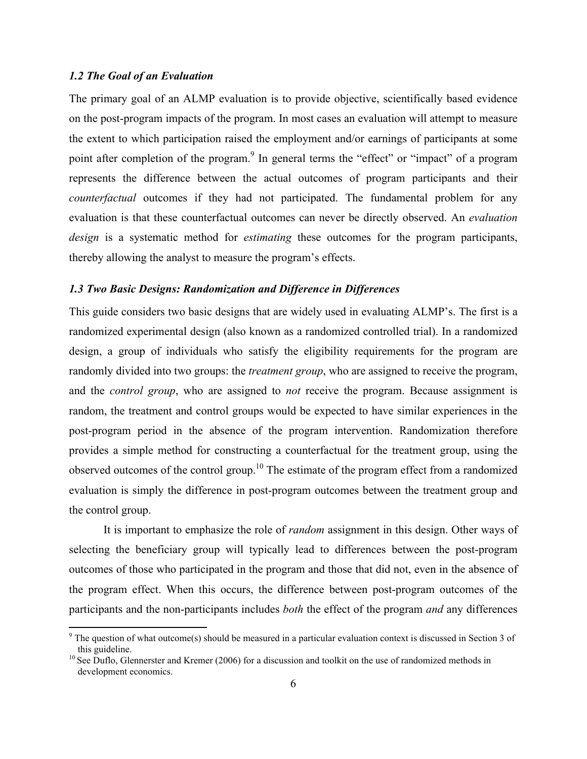### *1.2 The Goal of an Evaluation*

The primary goal of an ALMP evaluation is to provide objective, scientifically based evidence on the post-program impacts of the program. In most cases an evaluation will attempt to measure the extent to which participation raised the employment and/or earnings of participants at some point after completion of the program.[9] In general terms the "effect" or "impact" of a program represents the difference between the actual outcomes of program participants and their *counterfactual* outcomes if they had not participated. The fundamental problem for any evaluation is that these counterfactual outcomes can never be directly observed. An *evaluation design* is a systematic method for *estimating* these outcomes for the program participants, thereby allowing the analyst to measure the program's effects.

### *1.3 Two Basic Designs: Randomization and Difference in Differences*

This guide considers two basic designs that are widely used in evaluating ALMP's. The first is a randomized experimental design (also known as a randomized controlled trial). In a randomized design, a group of individuals who satisfy the eligibility requirements for the program are randomly divided into two groups: the *treatment group*, who are assigned to receive the program, and the *control group*, who are assigned to *not* receive the program. Because assignment is random, the treatment and control groups would be expected to have similar experiences in the post-program period in the absence of the program intervention. Randomization therefore provides a simple method for constructing a counterfactual for the treatment group, using the observed outcomes of the control group.[10] The estimate of the program effect from a randomized evaluation is simply the difference in post-program outcomes between the treatment group and the control group.

It is important to emphasize the role of *random* assignment in this design. Other ways of selecting the beneficiary group will typically lead to differences between the post-program outcomes of those who participated in the program and those that did not, even in the absence of the program effect. When this occurs, the difference between post-program outcomes of the participants and the non-participants includes *both* the effect of the program *and* any differences

---

[9] The question of what outcome(s) should be measured in a particular evaluation context is discussed in Section 3 of this guideline.

[10] See Duflo, Glennerster and Kremer (2006) for a discussion and toolkit on the use of randomized methods in development economics.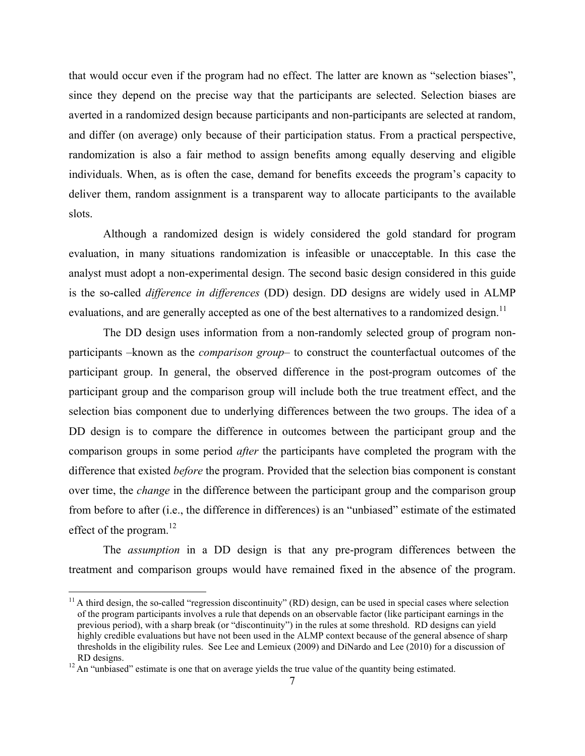that would occur even if the program had no effect. The latter are known as "selection biases", since they depend on the precise way that the participants are selected. Selection biases are averted in a randomized design because participants and non-participants are selected at random, and differ (on average) only because of their participation status. From a practical perspective, randomization is also a fair method to assign benefits among equally deserving and eligible individuals. When, as is often the case, demand for benefits exceeds the program's capacity to deliver them, random assignment is a transparent way to allocate participants to the available slots.

Although a randomized design is widely considered the gold standard for program evaluation, in many situations randomization is infeasible or unacceptable. In this case the analyst must adopt a non-experimental design. The second basic design considered in this guide is the so-called *difference in differences* (DD) design. DD designs are widely used in ALMP evaluations, and are generally accepted as one of the best alternatives to a randomized design.[11]

The DD design uses information from a non-randomly selected group of program non-participants –known as the *comparison group*– to construct the counterfactual outcomes of the participant group. In general, the observed difference in the post-program outcomes of the participant group and the comparison group will include both the true treatment effect, and the selection bias component due to underlying differences between the two groups. The idea of a DD design is to compare the difference in outcomes between the participant group and the comparison groups in some period *after* the participants have completed the program with the difference that existed *before* the program. Provided that the selection bias component is constant over time, the *change* in the difference between the participant group and the comparison group from before to after (i.e., the difference in differences) is an "unbiased" estimate of the estimated effect of the program.[12]

The *assumption* in a DD design is that any pre-program differences between the treatment and comparison groups would have remained fixed in the absence of the program.

[11] A third design, the so-called "regression discontinuity" (RD) design, can be used in special cases where selection of the program participants involves a rule that depends on an observable factor (like participant earnings in the previous period), with a sharp break (or "discontinuity") in the rules at some threshold. RD designs can yield highly credible evaluations but have not been used in the ALMP context because of the general absence of sharp thresholds in the eligibility rules. See Lee and Lemieux (2009) and DiNardo and Lee (2010) for a discussion of RD designs.

[12] An "unbiased" estimate is one that on average yields the true value of the quantity being estimated.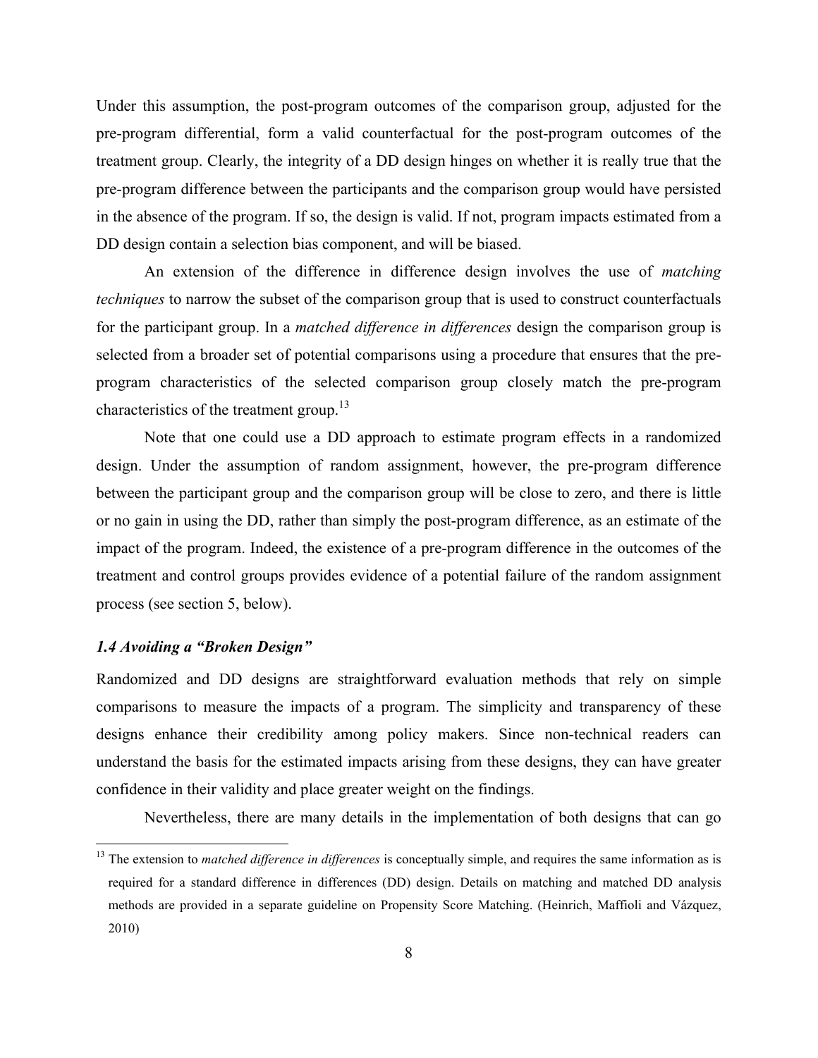Under this assumption, the post-program outcomes of the comparison group, adjusted for the pre-program differential, form a valid counterfactual for the post-program outcomes of the treatment group. Clearly, the integrity of a DD design hinges on whether it is really true that the pre-program difference between the participants and the comparison group would have persisted in the absence of the program. If so, the design is valid. If not, program impacts estimated from a DD design contain a selection bias component, and will be biased.

An extension of the difference in difference design involves the use of *matching techniques* to narrow the subset of the comparison group that is used to construct counterfactuals for the participant group. In a *matched difference in differences* design the comparison group is selected from a broader set of potential comparisons using a procedure that ensures that the pre-program characteristics of the selected comparison group closely match the pre-program characteristics of the treatment group.[13]

Note that one could use a DD approach to estimate program effects in a randomized design. Under the assumption of random assignment, however, the pre-program difference between the participant group and the comparison group will be close to zero, and there is little or no gain in using the DD, rather than simply the post-program difference, as an estimate of the impact of the program. Indeed, the existence of a pre-program difference in the outcomes of the treatment and control groups provides evidence of a potential failure of the random assignment process (see section 5, below).

### *1.4 Avoiding a "Broken Design"*

Randomized and DD designs are straightforward evaluation methods that rely on simple comparisons to measure the impacts of a program. The simplicity and transparency of these designs enhance their credibility among policy makers. Since non-technical readers can understand the basis for the estimated impacts arising from these designs, they can have greater confidence in their validity and place greater weight on the findings.

Nevertheless, there are many details in the implementation of both designs that can go

---

[13] The extension to *matched difference in differences* is conceptually simple, and requires the same information as is required for a standard difference in differences (DD) design. Details on matching and matched DD analysis methods are provided in a separate guideline on Propensity Score Matching. (Heinrich, Maffioli and Vázquez, 2010)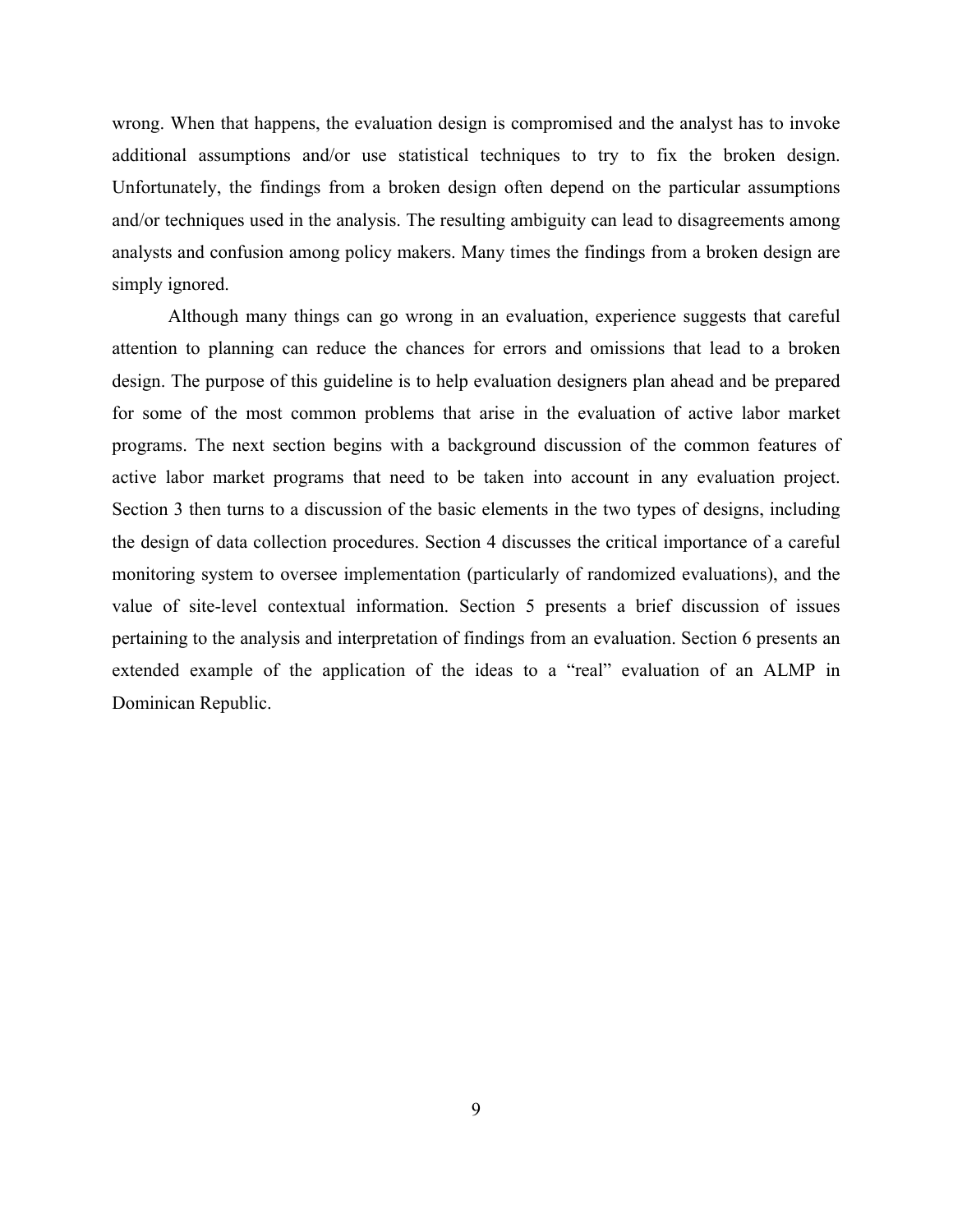wrong. When that happens, the evaluation design is compromised and the analyst has to invoke additional assumptions and/or use statistical techniques to try to fix the broken design. Unfortunately, the findings from a broken design often depend on the particular assumptions and/or techniques used in the analysis. The resulting ambiguity can lead to disagreements among analysts and confusion among policy makers. Many times the findings from a broken design are simply ignored.

Although many things can go wrong in an evaluation, experience suggests that careful attention to planning can reduce the chances for errors and omissions that lead to a broken design. The purpose of this guideline is to help evaluation designers plan ahead and be prepared for some of the most common problems that arise in the evaluation of active labor market programs. The next section begins with a background discussion of the common features of active labor market programs that need to be taken into account in any evaluation project. Section 3 then turns to a discussion of the basic elements in the two types of designs, including the design of data collection procedures. Section 4 discusses the critical importance of a careful monitoring system to oversee implementation (particularly of randomized evaluations), and the value of site-level contextual information. Section 5 presents a brief discussion of issues pertaining to the analysis and interpretation of findings from an evaluation. Section 6 presents an extended example of the application of the ideas to a "real" evaluation of an ALMP in Dominican Republic.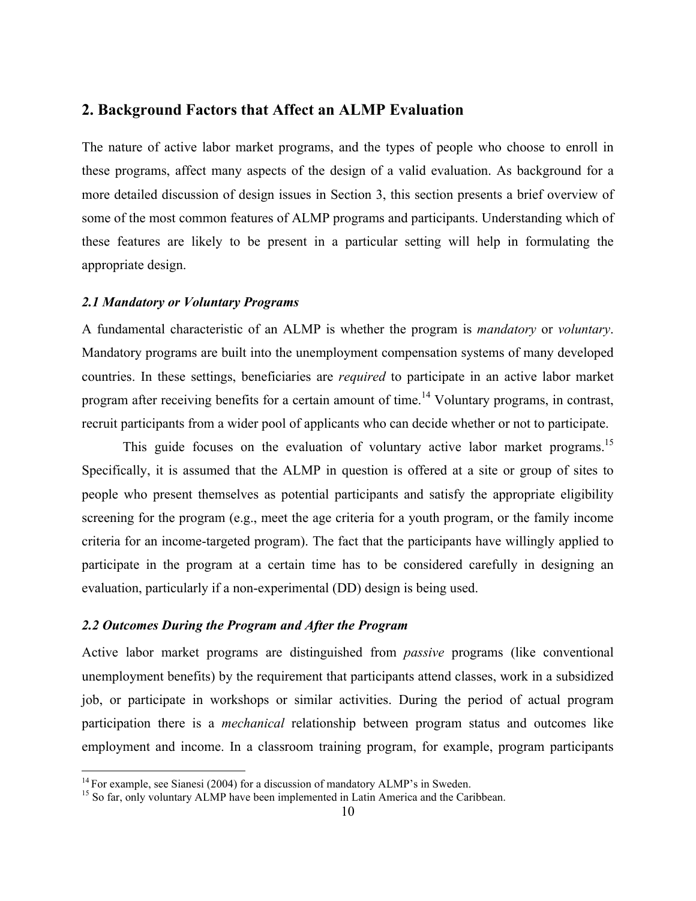## 2. Background Factors that Affect an ALMP Evaluation

The nature of active labor market programs, and the types of people who choose to enroll in these programs, affect many aspects of the design of a valid evaluation. As background for a more detailed discussion of design issues in Section 3, this section presents a brief overview of some of the most common features of ALMP programs and participants. Understanding which of these features are likely to be present in a particular setting will help in formulating the appropriate design.

### *2.1 Mandatory or Voluntary Programs*

A fundamental characteristic of an ALMP is whether the program is *mandatory* or *voluntary*. Mandatory programs are built into the unemployment compensation systems of many developed countries. In these settings, beneficiaries are *required* to participate in an active labor market program after receiving benefits for a certain amount of time.[14] Voluntary programs, in contrast, recruit participants from a wider pool of applicants who can decide whether or not to participate.

This guide focuses on the evaluation of voluntary active labor market programs.[15] Specifically, it is assumed that the ALMP in question is offered at a site or group of sites to people who present themselves as potential participants and satisfy the appropriate eligibility screening for the program (e.g., meet the age criteria for a youth program, or the family income criteria for an income-targeted program). The fact that the participants have willingly applied to participate in the program at a certain time has to be considered carefully in designing an evaluation, particularly if a non-experimental (DD) design is being used.

### *2.2 Outcomes During the Program and After the Program*

Active labor market programs are distinguished from *passive* programs (like conventional unemployment benefits) by the requirement that participants attend classes, work in a subsidized job, or participate in workshops or similar activities. During the period of actual program participation there is a *mechanical* relationship between program status and outcomes like employment and income. In a classroom training program, for example, program participants

---

[14] For example, see Sianesi (2004) for a discussion of mandatory ALMP's in Sweden.

[15] So far, only voluntary ALMP have been implemented in Latin America and the Caribbean.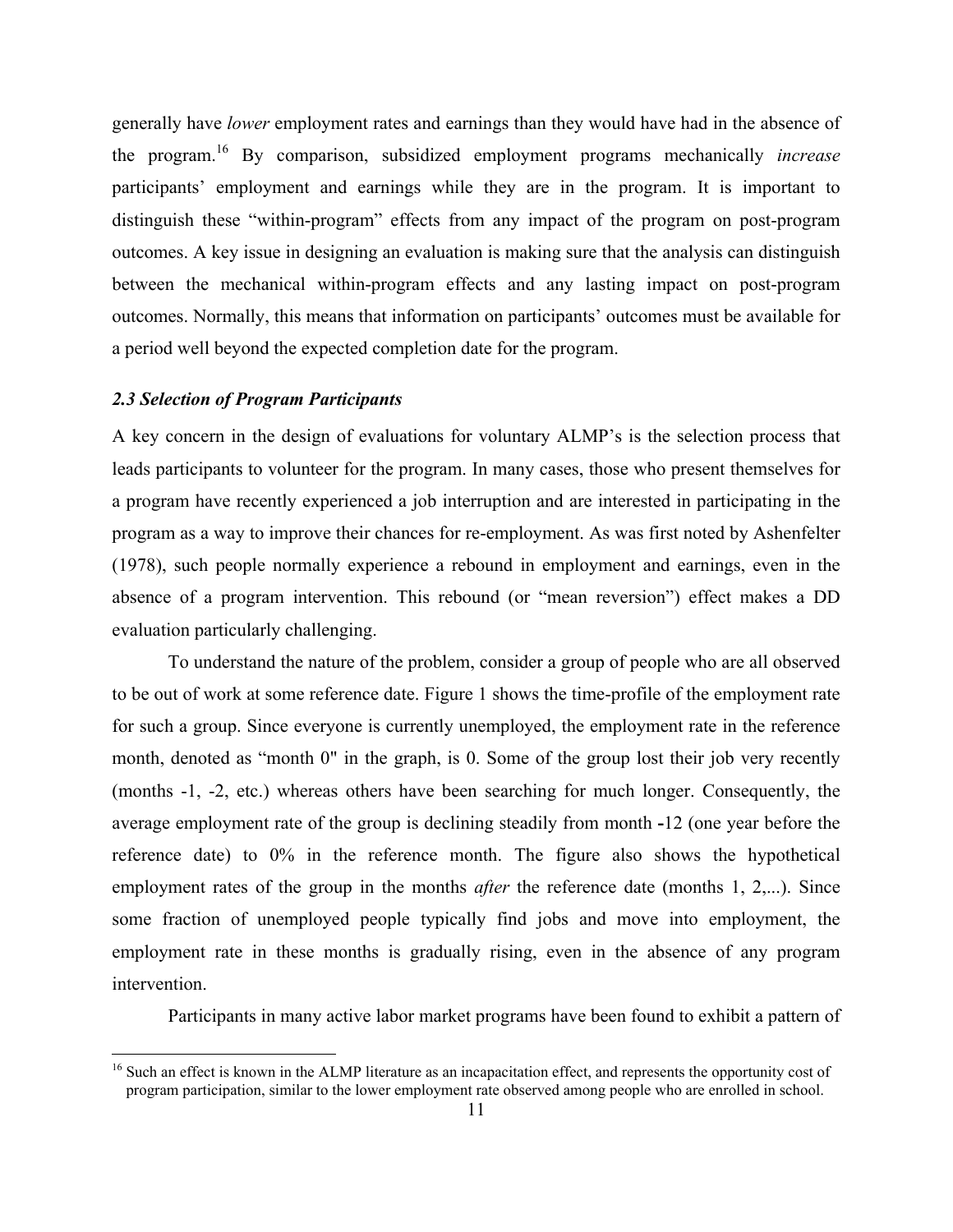generally have *lower* employment rates and earnings than they would have had in the absence of the program.[16] By comparison, subsidized employment programs mechanically *increase* participants' employment and earnings while they are in the program. It is important to distinguish these "within-program" effects from any impact of the program on post-program outcomes. A key issue in designing an evaluation is making sure that the analysis can distinguish between the mechanical within-program effects and any lasting impact on post-program outcomes. Normally, this means that information on participants' outcomes must be available for a period well beyond the expected completion date for the program.

### *2.3 Selection of Program Participants*

A key concern in the design of evaluations for voluntary ALMP's is the selection process that leads participants to volunteer for the program. In many cases, those who present themselves for a program have recently experienced a job interruption and are interested in participating in the program as a way to improve their chances for re-employment. As was first noted by Ashenfelter (1978), such people normally experience a rebound in employment and earnings, even in the absence of a program intervention. This rebound (or "mean reversion") effect makes a DD evaluation particularly challenging.

To understand the nature of the problem, consider a group of people who are all observed to be out of work at some reference date. Figure 1 shows the time-profile of the employment rate for such a group. Since everyone is currently unemployed, the employment rate in the reference month, denoted as "month 0" in the graph, is 0. Some of the group lost their job very recently (months -1, -2, etc.) whereas others have been searching for much longer. Consequently, the average employment rate of the group is declining steadily from month -12 (one year before the reference date) to 0% in the reference month. The figure also shows the hypothetical employment rates of the group in the months *after* the reference date (months 1, 2,...). Since some fraction of unemployed people typically find jobs and move into employment, the employment rate in these months is gradually rising, even in the absence of any program intervention.

Participants in many active labor market programs have been found to exhibit a pattern of

[16] Such an effect is known in the ALMP literature as an incapacitation effect, and represents the opportunity cost of program participation, similar to the lower employment rate observed among people who are enrolled in school.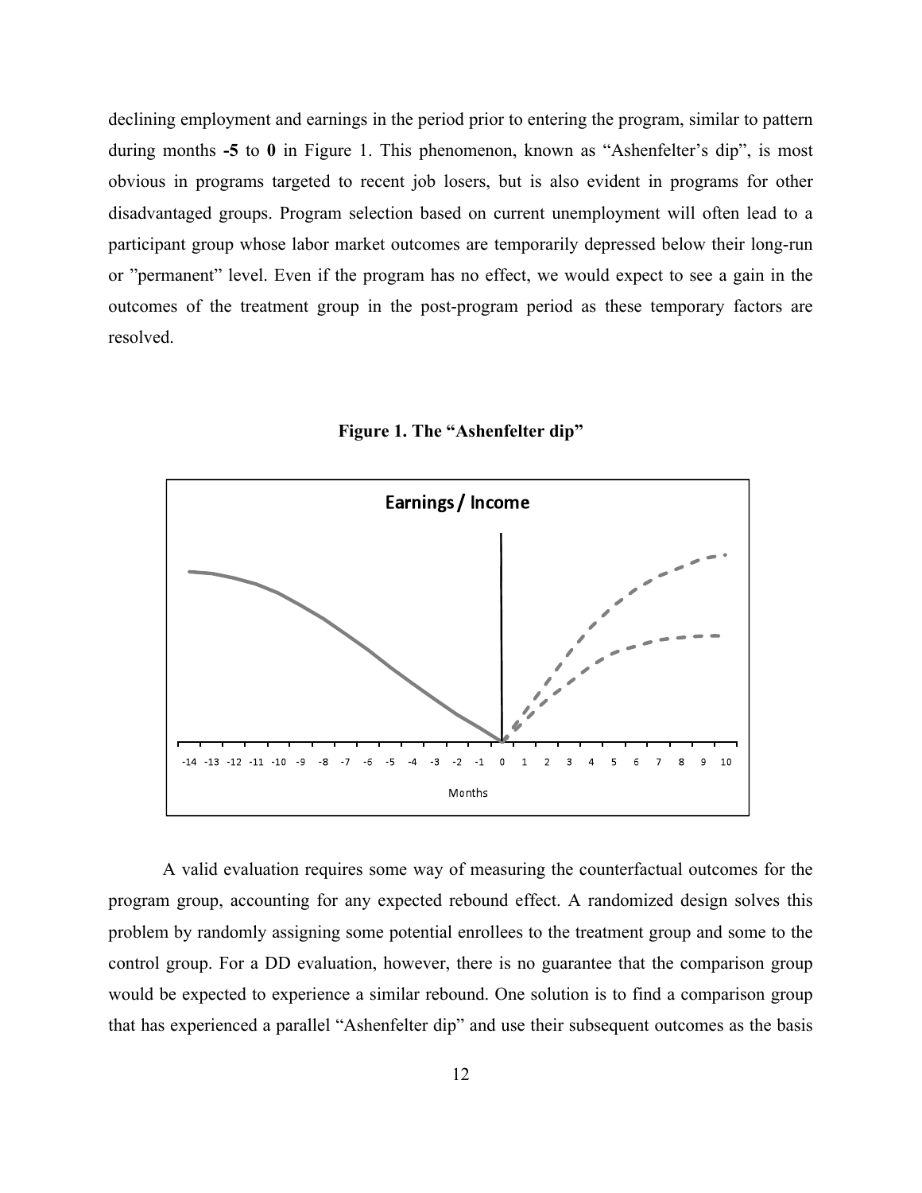declining employment and earnings in the period prior to entering the program, similar to pattern during months **-5** to **0** in Figure 1. This phenomenon, known as "Ashenfelter's dip", is most obvious in programs targeted to recent job losers, but is also evident in programs for other disadvantaged groups. Program selection based on current unemployment will often lead to a participant group whose labor market outcomes are temporarily depressed below their long-run or "permanent" level. Even if the program has no effect, we would expect to see a gain in the outcomes of the treatment group in the post-program period as these temporary factors are resolved.

**Figure 1. The "Ashenfelter dip"**

A valid evaluation requires some way of measuring the counterfactual outcomes for the program group, accounting for any expected rebound effect. A randomized design solves this problem by randomly assigning some potential enrollees to the treatment group and some to the control group. For a DD evaluation, however, there is no guarantee that the comparison group would be expected to experience a similar rebound. One solution is to find a comparison group that has experienced a parallel "Ashenfelter dip" and use their subsequent outcomes as the basis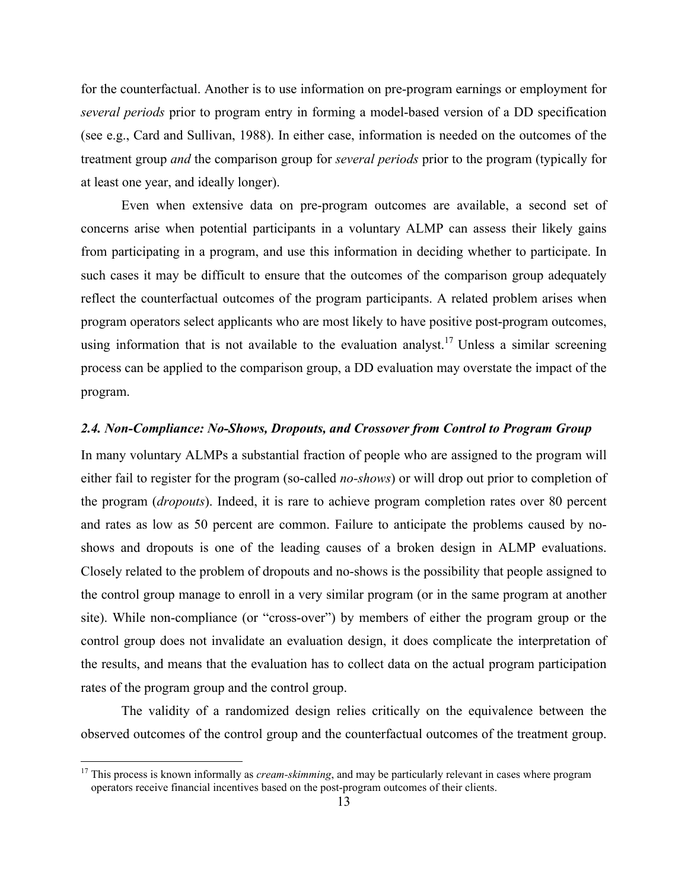for the counterfactual. Another is to use information on pre-program earnings or employment for *several periods* prior to program entry in forming a model-based version of a DD specification (see e.g., Card and Sullivan, 1988). In either case, information is needed on the outcomes of the treatment group *and* the comparison group for *several periods* prior to the program (typically for at least one year, and ideally longer).

Even when extensive data on pre-program outcomes are available, a second set of concerns arise when potential participants in a voluntary ALMP can assess their likely gains from participating in a program, and use this information in deciding whether to participate. In such cases it may be difficult to ensure that the outcomes of the comparison group adequately reflect the counterfactual outcomes of the program participants. A related problem arises when program operators select applicants who are most likely to have positive post-program outcomes, using information that is not available to the evaluation analyst.[17] Unless a similar screening process can be applied to the comparison group, a DD evaluation may overstate the impact of the program.

### *2.4. Non-Compliance: No-Shows, Dropouts, and Crossover from Control to Program Group*

In many voluntary ALMPs a substantial fraction of people who are assigned to the program will either fail to register for the program (so-called *no-shows*) or will drop out prior to completion of the program (*dropouts*). Indeed, it is rare to achieve program completion rates over 80 percent and rates as low as 50 percent are common. Failure to anticipate the problems caused by no-shows and dropouts is one of the leading causes of a broken design in ALMP evaluations. Closely related to the problem of dropouts and no-shows is the possibility that people assigned to the control group manage to enroll in a very similar program (or in the same program at another site). While non-compliance (or "cross-over") by members of either the program group or the control group does not invalidate an evaluation design, it does complicate the interpretation of the results, and means that the evaluation has to collect data on the actual program participation rates of the program group and the control group.

The validity of a randomized design relies critically on the equivalence between the observed outcomes of the control group and the counterfactual outcomes of the treatment group.

[17] This process is known informally as *cream-skimming*, and may be particularly relevant in cases where program operators receive financial incentives based on the post-program outcomes of their clients.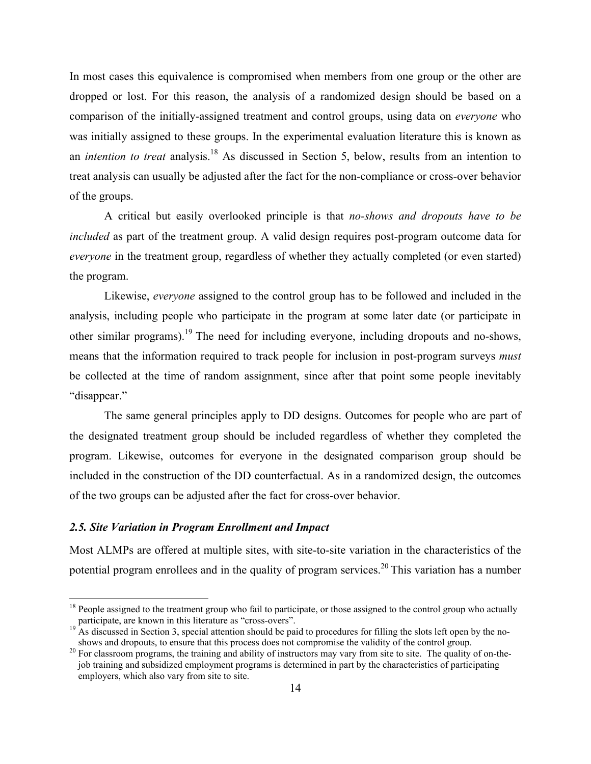In most cases this equivalence is compromised when members from one group or the other are dropped or lost. For this reason, the analysis of a randomized design should be based on a comparison of the initially-assigned treatment and control groups, using data on *everyone* who was initially assigned to these groups. In the experimental evaluation literature this is known as an *intention to treat* analysis.[18] As discussed in Section 5, below, results from an intention to treat analysis can usually be adjusted after the fact for the non-compliance or cross-over behavior of the groups.

A critical but easily overlooked principle is that *no-shows and dropouts have to be included* as part of the treatment group. A valid design requires post-program outcome data for *everyone* in the treatment group, regardless of whether they actually completed (or even started) the program.

Likewise, *everyone* assigned to the control group has to be followed and included in the analysis, including people who participate in the program at some later date (or participate in other similar programs).[19] The need for including everyone, including dropouts and no-shows, means that the information required to track people for inclusion in post-program surveys *must* be collected at the time of random assignment, since after that point some people inevitably "disappear."

The same general principles apply to DD designs. Outcomes for people who are part of the designated treatment group should be included regardless of whether they completed the program. Likewise, outcomes for everyone in the designated comparison group should be included in the construction of the DD counterfactual. As in a randomized design, the outcomes of the two groups can be adjusted after the fact for cross-over behavior.

### *2.5. Site Variation in Program Enrollment and Impact*

Most ALMPs are offered at multiple sites, with site-to-site variation in the characteristics of the potential program enrollees and in the quality of program services.[20] This variation has a number

---

[18] People assigned to the treatment group who fail to participate, or those assigned to the control group who actually participate, are known in this literature as "cross-overs".

[19] As discussed in Section 3, special attention should be paid to procedures for filling the slots left open by the no-shows and dropouts, to ensure that this process does not compromise the validity of the control group.

[20] For classroom programs, the training and ability of instructors may vary from site to site. The quality of on-the-job training and subsidized employment programs is determined in part by the characteristics of participating employers, which also vary from site to site.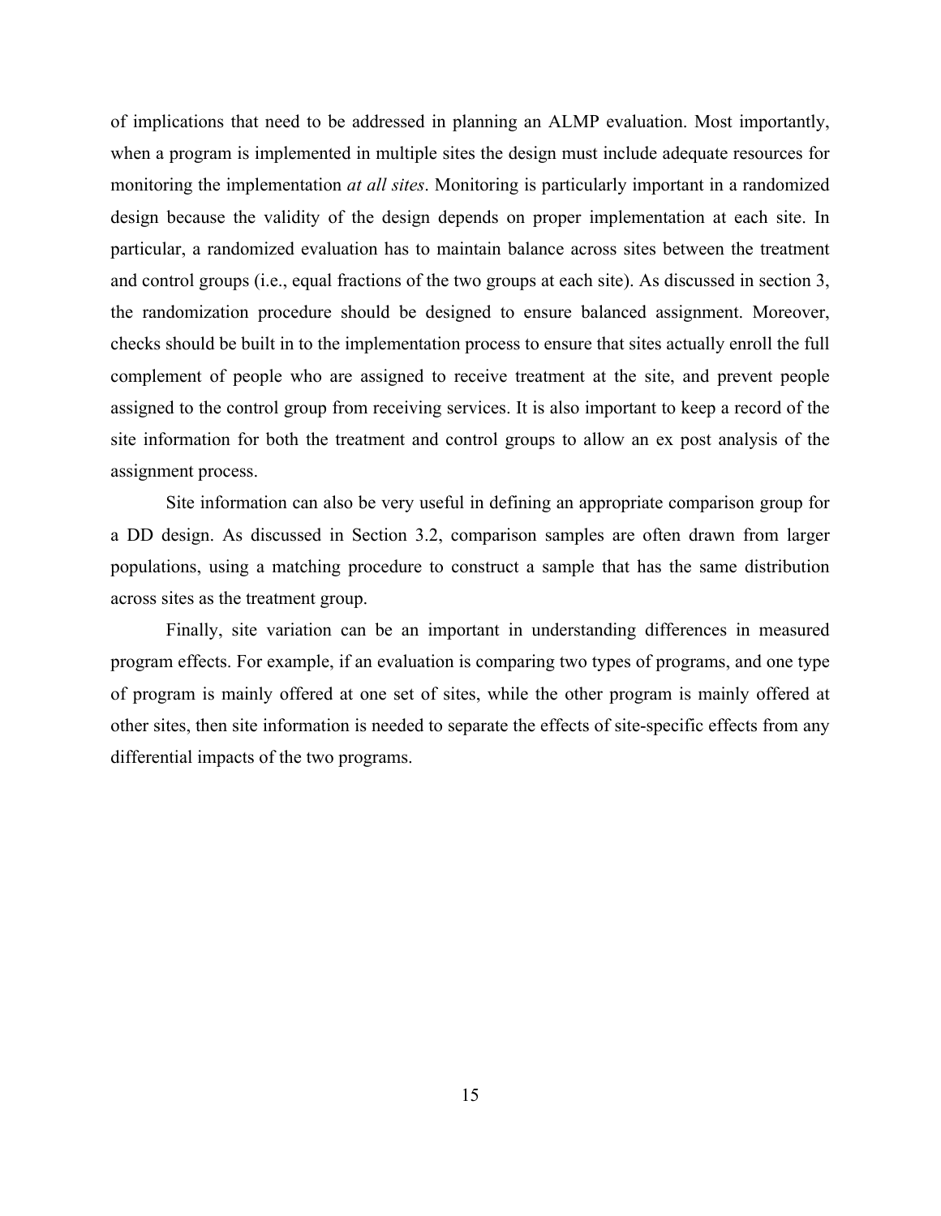of implications that need to be addressed in planning an ALMP evaluation. Most importantly, when a program is implemented in multiple sites the design must include adequate resources for monitoring the implementation *at all sites*. Monitoring is particularly important in a randomized design because the validity of the design depends on proper implementation at each site. In particular, a randomized evaluation has to maintain balance across sites between the treatment and control groups (i.e., equal fractions of the two groups at each site). As discussed in section 3, the randomization procedure should be designed to ensure balanced assignment. Moreover, checks should be built in to the implementation process to ensure that sites actually enroll the full complement of people who are assigned to receive treatment at the site, and prevent people assigned to the control group from receiving services. It is also important to keep a record of the site information for both the treatment and control groups to allow an ex post analysis of the assignment process.

Site information can also be very useful in defining an appropriate comparison group for a DD design. As discussed in Section 3.2, comparison samples are often drawn from larger populations, using a matching procedure to construct a sample that has the same distribution across sites as the treatment group.

Finally, site variation can be an important in understanding differences in measured program effects. For example, if an evaluation is comparing two types of programs, and one type of program is mainly offered at one set of sites, while the other program is mainly offered at other sites, then site information is needed to separate the effects of site-specific effects from any differential impacts of the two programs.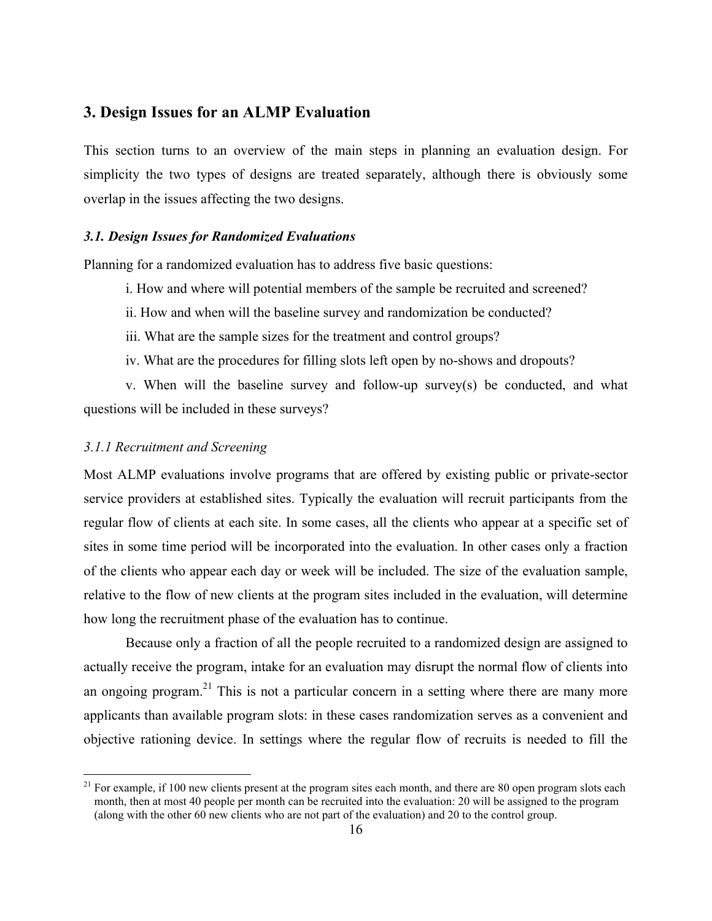## 3. Design Issues for an ALMP Evaluation

This section turns to an overview of the main steps in planning an evaluation design. For simplicity the two types of designs are treated separately, although there is obviously some overlap in the issues affecting the two designs.

### *3.1. Design Issues for Randomized Evaluations*

Planning for a randomized evaluation has to address five basic questions:

i. How and where will potential members of the sample be recruited and screened?

ii. How and when will the baseline survey and randomization be conducted?

iii. What are the sample sizes for the treatment and control groups?

iv. What are the procedures for filling slots left open by no-shows and dropouts?

v. When will the baseline survey and follow-up survey(s) be conducted, and what questions will be included in these surveys?

#### *3.1.1 Recruitment and Screening*

Most ALMP evaluations involve programs that are offered by existing public or private-sector service providers at established sites. Typically the evaluation will recruit participants from the regular flow of clients at each site. In some cases, all the clients who appear at a specific set of sites in some time period will be incorporated into the evaluation. In other cases only a fraction of the clients who appear each day or week will be included. The size of the evaluation sample, relative to the flow of new clients at the program sites included in the evaluation, will determine how long the recruitment phase of the evaluation has to continue.

Because only a fraction of all the people recruited to a randomized design are assigned to actually receive the program, intake for an evaluation may disrupt the normal flow of clients into an ongoing program.[21] This is not a particular concern in a setting where there are many more applicants than available program slots: in these cases randomization serves as a convenient and objective rationing device. In settings where the regular flow of recruits is needed to fill the

[21] For example, if 100 new clients present at the program sites each month, and there are 80 open program slots each month, then at most 40 people per month can be recruited into the evaluation: 20 will be assigned to the program (along with the other 60 new clients who are not part of the evaluation) and 20 to the control group.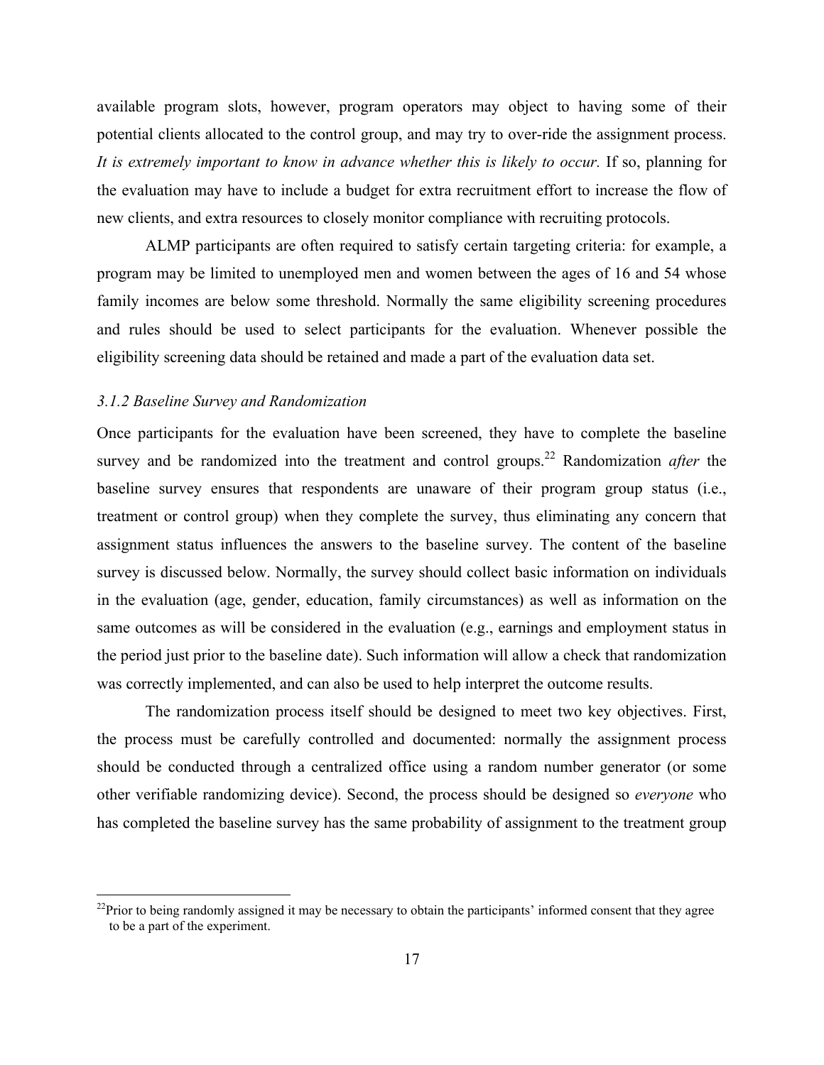available program slots, however, program operators may object to having some of their potential clients allocated to the control group, and may try to over-ride the assignment process. *It is extremely important to know in advance whether this is likely to occur.* If so, planning for the evaluation may have to include a budget for extra recruitment effort to increase the flow of new clients, and extra resources to closely monitor compliance with recruiting protocols.

ALMP participants are often required to satisfy certain targeting criteria: for example, a program may be limited to unemployed men and women between the ages of 16 and 54 whose family incomes are below some threshold. Normally the same eligibility screening procedures and rules should be used to select participants for the evaluation. Whenever possible the eligibility screening data should be retained and made a part of the evaluation data set.

### *3.1.2 Baseline Survey and Randomization*

Once participants for the evaluation have been screened, they have to complete the baseline survey and be randomized into the treatment and control groups.[22] Randomization *after* the baseline survey ensures that respondents are unaware of their program group status (i.e., treatment or control group) when they complete the survey, thus eliminating any concern that assignment status influences the answers to the baseline survey. The content of the baseline survey is discussed below. Normally, the survey should collect basic information on individuals in the evaluation (age, gender, education, family circumstances) as well as information on the same outcomes as will be considered in the evaluation (e.g., earnings and employment status in the period just prior to the baseline date). Such information will allow a check that randomization was correctly implemented, and can also be used to help interpret the outcome results.

The randomization process itself should be designed to meet two key objectives. First, the process must be carefully controlled and documented: normally the assignment process should be conducted through a centralized office using a random number generator (or some other verifiable randomizing device). Second, the process should be designed so *everyone* who has completed the baseline survey has the same probability of assignment to the treatment group

[22]Prior to being randomly assigned it may be necessary to obtain the participants' informed consent that they agree to be a part of the experiment.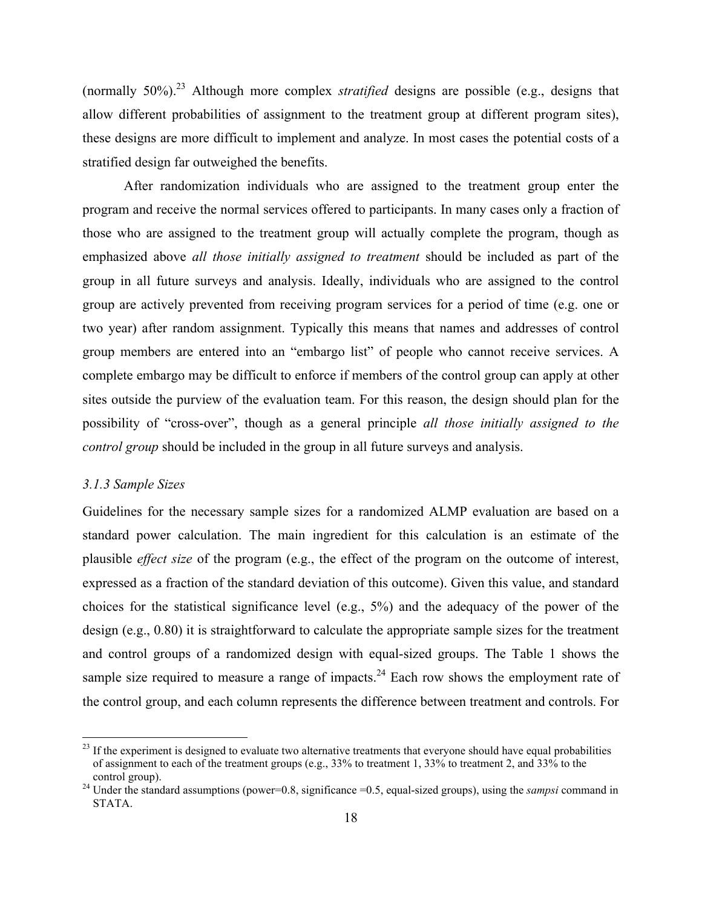(normally 50%).[23] Although more complex *stratified* designs are possible (e.g., designs that allow different probabilities of assignment to the treatment group at different program sites), these designs are more difficult to implement and analyze. In most cases the potential costs of a stratified design far outweighed the benefits.

After randomization individuals who are assigned to the treatment group enter the program and receive the normal services offered to participants. In many cases only a fraction of those who are assigned to the treatment group will actually complete the program, though as emphasized above *all those initially assigned to treatment* should be included as part of the group in all future surveys and analysis. Ideally, individuals who are assigned to the control group are actively prevented from receiving program services for a period of time (e.g. one or two year) after random assignment. Typically this means that names and addresses of control group members are entered into an "embargo list" of people who cannot receive services. A complete embargo may be difficult to enforce if members of the control group can apply at other sites outside the purview of the evaluation team. For this reason, the design should plan for the possibility of "cross-over", though as a general principle *all those initially assigned to the control group* should be included in the group in all future surveys and analysis.

### *3.1.3 Sample Sizes*

Guidelines for the necessary sample sizes for a randomized ALMP evaluation are based on a standard power calculation. The main ingredient for this calculation is an estimate of the plausible *effect size* of the program (e.g., the effect of the program on the outcome of interest, expressed as a fraction of the standard deviation of this outcome). Given this value, and standard choices for the statistical significance level (e.g., 5%) and the adequacy of the power of the design (e.g., 0.80) it is straightforward to calculate the appropriate sample sizes for the treatment and control groups of a randomized design with equal-sized groups. The Table 1 shows the sample size required to measure a range of impacts.[24] Each row shows the employment rate of the control group, and each column represents the difference between treatment and controls. For

---

[23] If the experiment is designed to evaluate two alternative treatments that everyone should have equal probabilities of assignment to each of the treatment groups (e.g., 33% to treatment 1, 33% to treatment 2, and 33% to the control group).

[24] Under the standard assumptions (power=0.8, significance =0.5, equal-sized groups), using the *sampsi* command in STATA.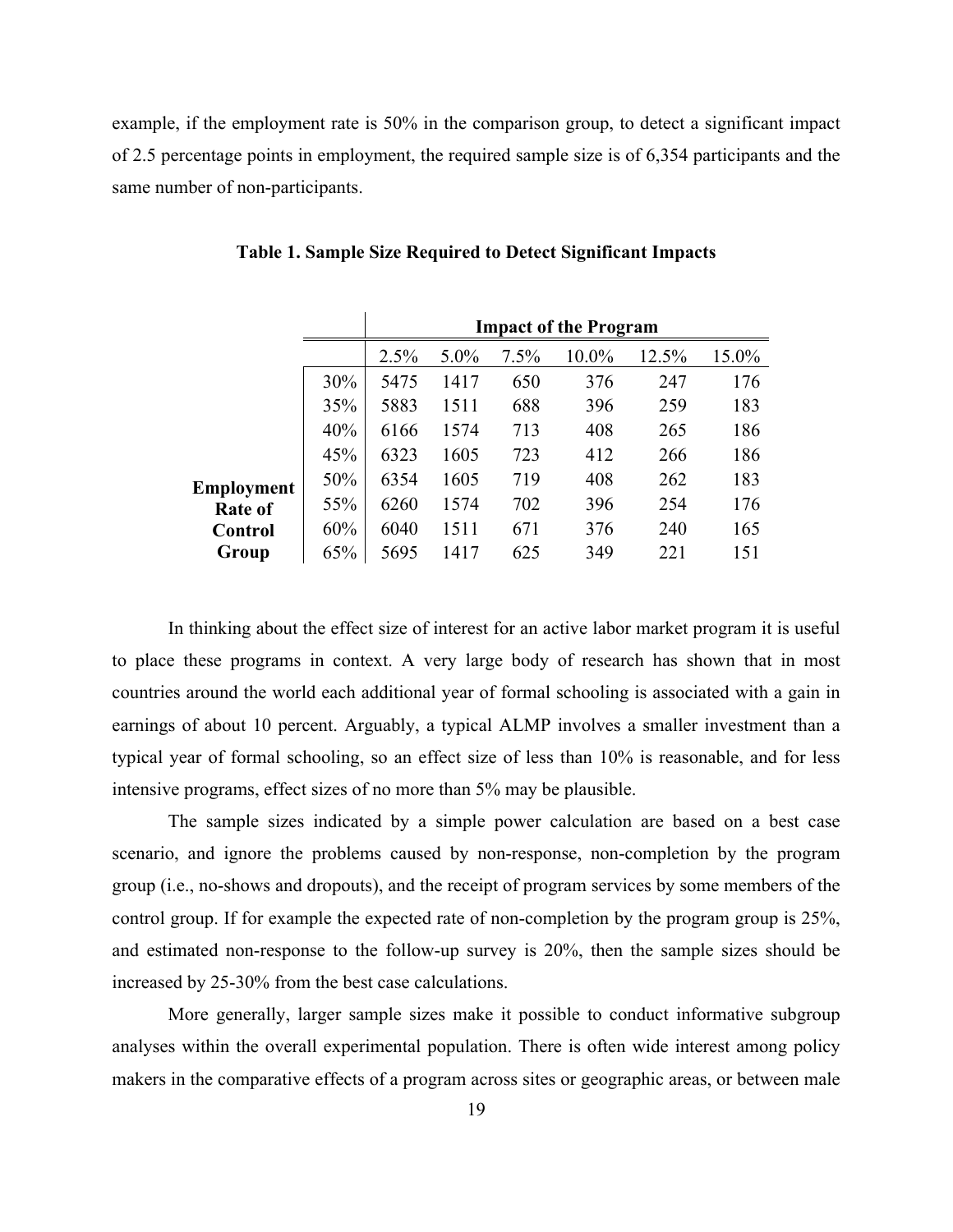example, if the employment rate is 50% in the comparison group, to detect a significant impact of 2.5 percentage points in employment, the required sample size is of 6,354 participants and the same number of non-participants.

**Table 1. Sample Size Required to Detect Significant Impacts**

| | | Impact of the Program | | | | | |
|---|---|---|---|---|---|---|---|
| | | 2.5% | 5.0% | 7.5% | 10.0% | 12.5% | 15.0% |
| **Employment Rate of Control Group** | 30% | 5475 | 1417 | 650 | 376 | 247 | 176 |
| | 35% | 5883 | 1511 | 688 | 396 | 259 | 183 |
| | 40% | 6166 | 1574 | 713 | 408 | 265 | 186 |
| | 45% | 6323 | 1605 | 723 | 412 | 266 | 186 |
| | 50% | 6354 | 1605 | 719 | 408 | 262 | 183 |
| | 55% | 6260 | 1574 | 702 | 396 | 254 | 176 |
| | 60% | 6040 | 1511 | 671 | 376 | 240 | 165 |
| | 65% | 5695 | 1417 | 625 | 349 | 221 | 151 |

In thinking about the effect size of interest for an active labor market program it is useful to place these programs in context. A very large body of research has shown that in most countries around the world each additional year of formal schooling is associated with a gain in earnings of about 10 percent. Arguably, a typical ALMP involves a smaller investment than a typical year of formal schooling, so an effect size of less than 10% is reasonable, and for less intensive programs, effect sizes of no more than 5% may be plausible.

The sample sizes indicated by a simple power calculation are based on a best case scenario, and ignore the problems caused by non-response, non-completion by the program group (i.e., no-shows and dropouts), and the receipt of program services by some members of the control group. If for example the expected rate of non-completion by the program group is 25%, and estimated non-response to the follow-up survey is 20%, then the sample sizes should be increased by 25-30% from the best case calculations.

More generally, larger sample sizes make it possible to conduct informative subgroup analyses within the overall experimental population. There is often wide interest among policy makers in the comparative effects of a program across sites or geographic areas, or between male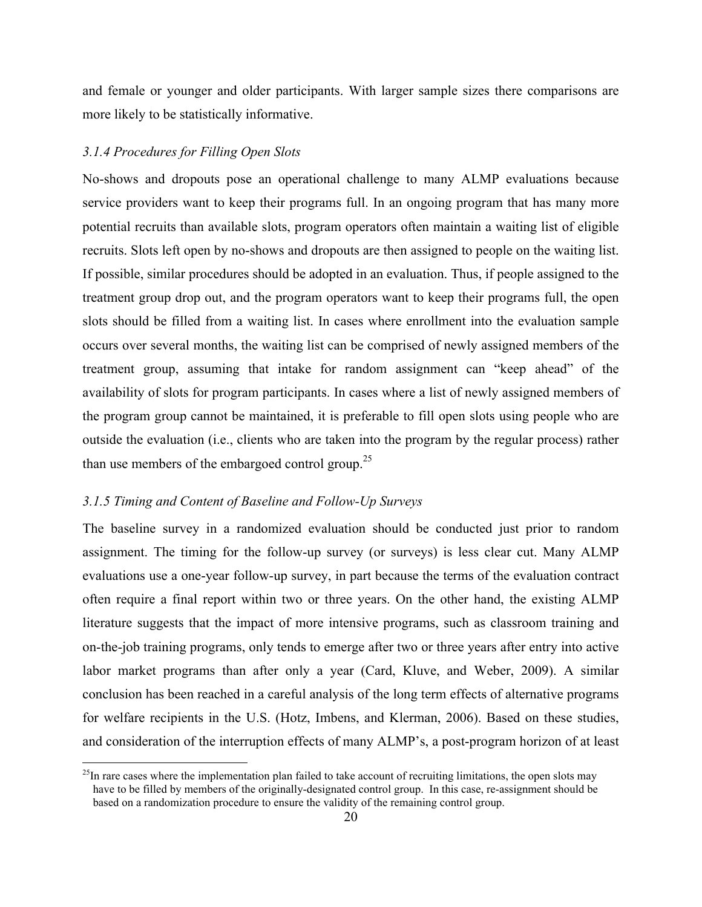and female or younger and older participants. With larger sample sizes there comparisons are more likely to be statistically informative.

### *3.1.4 Procedures for Filling Open Slots*

No-shows and dropouts pose an operational challenge to many ALMP evaluations because service providers want to keep their programs full. In an ongoing program that has many more potential recruits than available slots, program operators often maintain a waiting list of eligible recruits. Slots left open by no-shows and dropouts are then assigned to people on the waiting list. If possible, similar procedures should be adopted in an evaluation. Thus, if people assigned to the treatment group drop out, and the program operators want to keep their programs full, the open slots should be filled from a waiting list. In cases where enrollment into the evaluation sample occurs over several months, the waiting list can be comprised of newly assigned members of the treatment group, assuming that intake for random assignment can "keep ahead" of the availability of slots for program participants. In cases where a list of newly assigned members of the program group cannot be maintained, it is preferable to fill open slots using people who are outside the evaluation (i.e., clients who are taken into the program by the regular process) rather than use members of the embargoed control group.[25]

### *3.1.5 Timing and Content of Baseline and Follow-Up Surveys*

The baseline survey in a randomized evaluation should be conducted just prior to random assignment. The timing for the follow-up survey (or surveys) is less clear cut. Many ALMP evaluations use a one-year follow-up survey, in part because the terms of the evaluation contract often require a final report within two or three years. On the other hand, the existing ALMP literature suggests that the impact of more intensive programs, such as classroom training and on-the-job training programs, only tends to emerge after two or three years after entry into active labor market programs than after only a year (Card, Kluve, and Weber, 2009). A similar conclusion has been reached in a careful analysis of the long term effects of alternative programs for welfare recipients in the U.S. (Hotz, Imbens, and Klerman, 2006). Based on these studies, and consideration of the interruption effects of many ALMP's, a post-program horizon of at least

[25] In rare cases where the implementation plan failed to take account of recruiting limitations, the open slots may have to be filled by members of the originally-designated control group. In this case, re-assignment should be based on a randomization procedure to ensure the validity of the remaining control group.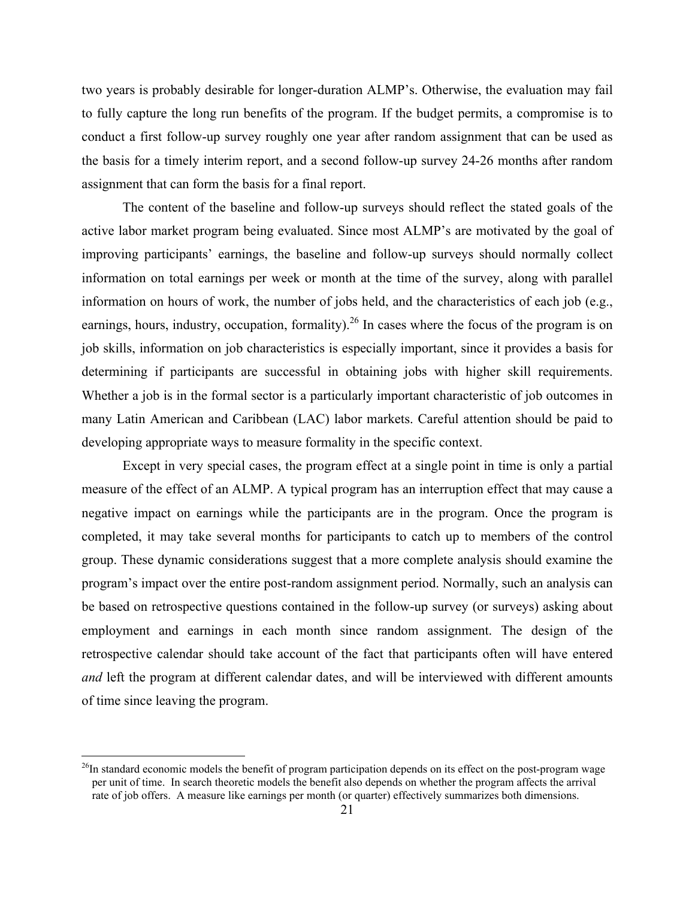two years is probably desirable for longer-duration ALMP's. Otherwise, the evaluation may fail to fully capture the long run benefits of the program. If the budget permits, a compromise is to conduct a first follow-up survey roughly one year after random assignment that can be used as the basis for a timely interim report, and a second follow-up survey 24-26 months after random assignment that can form the basis for a final report.

The content of the baseline and follow-up surveys should reflect the stated goals of the active labor market program being evaluated. Since most ALMP's are motivated by the goal of improving participants' earnings, the baseline and follow-up surveys should normally collect information on total earnings per week or month at the time of the survey, along with parallel information on hours of work, the number of jobs held, and the characteristics of each job (e.g., earnings, hours, industry, occupation, formality).[26] In cases where the focus of the program is on job skills, information on job characteristics is especially important, since it provides a basis for determining if participants are successful in obtaining jobs with higher skill requirements. Whether a job is in the formal sector is a particularly important characteristic of job outcomes in many Latin American and Caribbean (LAC) labor markets. Careful attention should be paid to developing appropriate ways to measure formality in the specific context.

Except in very special cases, the program effect at a single point in time is only a partial measure of the effect of an ALMP. A typical program has an interruption effect that may cause a negative impact on earnings while the participants are in the program. Once the program is completed, it may take several months for participants to catch up to members of the control group. These dynamic considerations suggest that a more complete analysis should examine the program's impact over the entire post-random assignment period. Normally, such an analysis can be based on retrospective questions contained in the follow-up survey (or surveys) asking about employment and earnings in each month since random assignment. The design of the retrospective calendar should take account of the fact that participants often will have entered *and* left the program at different calendar dates, and will be interviewed with different amounts of time since leaving the program.

---

[26] In standard economic models the benefit of program participation depends on its effect on the post-program wage per unit of time. In search theoretic models the benefit also depends on whether the program affects the arrival rate of job offers. A measure like earnings per month (or quarter) effectively summarizes both dimensions.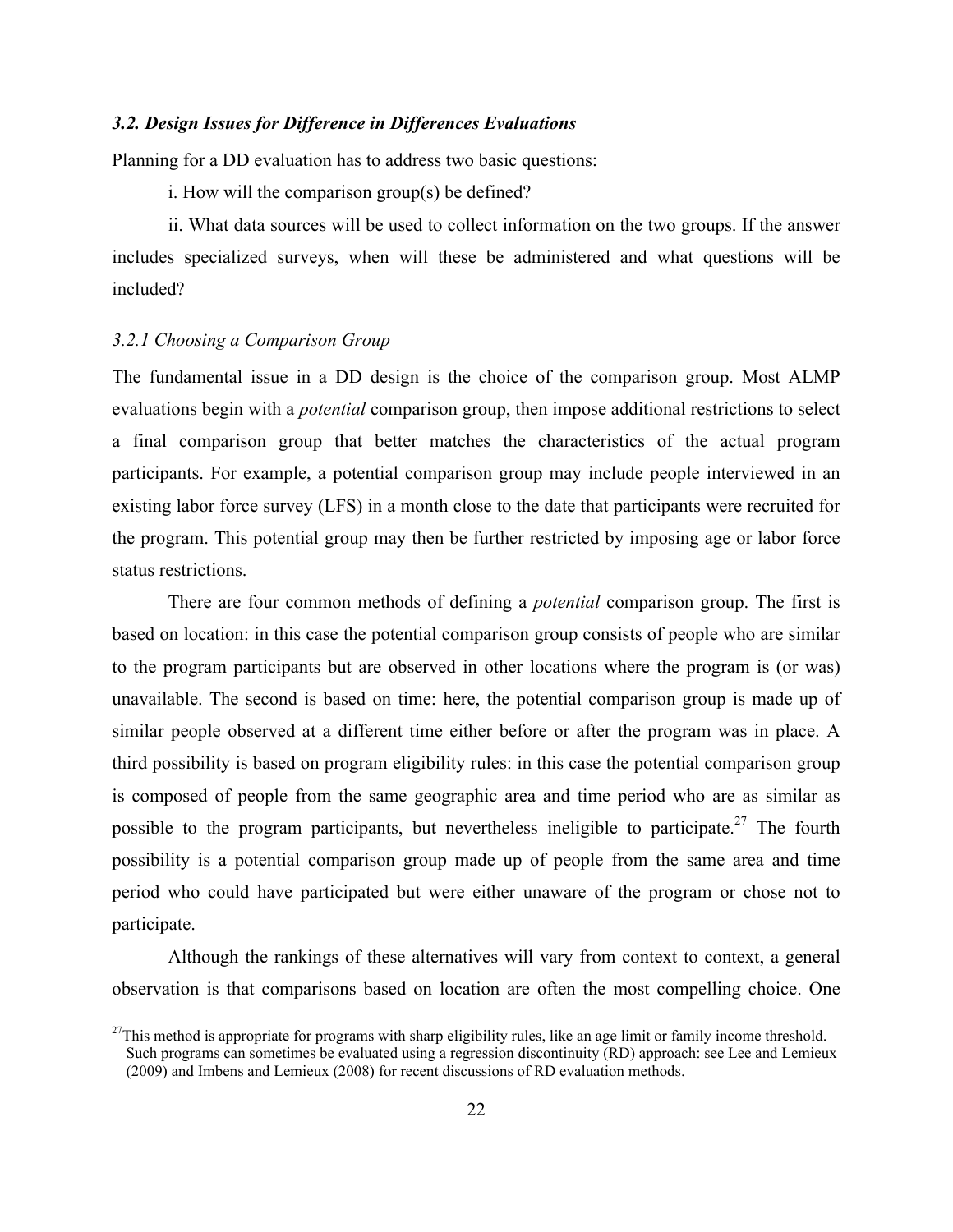### *3.2. Design Issues for Difference in Differences Evaluations*

Planning for a DD evaluation has to address two basic questions:

i. How will the comparison group(s) be defined?

ii. What data sources will be used to collect information on the two groups. If the answer includes specialized surveys, when will these be administered and what questions will be included?

#### *3.2.1 Choosing a Comparison Group*

The fundamental issue in a DD design is the choice of the comparison group. Most ALMP evaluations begin with a *potential* comparison group, then impose additional restrictions to select a final comparison group that better matches the characteristics of the actual program participants. For example, a potential comparison group may include people interviewed in an existing labor force survey (LFS) in a month close to the date that participants were recruited for the program. This potential group may then be further restricted by imposing age or labor force status restrictions.

There are four common methods of defining a *potential* comparison group. The first is based on location: in this case the potential comparison group consists of people who are similar to the program participants but are observed in other locations where the program is (or was) unavailable. The second is based on time: here, the potential comparison group is made up of similar people observed at a different time either before or after the program was in place. A third possibility is based on program eligibility rules: in this case the potential comparison group is composed of people from the same geographic area and time period who are as similar as possible to the program participants, but nevertheless ineligible to participate.[27] The fourth possibility is a potential comparison group made up of people from the same area and time period who could have participated but were either unaware of the program or chose not to participate.

Although the rankings of these alternatives will vary from context to context, a general observation is that comparisons based on location are often the most compelling choice. One

[27] This method is appropriate for programs with sharp eligibility rules, like an age limit or family income threshold. Such programs can sometimes be evaluated using a regression discontinuity (RD) approach: see Lee and Lemieux (2009) and Imbens and Lemieux (2008) for recent discussions of RD evaluation methods.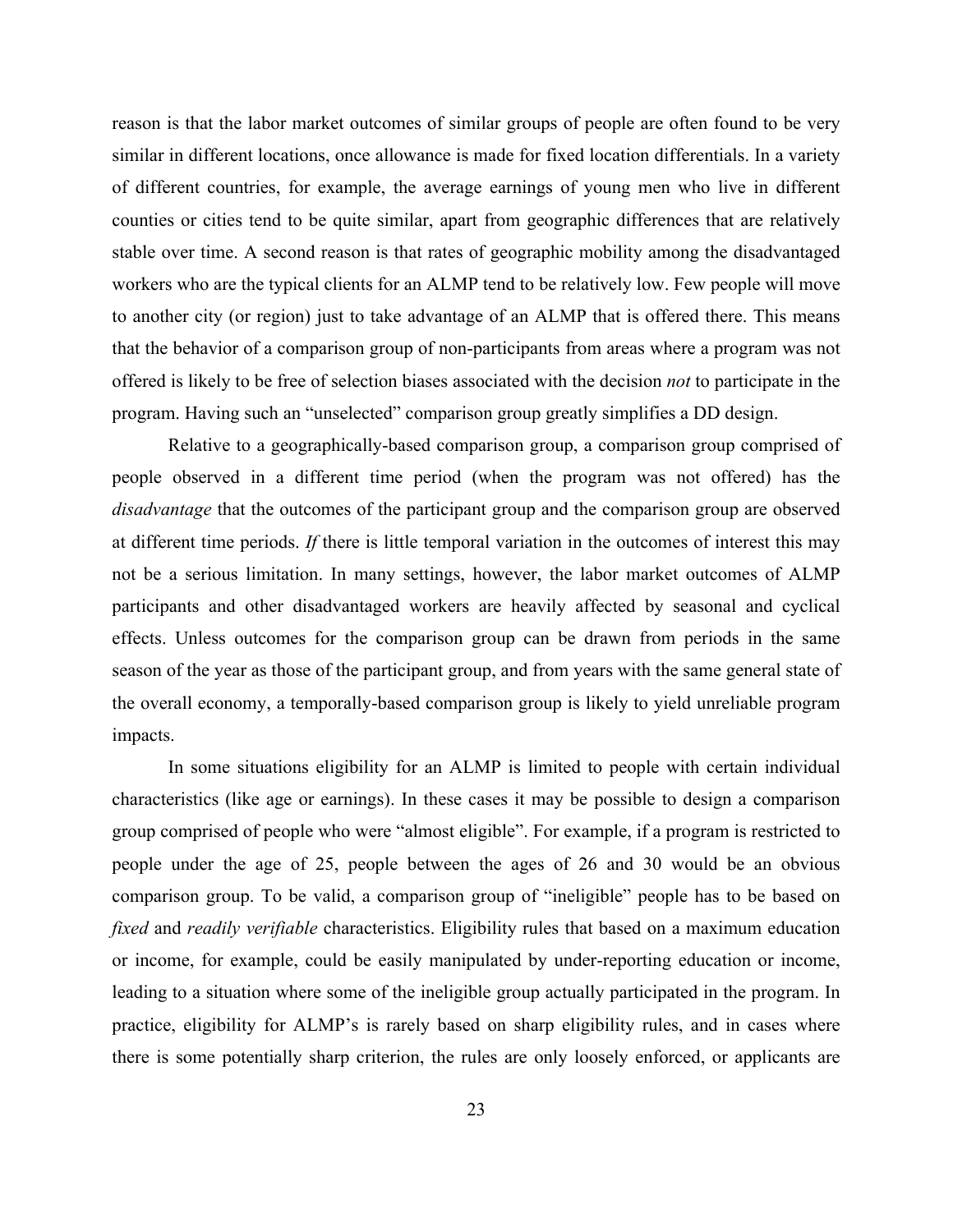reason is that the labor market outcomes of similar groups of people are often found to be very similar in different locations, once allowance is made for fixed location differentials. In a variety of different countries, for example, the average earnings of young men who live in different counties or cities tend to be quite similar, apart from geographic differences that are relatively stable over time. A second reason is that rates of geographic mobility among the disadvantaged workers who are the typical clients for an ALMP tend to be relatively low. Few people will move to another city (or region) just to take advantage of an ALMP that is offered there. This means that the behavior of a comparison group of non-participants from areas where a program was not offered is likely to be free of selection biases associated with the decision *not* to participate in the program. Having such an "unselected" comparison group greatly simplifies a DD design.

Relative to a geographically-based comparison group, a comparison group comprised of people observed in a different time period (when the program was not offered) has the *disadvantage* that the outcomes of the participant group and the comparison group are observed at different time periods. *If* there is little temporal variation in the outcomes of interest this may not be a serious limitation. In many settings, however, the labor market outcomes of ALMP participants and other disadvantaged workers are heavily affected by seasonal and cyclical effects. Unless outcomes for the comparison group can be drawn from periods in the same season of the year as those of the participant group, and from years with the same general state of the overall economy, a temporally-based comparison group is likely to yield unreliable program impacts.

In some situations eligibility for an ALMP is limited to people with certain individual characteristics (like age or earnings). In these cases it may be possible to design a comparison group comprised of people who were "almost eligible". For example, if a program is restricted to people under the age of 25, people between the ages of 26 and 30 would be an obvious comparison group. To be valid, a comparison group of "ineligible" people has to be based on *fixed* and *readily verifiable* characteristics. Eligibility rules that based on a maximum education or income, for example, could be easily manipulated by under-reporting education or income, leading to a situation where some of the ineligible group actually participated in the program. In practice, eligibility for ALMP's is rarely based on sharp eligibility rules, and in cases where there is some potentially sharp criterion, the rules are only loosely enforced, or applicants are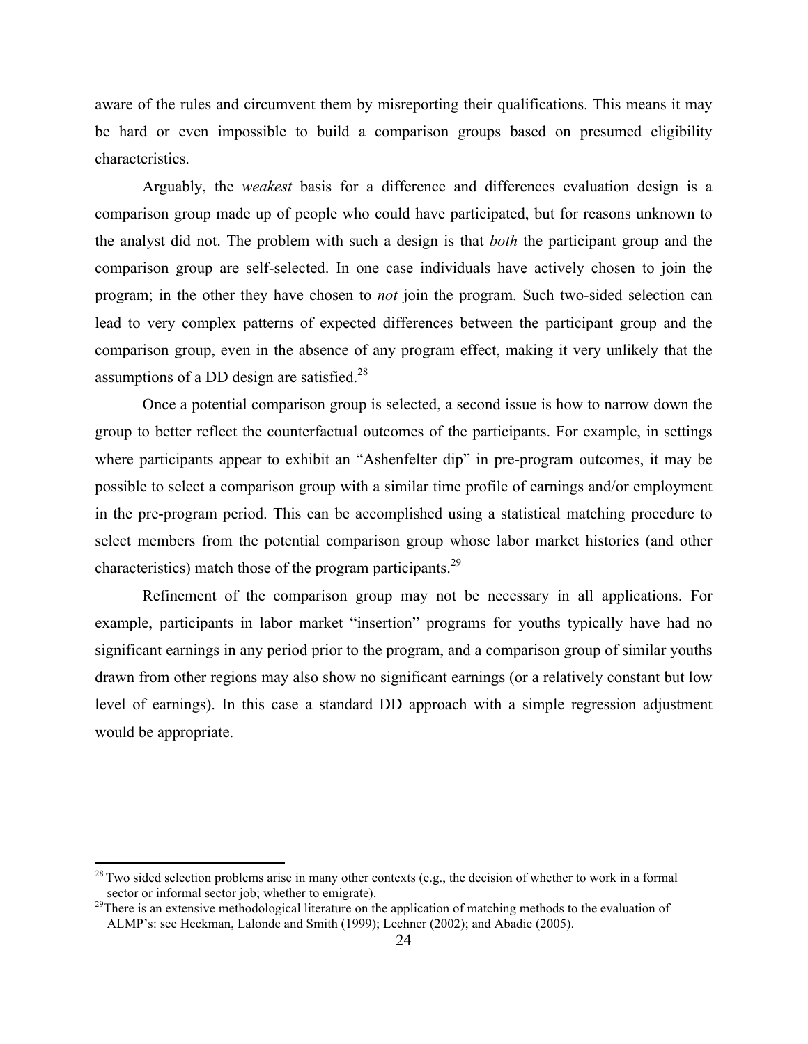aware of the rules and circumvent them by misreporting their qualifications. This means it may be hard or even impossible to build a comparison groups based on presumed eligibility characteristics.

Arguably, the *weakest* basis for a difference and differences evaluation design is a comparison group made up of people who could have participated, but for reasons unknown to the analyst did not. The problem with such a design is that *both* the participant group and the comparison group are self-selected. In one case individuals have actively chosen to join the program; in the other they have chosen to *not* join the program. Such two-sided selection can lead to very complex patterns of expected differences between the participant group and the comparison group, even in the absence of any program effect, making it very unlikely that the assumptions of a DD design are satisfied.[28]

Once a potential comparison group is selected, a second issue is how to narrow down the group to better reflect the counterfactual outcomes of the participants. For example, in settings where participants appear to exhibit an "Ashenfelter dip" in pre-program outcomes, it may be possible to select a comparison group with a similar time profile of earnings and/or employment in the pre-program period. This can be accomplished using a statistical matching procedure to select members from the potential comparison group whose labor market histories (and other characteristics) match those of the program participants.[29]

Refinement of the comparison group may not be necessary in all applications. For example, participants in labor market "insertion" programs for youths typically have had no significant earnings in any period prior to the program, and a comparison group of similar youths drawn from other regions may also show no significant earnings (or a relatively constant but low level of earnings). In this case a standard DD approach with a simple regression adjustment would be appropriate.

---

[28] Two sided selection problems arise in many other contexts (e.g., the decision of whether to work in a formal sector or informal sector job; whether to emigrate).

[29] There is an extensive methodological literature on the application of matching methods to the evaluation of ALMP's: see Heckman, Lalonde and Smith (1999); Lechner (2002); and Abadie (2005).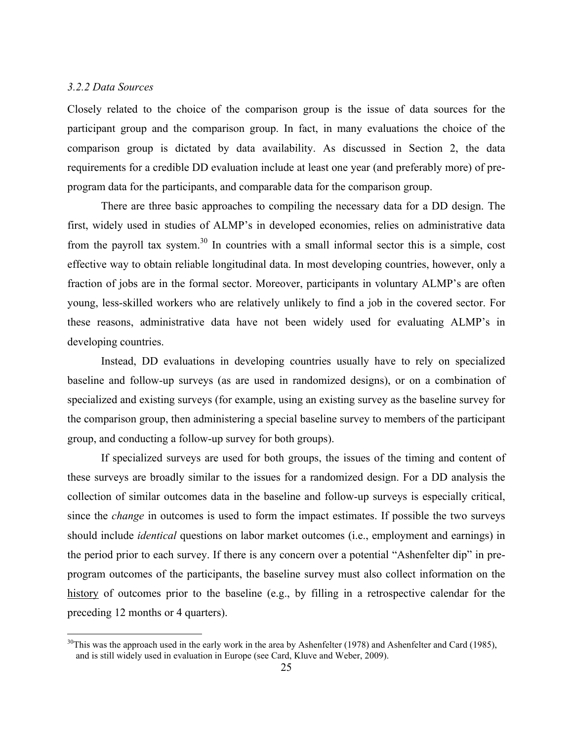### *3.2.2 Data Sources*

Closely related to the choice of the comparison group is the issue of data sources for the participant group and the comparison group. In fact, in many evaluations the choice of the comparison group is dictated by data availability. As discussed in Section 2, the data requirements for a credible DD evaluation include at least one year (and preferably more) of pre-program data for the participants, and comparable data for the comparison group.

There are three basic approaches to compiling the necessary data for a DD design. The first, widely used in studies of ALMP's in developed economies, relies on administrative data from the payroll tax system.[30] In countries with a small informal sector this is a simple, cost effective way to obtain reliable longitudinal data. In most developing countries, however, only a fraction of jobs are in the formal sector. Moreover, participants in voluntary ALMP's are often young, less-skilled workers who are relatively unlikely to find a job in the covered sector. For these reasons, administrative data have not been widely used for evaluating ALMP's in developing countries.

Instead, DD evaluations in developing countries usually have to rely on specialized baseline and follow-up surveys (as are used in randomized designs), or on a combination of specialized and existing surveys (for example, using an existing survey as the baseline survey for the comparison group, then administering a special baseline survey to members of the participant group, and conducting a follow-up survey for both groups).

If specialized surveys are used for both groups, the issues of the timing and content of these surveys are broadly similar to the issues for a randomized design. For a DD analysis the collection of similar outcomes data in the baseline and follow-up surveys is especially critical, since the *change* in outcomes is used to form the impact estimates. If possible the two surveys should include *identical* questions on labor market outcomes (i.e., employment and earnings) in the period prior to each survey. If there is any concern over a potential "Ashenfelter dip" in pre-program outcomes of the participants, the baseline survey must also collect information on the <u>history</u> of outcomes prior to the baseline (e.g., by filling in a retrospective calendar for the preceding 12 months or 4 quarters).

---

[30] This was the approach used in the early work in the area by Ashenfelter (1978) and Ashenfelter and Card (1985), and is still widely used in evaluation in Europe (see Card, Kluve and Weber, 2009).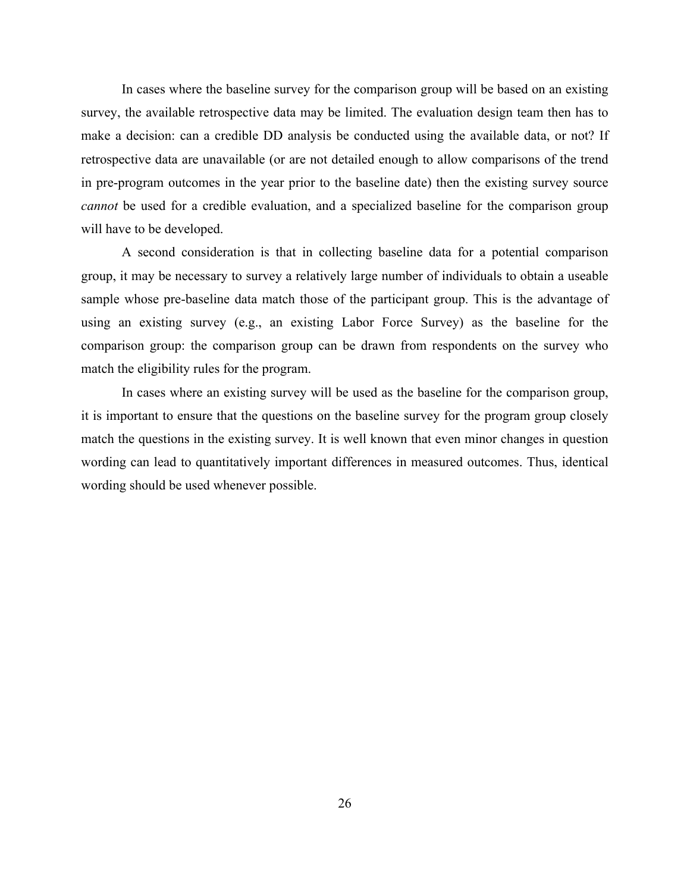In cases where the baseline survey for the comparison group will be based on an existing survey, the available retrospective data may be limited. The evaluation design team then has to make a decision: can a credible DD analysis be conducted using the available data, or not? If retrospective data are unavailable (or are not detailed enough to allow comparisons of the trend in pre-program outcomes in the year prior to the baseline date) then the existing survey source *cannot* be used for a credible evaluation, and a specialized baseline for the comparison group will have to be developed.

A second consideration is that in collecting baseline data for a potential comparison group, it may be necessary to survey a relatively large number of individuals to obtain a useable sample whose pre-baseline data match those of the participant group. This is the advantage of using an existing survey (e.g., an existing Labor Force Survey) as the baseline for the comparison group: the comparison group can be drawn from respondents on the survey who match the eligibility rules for the program.

In cases where an existing survey will be used as the baseline for the comparison group, it is important to ensure that the questions on the baseline survey for the program group closely match the questions in the existing survey. It is well known that even minor changes in question wording can lead to quantitatively important differences in measured outcomes. Thus, identical wording should be used whenever possible.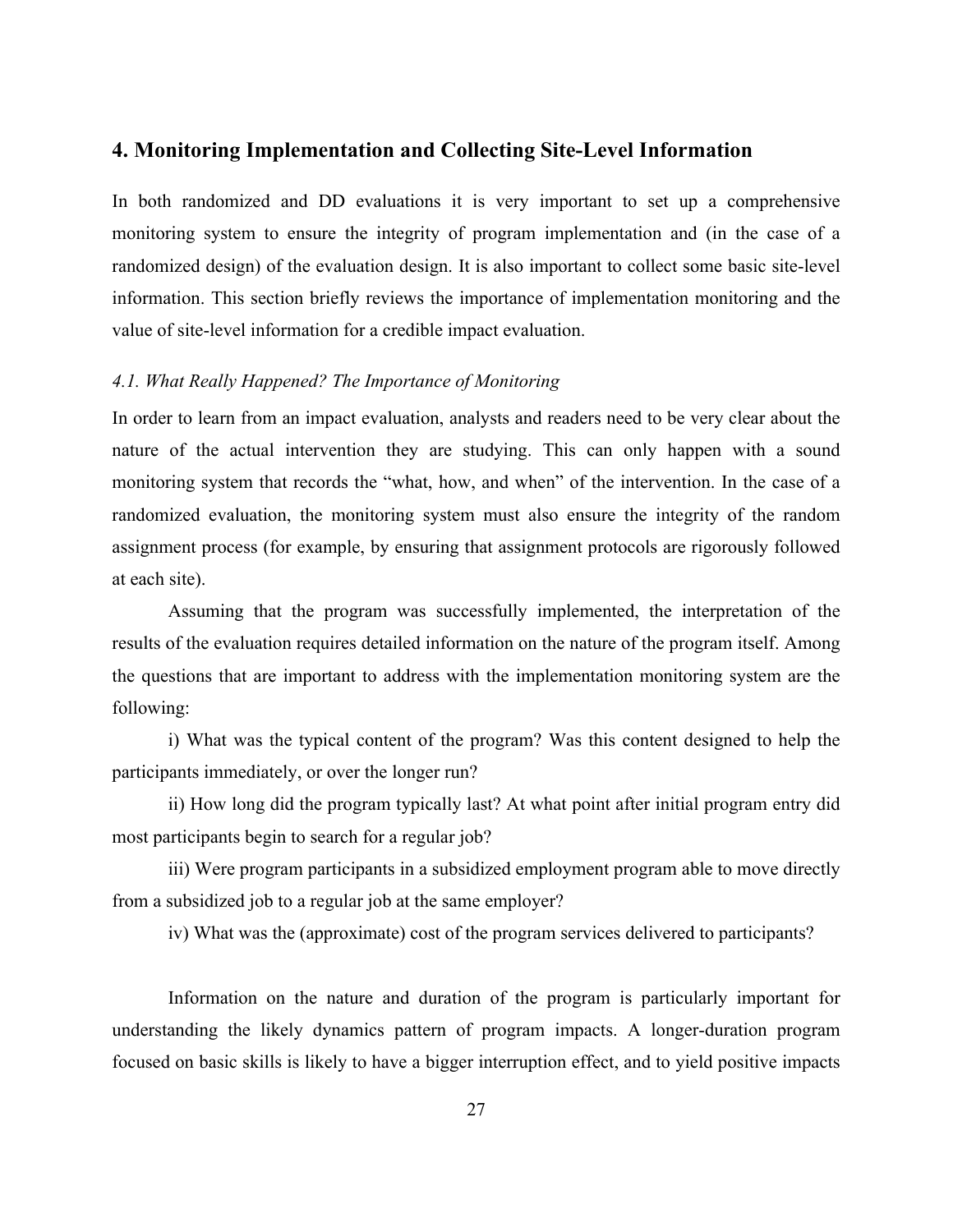## 4. Monitoring Implementation and Collecting Site-Level Information

In both randomized and DD evaluations it is very important to set up a comprehensive monitoring system to ensure the integrity of program implementation and (in the case of a randomized design) of the evaluation design. It is also important to collect some basic site-level information. This section briefly reviews the importance of implementation monitoring and the value of site-level information for a credible impact evaluation.

### *4.1. What Really Happened? The Importance of Monitoring*

In order to learn from an impact evaluation, analysts and readers need to be very clear about the nature of the actual intervention they are studying. This can only happen with a sound monitoring system that records the "what, how, and when" of the intervention. In the case of a randomized evaluation, the monitoring system must also ensure the integrity of the random assignment process (for example, by ensuring that assignment protocols are rigorously followed at each site).

Assuming that the program was successfully implemented, the interpretation of the results of the evaluation requires detailed information on the nature of the program itself. Among the questions that are important to address with the implementation monitoring system are the following:

i) What was the typical content of the program? Was this content designed to help the participants immediately, or over the longer run?

ii) How long did the program typically last? At what point after initial program entry did most participants begin to search for a regular job?

iii) Were program participants in a subsidized employment program able to move directly from a subsidized job to a regular job at the same employer?

iv) What was the (approximate) cost of the program services delivered to participants?

Information on the nature and duration of the program is particularly important for understanding the likely dynamics pattern of program impacts. A longer-duration program focused on basic skills is likely to have a bigger interruption effect, and to yield positive impacts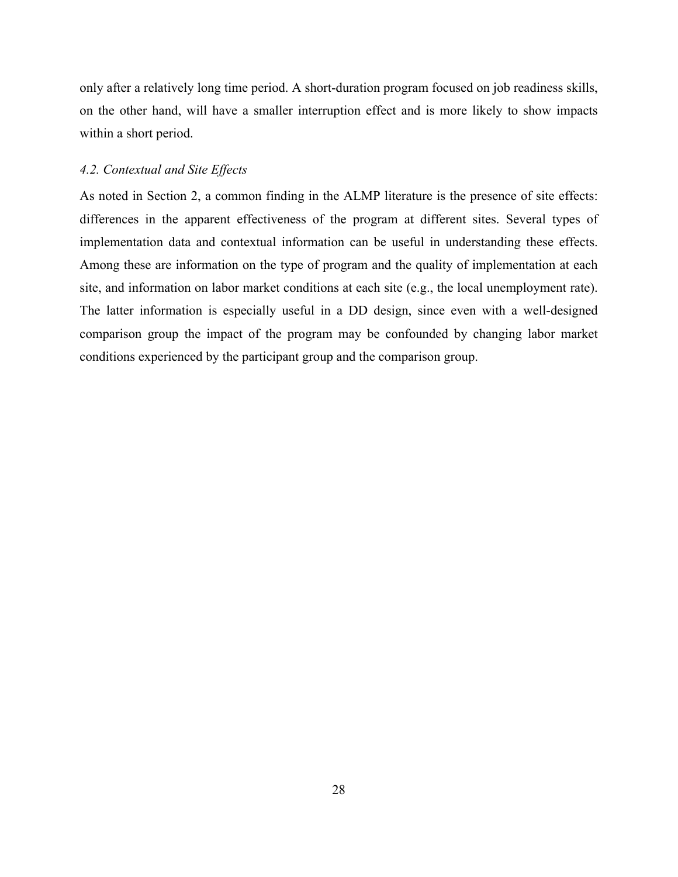only after a relatively long time period. A short-duration program focused on job readiness skills, on the other hand, will have a smaller interruption effect and is more likely to show impacts within a short period.

### *4.2. Contextual and Site Effects*

As noted in Section 2, a common finding in the ALMP literature is the presence of site effects: differences in the apparent effectiveness of the program at different sites. Several types of implementation data and contextual information can be useful in understanding these effects. Among these are information on the type of program and the quality of implementation at each site, and information on labor market conditions at each site (e.g., the local unemployment rate). The latter information is especially useful in a DD design, since even with a well-designed comparison group the impact of the program may be confounded by changing labor market conditions experienced by the participant group and the comparison group.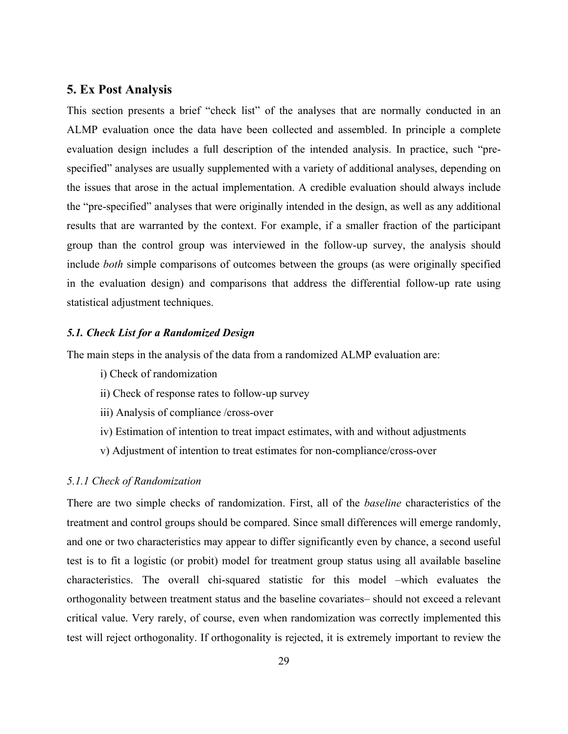## 5. Ex Post Analysis

This section presents a brief "check list" of the analyses that are normally conducted in an ALMP evaluation once the data have been collected and assembled. In principle a complete evaluation design includes a full description of the intended analysis. In practice, such "pre-specified" analyses are usually supplemented with a variety of additional analyses, depending on the issues that arose in the actual implementation. A credible evaluation should always include the "pre-specified" analyses that were originally intended in the design, as well as any additional results that are warranted by the context. For example, if a smaller fraction of the participant group than the control group was interviewed in the follow-up survey, the analysis should include *both* simple comparisons of outcomes between the groups (as were originally specified in the evaluation design) and comparisons that address the differential follow-up rate using statistical adjustment techniques.

### *5.1. Check List for a Randomized Design*

The main steps in the analysis of the data from a randomized ALMP evaluation are:

i) Check of randomization

ii) Check of response rates to follow-up survey

iii) Analysis of compliance /cross-over

iv) Estimation of intention to treat impact estimates, with and without adjustments

v) Adjustment of intention to treat estimates for non-compliance/cross-over

#### *5.1.1 Check of Randomization*

There are two simple checks of randomization. First, all of the *baseline* characteristics of the treatment and control groups should be compared. Since small differences will emerge randomly, and one or two characteristics may appear to differ significantly even by chance, a second useful test is to fit a logistic (or probit) model for treatment group status using all available baseline characteristics. The overall chi-squared statistic for this model –which evaluates the orthogonality between treatment status and the baseline covariates– should not exceed a relevant critical value. Very rarely, of course, even when randomization was correctly implemented this test will reject orthogonality. If orthogonality is rejected, it is extremely important to review the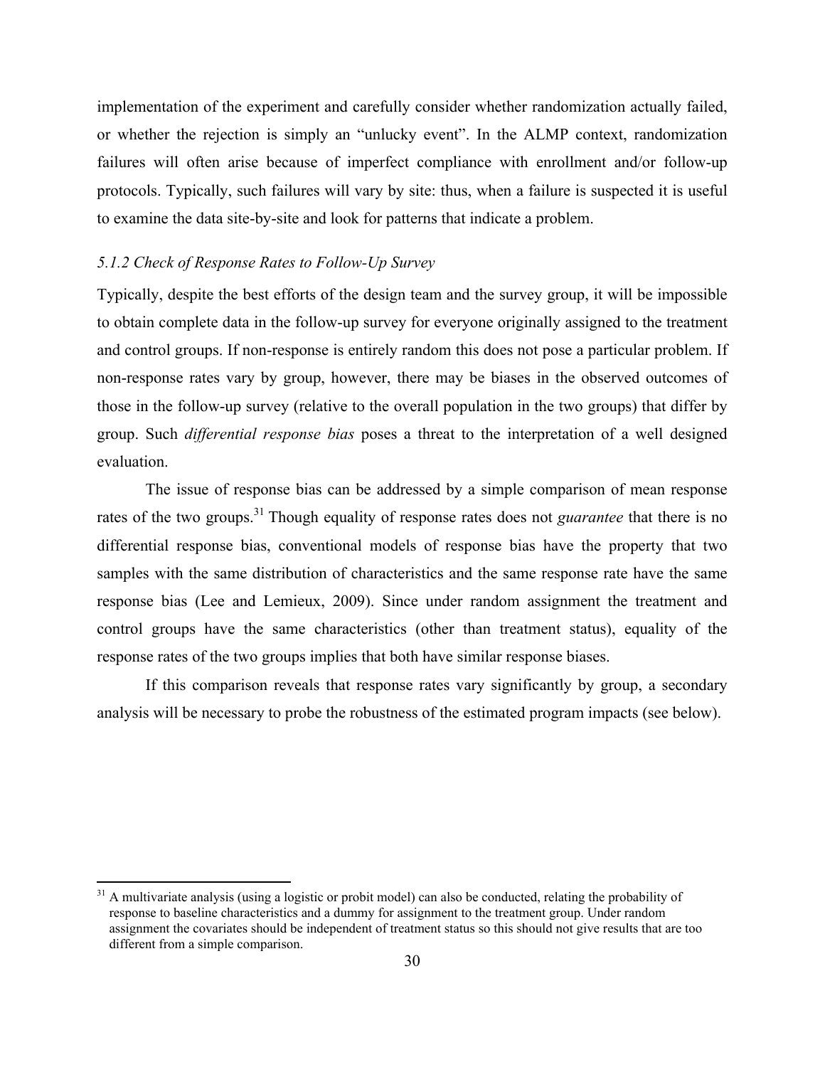implementation of the experiment and carefully consider whether randomization actually failed, or whether the rejection is simply an "unlucky event". In the ALMP context, randomization failures will often arise because of imperfect compliance with enrollment and/or follow-up protocols. Typically, such failures will vary by site: thus, when a failure is suspected it is useful to examine the data site-by-site and look for patterns that indicate a problem.

### *5.1.2 Check of Response Rates to Follow-Up Survey*

Typically, despite the best efforts of the design team and the survey group, it will be impossible to obtain complete data in the follow-up survey for everyone originally assigned to the treatment and control groups. If non-response is entirely random this does not pose a particular problem. If non-response rates vary by group, however, there may be biases in the observed outcomes of those in the follow-up survey (relative to the overall population in the two groups) that differ by group. Such *differential response bias* poses a threat to the interpretation of a well designed evaluation.

The issue of response bias can be addressed by a simple comparison of mean response rates of the two groups.[31] Though equality of response rates does not *guarantee* that there is no differential response bias, conventional models of response bias have the property that two samples with the same distribution of characteristics and the same response rate have the same response bias (Lee and Lemieux, 2009). Since under random assignment the treatment and control groups have the same characteristics (other than treatment status), equality of the response rates of the two groups implies that both have similar response biases.

If this comparison reveals that response rates vary significantly by group, a secondary analysis will be necessary to probe the robustness of the estimated program impacts (see below).

---

[31] A multivariate analysis (using a logistic or probit model) can also be conducted, relating the probability of response to baseline characteristics and a dummy for assignment to the treatment group. Under random assignment the covariates should be independent of treatment status so this should not give results that are too different from a simple comparison.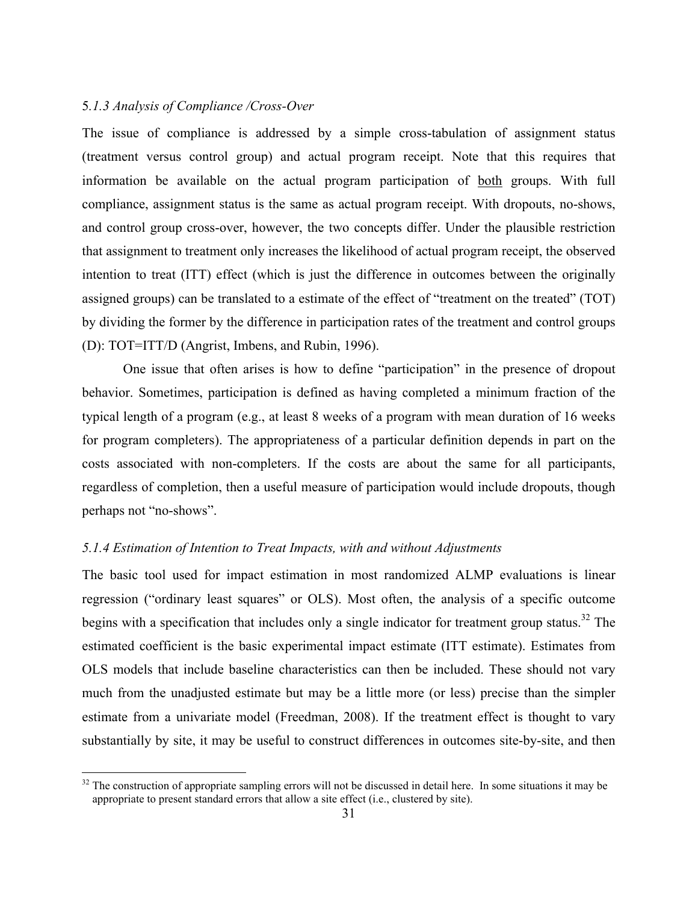### *5.1.3 Analysis of Compliance /Cross-Over*

The issue of compliance is addressed by a simple cross-tabulation of assignment status (treatment versus control group) and actual program receipt. Note that this requires that information be available on the actual program participation of both groups. With full compliance, assignment status is the same as actual program receipt. With dropouts, no-shows, and control group cross-over, however, the two concepts differ. Under the plausible restriction that assignment to treatment only increases the likelihood of actual program receipt, the observed intention to treat (ITT) effect (which is just the difference in outcomes between the originally assigned groups) can be translated to a estimate of the effect of "treatment on the treated" (TOT) by dividing the former by the difference in participation rates of the treatment and control groups (D): TOT=ITT/D (Angrist, Imbens, and Rubin, 1996).

One issue that often arises is how to define "participation" in the presence of dropout behavior. Sometimes, participation is defined as having completed a minimum fraction of the typical length of a program (e.g., at least 8 weeks of a program with mean duration of 16 weeks for program completers). The appropriateness of a particular definition depends in part on the costs associated with non-completers. If the costs are about the same for all participants, regardless of completion, then a useful measure of participation would include dropouts, though perhaps not "no-shows".

### *5.1.4 Estimation of Intention to Treat Impacts, with and without Adjustments*

The basic tool used for impact estimation in most randomized ALMP evaluations is linear regression ("ordinary least squares" or OLS). Most often, the analysis of a specific outcome begins with a specification that includes only a single indicator for treatment group status.[32] The estimated coefficient is the basic experimental impact estimate (ITT estimate). Estimates from OLS models that include baseline characteristics can then be included. These should not vary much from the unadjusted estimate but may be a little more (or less) precise than the simpler estimate from a univariate model (Freedman, 2008). If the treatment effect is thought to vary substantially by site, it may be useful to construct differences in outcomes site-by-site, and then

[32] The construction of appropriate sampling errors will not be discussed in detail here. In some situations it may be appropriate to present standard errors that allow a site effect (i.e., clustered by site).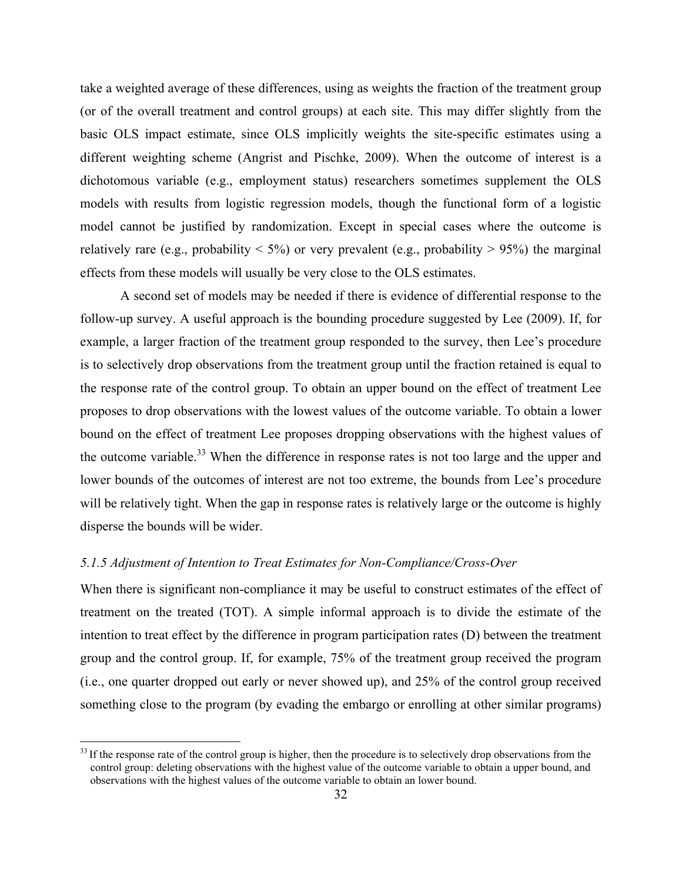take a weighted average of these differences, using as weights the fraction of the treatment group (or of the overall treatment and control groups) at each site. This may differ slightly from the basic OLS impact estimate, since OLS implicitly weights the site-specific estimates using a different weighting scheme (Angrist and Pischke, 2009). When the outcome of interest is a dichotomous variable (e.g., employment status) researchers sometimes supplement the OLS models with results from logistic regression models, though the functional form of a logistic model cannot be justified by randomization. Except in special cases where the outcome is relatively rare (e.g., probability < 5%) or very prevalent (e.g., probability > 95%) the marginal effects from these models will usually be very close to the OLS estimates.

A second set of models may be needed if there is evidence of differential response to the follow-up survey. A useful approach is the bounding procedure suggested by Lee (2009). If, for example, a larger fraction of the treatment group responded to the survey, then Lee's procedure is to selectively drop observations from the treatment group until the fraction retained is equal to the response rate of the control group. To obtain an upper bound on the effect of treatment Lee proposes to drop observations with the lowest values of the outcome variable. To obtain a lower bound on the effect of treatment Lee proposes dropping observations with the highest values of the outcome variable.[33] When the difference in response rates is not too large and the upper and lower bounds of the outcomes of interest are not too extreme, the bounds from Lee's procedure will be relatively tight. When the gap in response rates is relatively large or the outcome is highly disperse the bounds will be wider.

### *5.1.5 Adjustment of Intention to Treat Estimates for Non-Compliance/Cross-Over*

When there is significant non-compliance it may be useful to construct estimates of the effect of treatment on the treated (TOT). A simple informal approach is to divide the estimate of the intention to treat effect by the difference in program participation rates (D) between the treatment group and the control group. If, for example, 75% of the treatment group received the program (i.e., one quarter dropped out early or never showed up), and 25% of the control group received something close to the program (by evading the embargo or enrolling at other similar programs)

---

[33] If the response rate of the control group is higher, then the procedure is to selectively drop observations from the control group: deleting observations with the highest value of the outcome variable to obtain a upper bound, and observations with the highest values of the outcome variable to obtain an lower bound.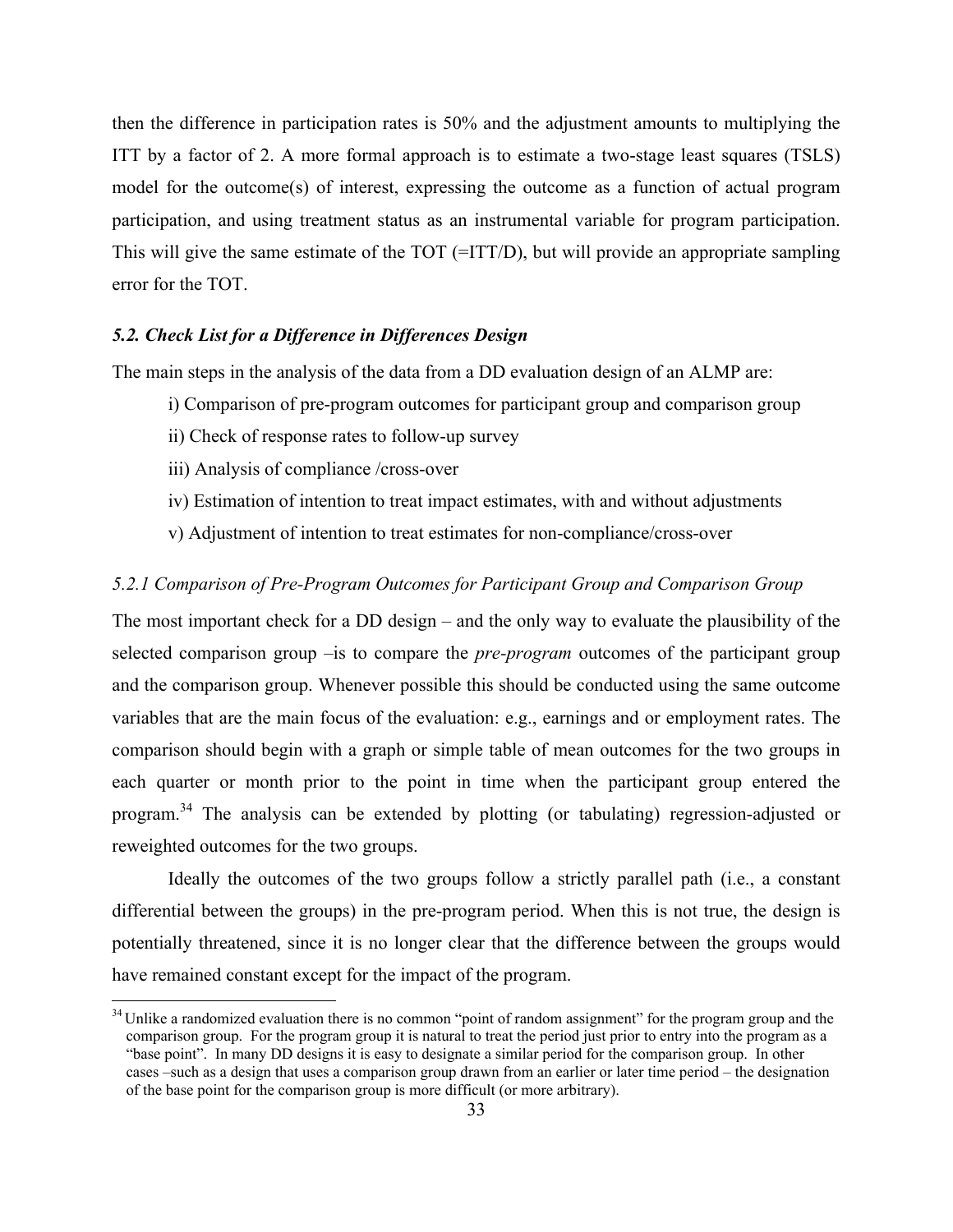then the difference in participation rates is 50% and the adjustment amounts to multiplying the ITT by a factor of 2. A more formal approach is to estimate a two-stage least squares (TSLS) model for the outcome(s) of interest, expressing the outcome as a function of actual program participation, and using treatment status as an instrumental variable for program participation. This will give the same estimate of the TOT (=ITT/D), but will provide an appropriate sampling error for the TOT.

### *5.2. Check List for a Difference in Differences Design*

The main steps in the analysis of the data from a DD evaluation design of an ALMP are:

i) Comparison of pre-program outcomes for participant group and comparison group

ii) Check of response rates to follow-up survey

iii) Analysis of compliance /cross-over

iv) Estimation of intention to treat impact estimates, with and without adjustments

v) Adjustment of intention to treat estimates for non-compliance/cross-over

#### *5.2.1 Comparison of Pre-Program Outcomes for Participant Group and Comparison Group*

The most important check for a DD design – and the only way to evaluate the plausibility of the selected comparison group –is to compare the *pre-program* outcomes of the participant group and the comparison group. Whenever possible this should be conducted using the same outcome variables that are the main focus of the evaluation: e.g., earnings and or employment rates. The comparison should begin with a graph or simple table of mean outcomes for the two groups in each quarter or month prior to the point in time when the participant group entered the program.[34] The analysis can be extended by plotting (or tabulating) regression-adjusted or reweighted outcomes for the two groups.

Ideally the outcomes of the two groups follow a strictly parallel path (i.e., a constant differential between the groups) in the pre-program period. When this is not true, the design is potentially threatened, since it is no longer clear that the difference between the groups would have remained constant except for the impact of the program.

[34] Unlike a randomized evaluation there is no common "point of random assignment" for the program group and the comparison group. For the program group it is natural to treat the period just prior to entry into the program as a "base point". In many DD designs it is easy to designate a similar period for the comparison group. In other cases –such as a design that uses a comparison group drawn from an earlier or later time period – the designation of the base point for the comparison group is more difficult (or more arbitrary).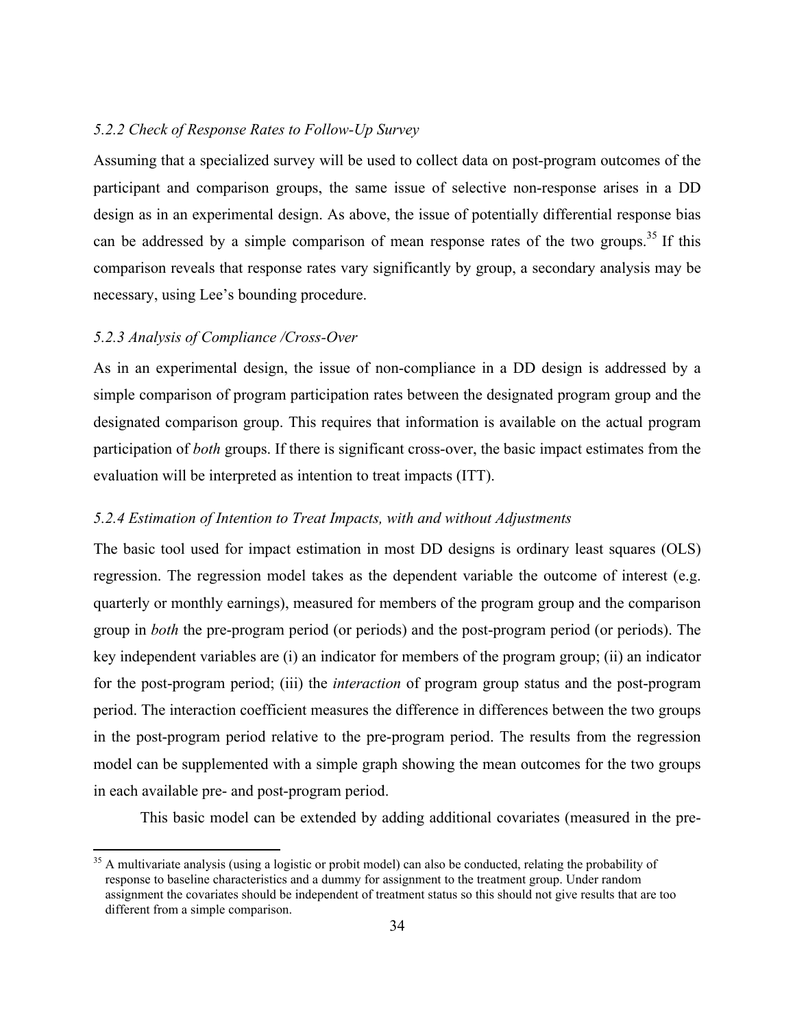*5.2.2 Check of Response Rates to Follow-Up Survey*

Assuming that a specialized survey will be used to collect data on post-program outcomes of the participant and comparison groups, the same issue of selective non-response arises in a DD design as in an experimental design. As above, the issue of potentially differential response bias can be addressed by a simple comparison of mean response rates of the two groups.[35] If this comparison reveals that response rates vary significantly by group, a secondary analysis may be necessary, using Lee's bounding procedure.

*5.2.3 Analysis of Compliance /Cross-Over*

As in an experimental design, the issue of non-compliance in a DD design is addressed by a simple comparison of program participation rates between the designated program group and the designated comparison group. This requires that information is available on the actual program participation of *both* groups. If there is significant cross-over, the basic impact estimates from the evaluation will be interpreted as intention to treat impacts (ITT).

*5.2.4 Estimation of Intention to Treat Impacts, with and without Adjustments*

The basic tool used for impact estimation in most DD designs is ordinary least squares (OLS) regression. The regression model takes as the dependent variable the outcome of interest (e.g. quarterly or monthly earnings), measured for members of the program group and the comparison group in *both* the pre-program period (or periods) and the post-program period (or periods). The key independent variables are (i) an indicator for members of the program group; (ii) an indicator for the post-program period; (iii) the *interaction* of program group status and the post-program period. The interaction coefficient measures the difference in differences between the two groups in the post-program period relative to the pre-program period. The results from the regression model can be supplemented with a simple graph showing the mean outcomes for the two groups in each available pre- and post-program period.

This basic model can be extended by adding additional covariates (measured in the pre-

[35] A multivariate analysis (using a logistic or probit model) can also be conducted, relating the probability of response to baseline characteristics and a dummy for assignment to the treatment group. Under random assignment the covariates should be independent of treatment status so this should not give results that are too different from a simple comparison.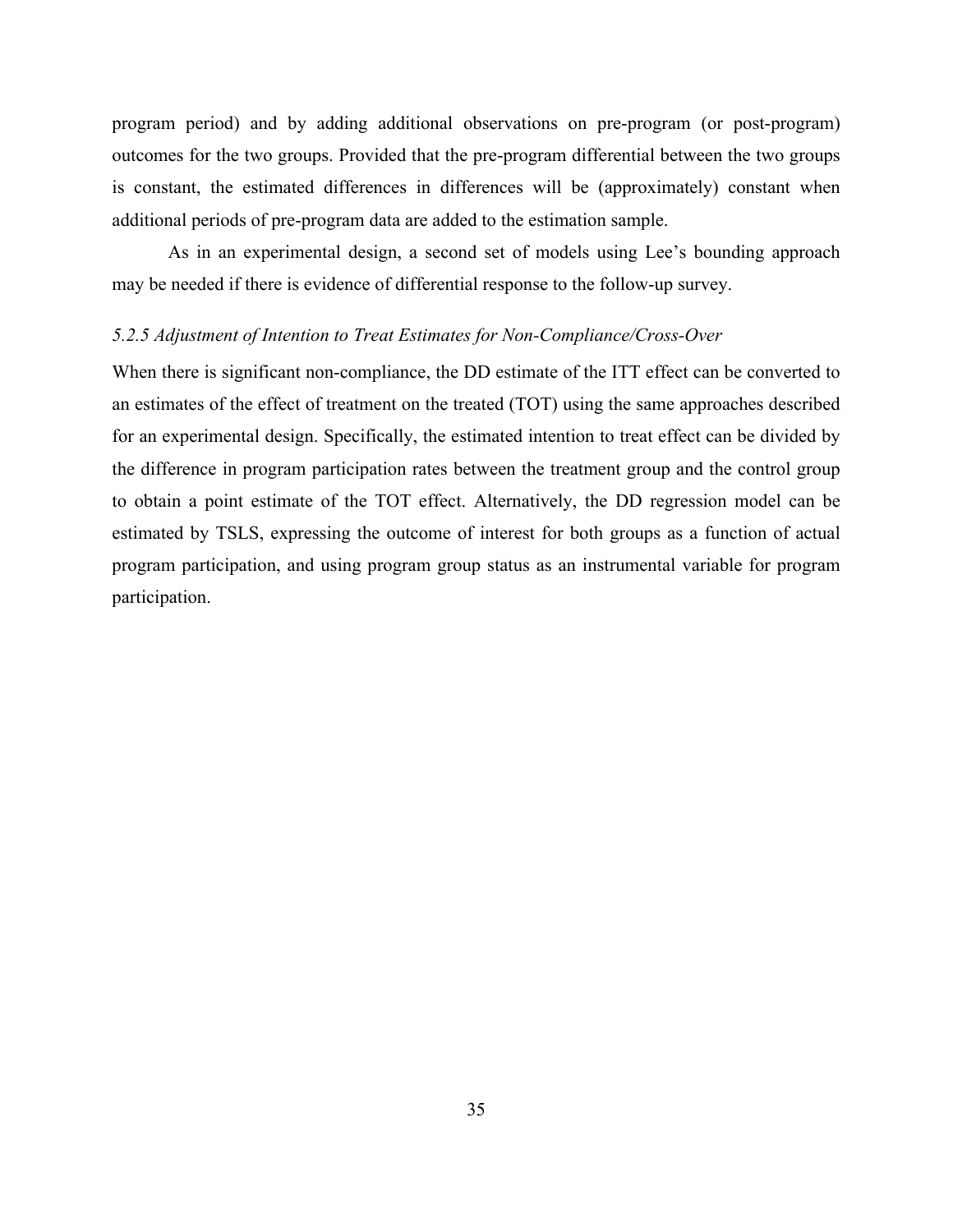program period) and by adding additional observations on pre-program (or post-program) outcomes for the two groups. Provided that the pre-program differential between the two groups is constant, the estimated differences in differences will be (approximately) constant when additional periods of pre-program data are added to the estimation sample.

As in an experimental design, a second set of models using Lee's bounding approach may be needed if there is evidence of differential response to the follow-up survey.

#### *5.2.5 Adjustment of Intention to Treat Estimates for Non-Compliance/Cross-Over*

When there is significant non-compliance, the DD estimate of the ITT effect can be converted to an estimates of the effect of treatment on the treated (TOT) using the same approaches described for an experimental design. Specifically, the estimated intention to treat effect can be divided by the difference in program participation rates between the treatment group and the control group to obtain a point estimate of the TOT effect. Alternatively, the DD regression model can be estimated by TSLS, expressing the outcome of interest for both groups as a function of actual program participation, and using program group status as an instrumental variable for program participation.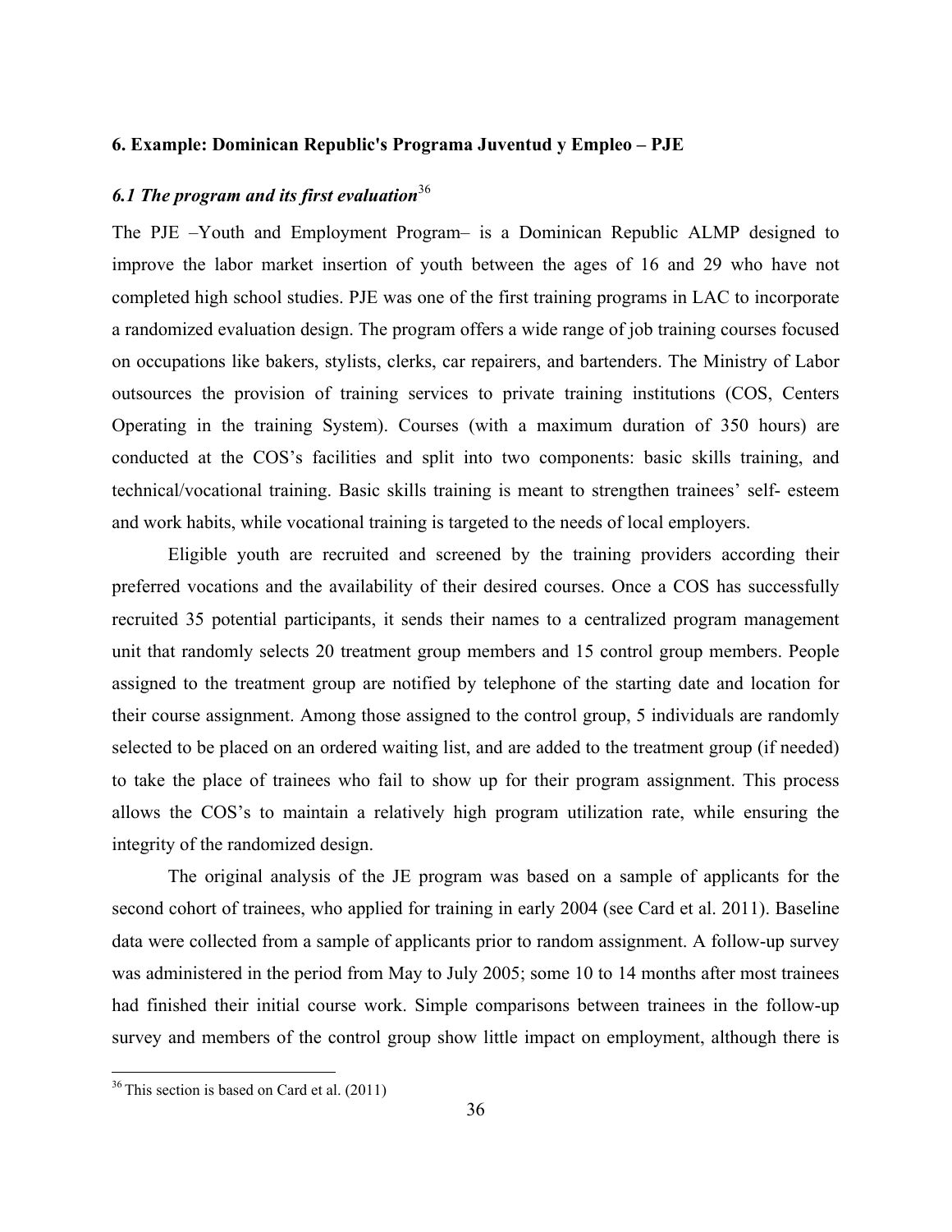## 6. Example: Dominican Republic's Programa Juventud y Empleo – PJE

### *6.1 The program and its first evaluation*[36]

The PJE –Youth and Employment Program– is a Dominican Republic ALMP designed to improve the labor market insertion of youth between the ages of 16 and 29 who have not completed high school studies. PJE was one of the first training programs in LAC to incorporate a randomized evaluation design. The program offers a wide range of job training courses focused on occupations like bakers, stylists, clerks, car repairers, and bartenders. The Ministry of Labor outsources the provision of training services to private training institutions (COS, Centers Operating in the training System). Courses (with a maximum duration of 350 hours) are conducted at the COS's facilities and split into two components: basic skills training, and technical/vocational training. Basic skills training is meant to strengthen trainees' self- esteem and work habits, while vocational training is targeted to the needs of local employers.

Eligible youth are recruited and screened by the training providers according their preferred vocations and the availability of their desired courses. Once a COS has successfully recruited 35 potential participants, it sends their names to a centralized program management unit that randomly selects 20 treatment group members and 15 control group members. People assigned to the treatment group are notified by telephone of the starting date and location for their course assignment. Among those assigned to the control group, 5 individuals are randomly selected to be placed on an ordered waiting list, and are added to the treatment group (if needed) to take the place of trainees who fail to show up for their program assignment. This process allows the COS's to maintain a relatively high program utilization rate, while ensuring the integrity of the randomized design.

The original analysis of the JE program was based on a sample of applicants for the second cohort of trainees, who applied for training in early 2004 (see Card et al. 2011). Baseline data were collected from a sample of applicants prior to random assignment. A follow-up survey was administered in the period from May to July 2005; some 10 to 14 months after most trainees had finished their initial course work. Simple comparisons between trainees in the follow-up survey and members of the control group show little impact on employment, although there is

[36] This section is based on Card et al. (2011)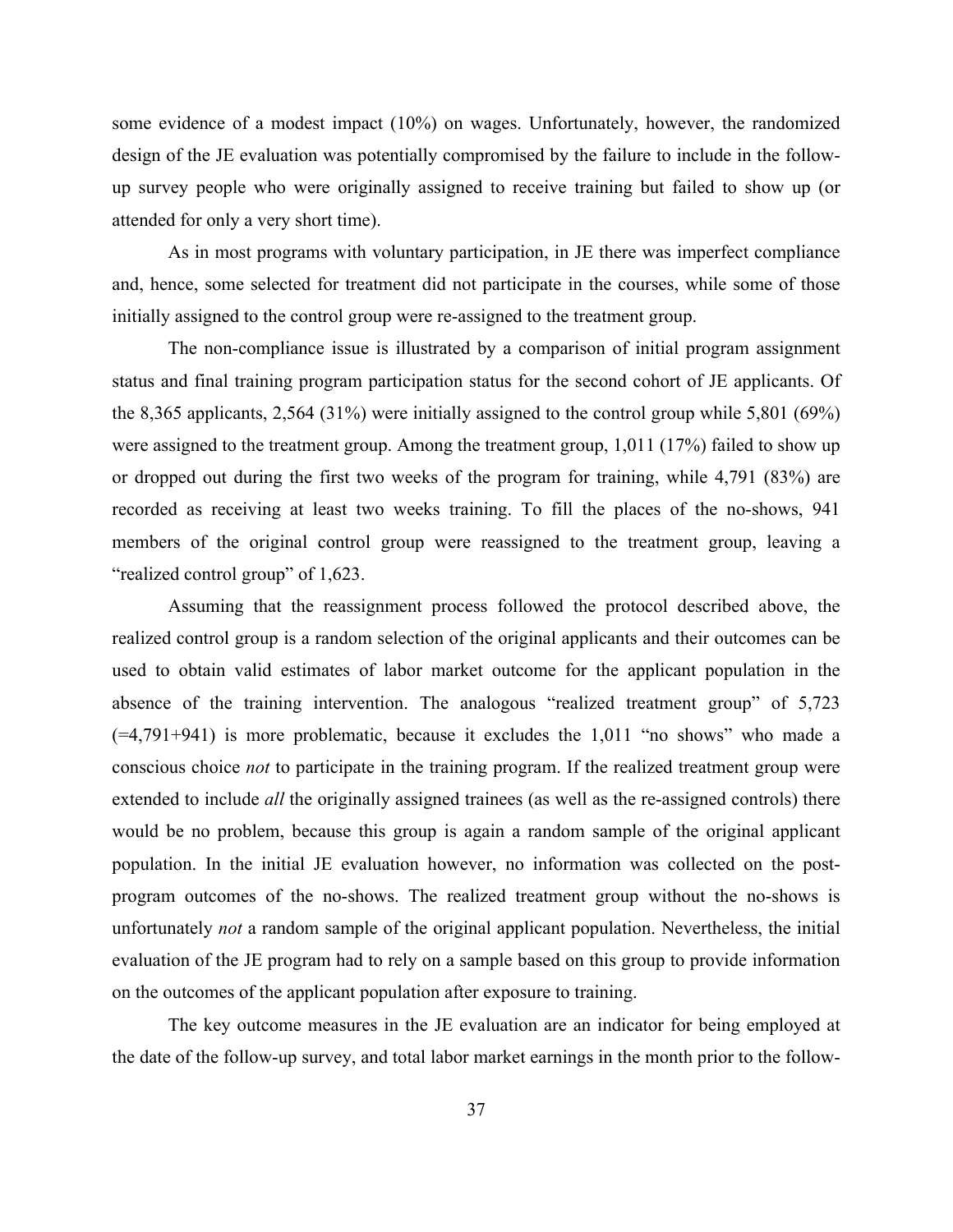some evidence of a modest impact (10%) on wages. Unfortunately, however, the randomized design of the JE evaluation was potentially compromised by the failure to include in the follow-up survey people who were originally assigned to receive training but failed to show up (or attended for only a very short time).

As in most programs with voluntary participation, in JE there was imperfect compliance and, hence, some selected for treatment did not participate in the courses, while some of those initially assigned to the control group were re-assigned to the treatment group.

The non-compliance issue is illustrated by a comparison of initial program assignment status and final training program participation status for the second cohort of JE applicants. Of the 8,365 applicants, 2,564 (31%) were initially assigned to the control group while 5,801 (69%) were assigned to the treatment group. Among the treatment group, 1,011 (17%) failed to show up or dropped out during the first two weeks of the program for training, while 4,791 (83%) are recorded as receiving at least two weeks training. To fill the places of the no-shows, 941 members of the original control group were reassigned to the treatment group, leaving a "realized control group" of 1,623.

Assuming that the reassignment process followed the protocol described above, the realized control group is a random selection of the original applicants and their outcomes can be used to obtain valid estimates of labor market outcome for the applicant population in the absence of the training intervention. The analogous "realized treatment group" of 5,723 (=4,791+941) is more problematic, because it excludes the 1,011 "no shows" who made a conscious choice *not* to participate in the training program. If the realized treatment group were extended to include *all* the originally assigned trainees (as well as the re-assigned controls) there would be no problem, because this group is again a random sample of the original applicant population. In the initial JE evaluation however, no information was collected on the post-program outcomes of the no-shows. The realized treatment group without the no-shows is unfortunately *not* a random sample of the original applicant population. Nevertheless, the initial evaluation of the JE program had to rely on a sample based on this group to provide information on the outcomes of the applicant population after exposure to training.

The key outcome measures in the JE evaluation are an indicator for being employed at the date of the follow-up survey, and total labor market earnings in the month prior to the follow-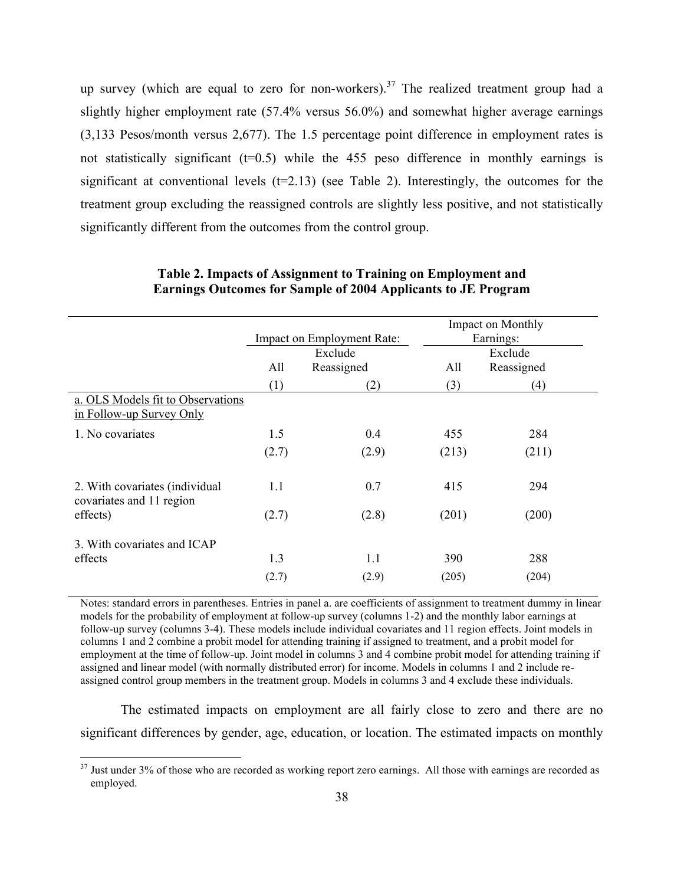up survey (which are equal to zero for non-workers).[37] The realized treatment group had a slightly higher employment rate (57.4% versus 56.0%) and somewhat higher average earnings (3,133 Pesos/month versus 2,677). The 1.5 percentage point difference in employment rates is not statistically significant (t=0.5) while the 455 peso difference in monthly earnings is significant at conventional levels (t=2.13) (see Table 2). Interestingly, the outcomes for the treatment group excluding the reassigned controls are slightly less positive, and not statistically significantly different from the outcomes from the control group.

**Table 2. Impacts of Assignment to Training on Employment and Earnings Outcomes for Sample of 2004 Applicants to JE Program**

| | Impact on Employment Rate: | | Impact on Monthly Earnings: | |
|---|---|---|---|---|
| | All | Exclude Reassigned | All | Exclude Reassigned |
| | (1) | (2) | (3) | (4) |
| a. OLS Models fit to Observations in Follow-up Survey Only | | | | |
| 1. No covariates | 1.5 | 0.4 | 455 | 284 |
| | (2.7) | (2.9) | (213) | (211) |
| 2. With covariates (individual covariates and 11 region effects) | 1.1 | 0.7 | 415 | 294 |
| | (2.7) | (2.8) | (201) | (200) |
| 3. With covariates and ICAP effects | 1.3 | 1.1 | 390 | 288 |
| | (2.7) | (2.9) | (205) | (204) |

Notes: standard errors in parentheses. Entries in panel a. are coefficients of assignment to treatment dummy in linear models for the probability of employment at follow-up survey (columns 1-2) and the monthly labor earnings at follow-up survey (columns 3-4). These models include individual covariates and 11 region effects. Joint models in columns 1 and 2 combine a probit model for attending training if assigned to treatment, and a probit model for employment at the time of follow-up. Joint model in columns 3 and 4 combine probit model for attending training if assigned and linear model (with normally distributed error) for income. Models in columns 1 and 2 include re-assigned control group members in the treatment group. Models in columns 3 and 4 exclude these individuals.

The estimated impacts on employment are all fairly close to zero and there are no significant differences by gender, age, education, or location. The estimated impacts on monthly

[37] Just under 3% of those who are recorded as working report zero earnings. All those with earnings are recorded as employed.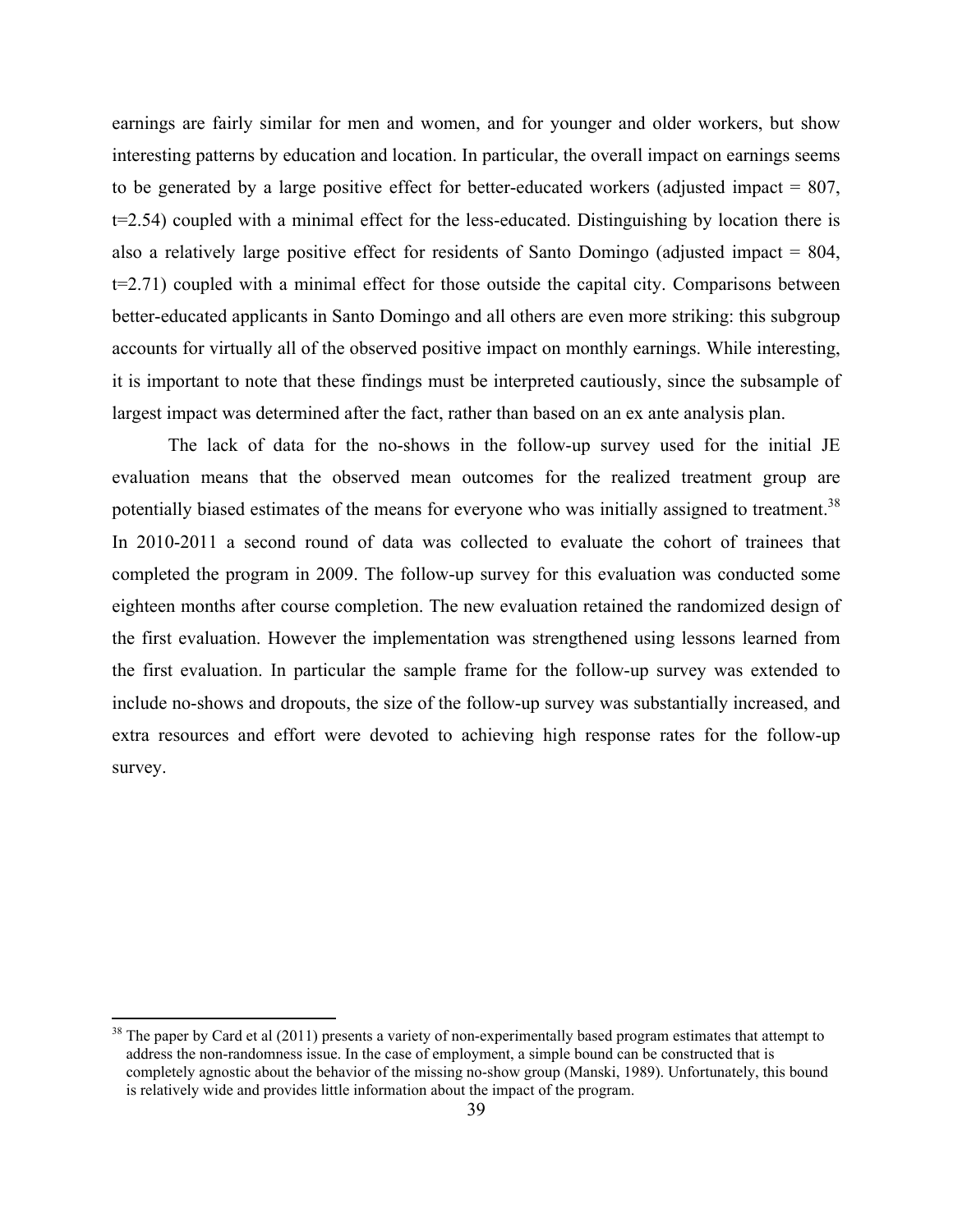earnings are fairly similar for men and women, and for younger and older workers, but show interesting patterns by education and location. In particular, the overall impact on earnings seems to be generated by a large positive effect for better-educated workers (adjusted impact = 807, t=2.54) coupled with a minimal effect for the less-educated. Distinguishing by location there is also a relatively large positive effect for residents of Santo Domingo (adjusted impact = 804, t=2.71) coupled with a minimal effect for those outside the capital city. Comparisons between better-educated applicants in Santo Domingo and all others are even more striking: this subgroup accounts for virtually all of the observed positive impact on monthly earnings. While interesting, it is important to note that these findings must be interpreted cautiously, since the subsample of largest impact was determined after the fact, rather than based on an ex ante analysis plan.

The lack of data for the no-shows in the follow-up survey used for the initial JE evaluation means that the observed mean outcomes for the realized treatment group are potentially biased estimates of the means for everyone who was initially assigned to treatment.[38] In 2010-2011 a second round of data was collected to evaluate the cohort of trainees that completed the program in 2009. The follow-up survey for this evaluation was conducted some eighteen months after course completion. The new evaluation retained the randomized design of the first evaluation. However the implementation was strengthened using lessons learned from the first evaluation. In particular the sample frame for the follow-up survey was extended to include no-shows and dropouts, the size of the follow-up survey was substantially increased, and extra resources and effort were devoted to achieving high response rates for the follow-up survey.

[38] The paper by Card et al (2011) presents a variety of non-experimentally based program estimates that attempt to address the non-randomness issue. In the case of employment, a simple bound can be constructed that is completely agnostic about the behavior of the missing no-show group (Manski, 1989). Unfortunately, this bound is relatively wide and provides little information about the impact of the program.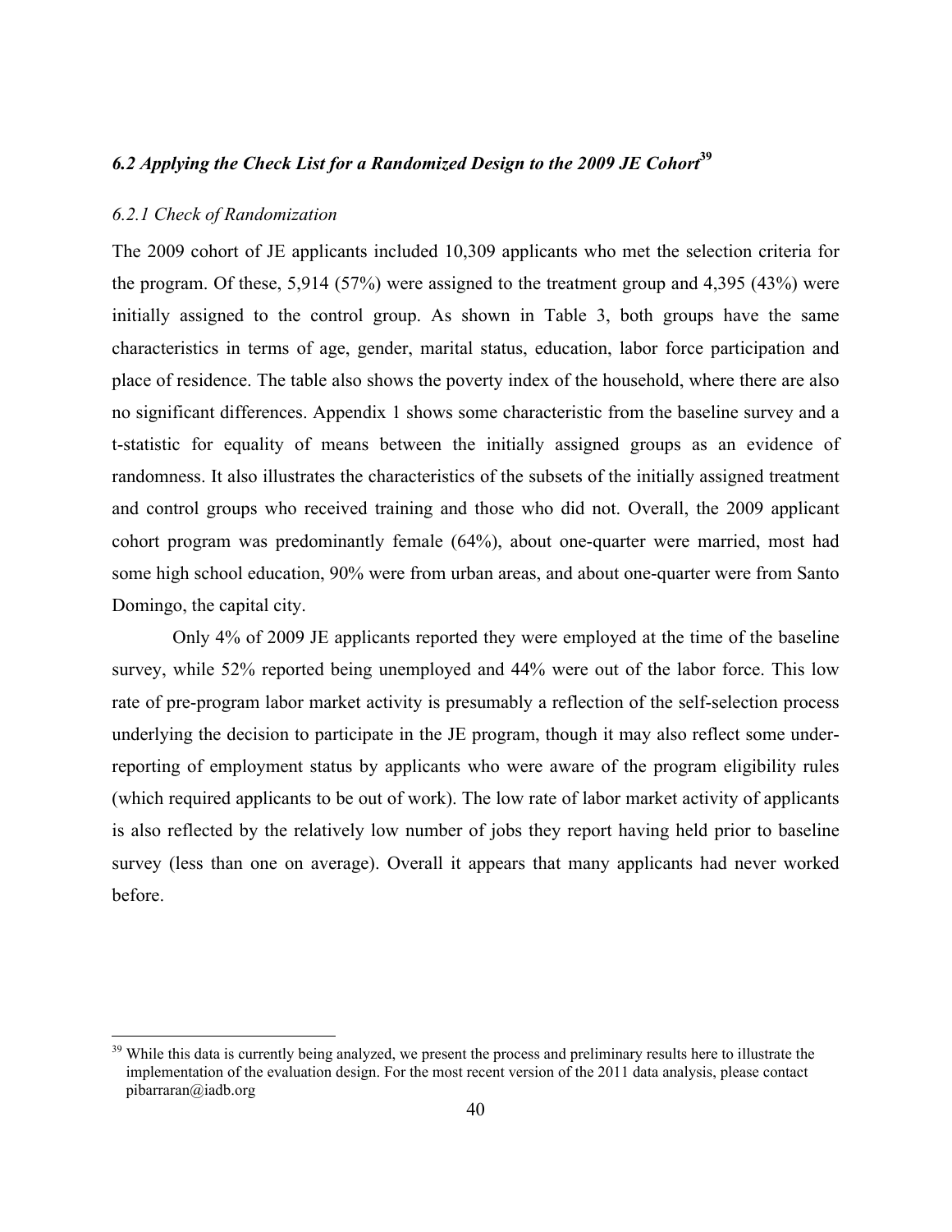### *6.2 Applying the Check List for a Randomized Design to the 2009 JE Cohort*[39]

#### *6.2.1 Check of Randomization*

The 2009 cohort of JE applicants included 10,309 applicants who met the selection criteria for the program. Of these, 5,914 (57%) were assigned to the treatment group and 4,395 (43%) were initially assigned to the control group. As shown in Table 3, both groups have the same characteristics in terms of age, gender, marital status, education, labor force participation and place of residence. The table also shows the poverty index of the household, where there are also no significant differences. Appendix 1 shows some characteristic from the baseline survey and a t-statistic for equality of means between the initially assigned groups as an evidence of randomness. It also illustrates the characteristics of the subsets of the initially assigned treatment and control groups who received training and those who did not. Overall, the 2009 applicant cohort program was predominantly female (64%), about one-quarter were married, most had some high school education, 90% were from urban areas, and about one-quarter were from Santo Domingo, the capital city.

Only 4% of 2009 JE applicants reported they were employed at the time of the baseline survey, while 52% reported being unemployed and 44% were out of the labor force. This low rate of pre-program labor market activity is presumably a reflection of the self-selection process underlying the decision to participate in the JE program, though it may also reflect some under-reporting of employment status by applicants who were aware of the program eligibility rules (which required applicants to be out of work). The low rate of labor market activity of applicants is also reflected by the relatively low number of jobs they report having held prior to baseline survey (less than one on average). Overall it appears that many applicants had never worked before.

[39] While this data is currently being analyzed, we present the process and preliminary results here to illustrate the implementation of the evaluation design. For the most recent version of the 2011 data analysis, please contact pibarraran@iadb.org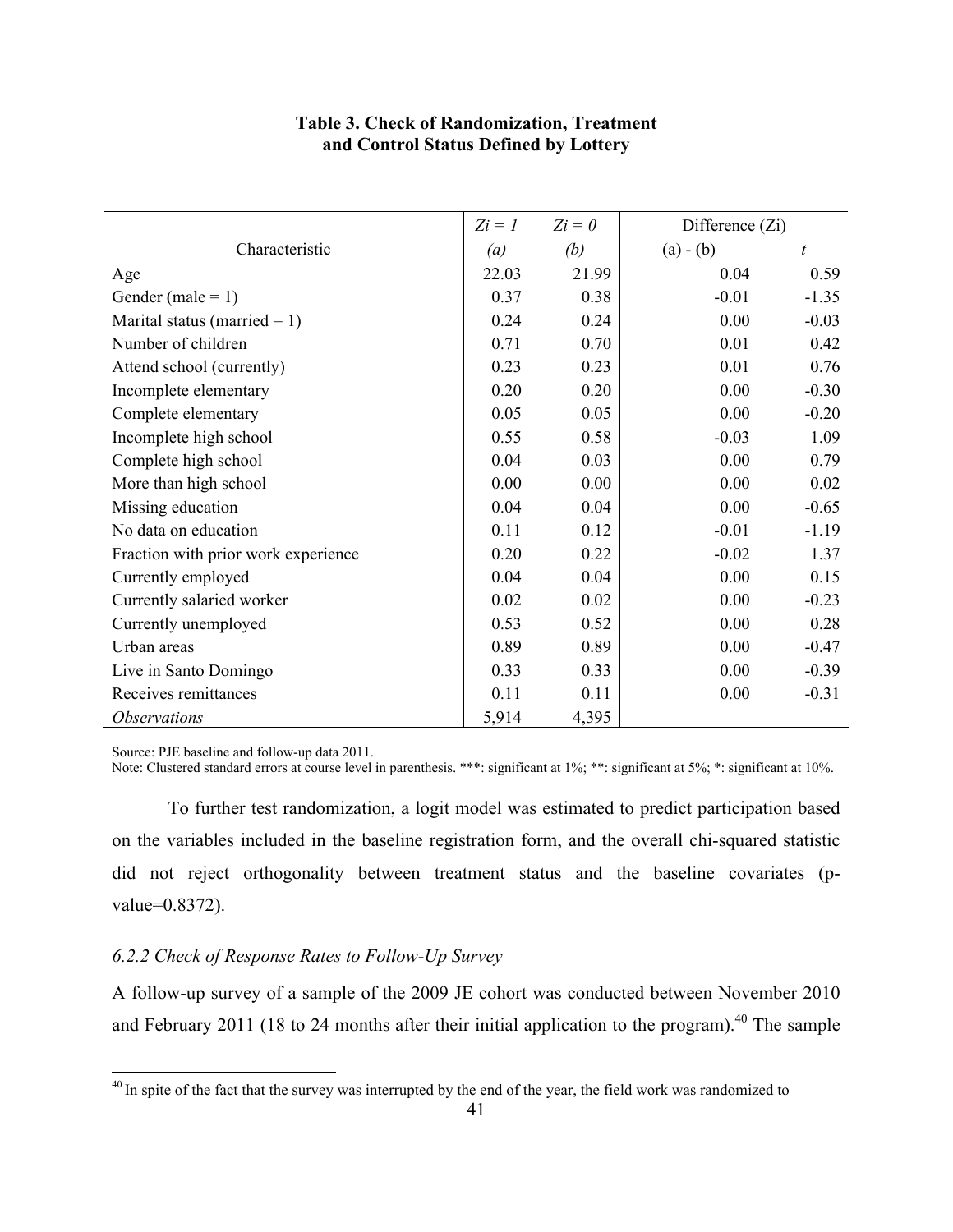**Table 3. Check of Randomization, Treatment and Control Status Defined by Lottery**

| Characteristic | *Zi = 1* *(a)* | *Zi = 0* *(b)* | Difference (Zi) (a) - (b) | *t* |
|---|---|---|---|---|
| Age | 22.03 | 21.99 | 0.04 | 0.59 |
| Gender (male = 1) | 0.37 | 0.38 | -0.01 | -1.35 |
| Marital status (married = 1) | 0.24 | 0.24 | 0.00 | -0.03 |
| Number of children | 0.71 | 0.70 | 0.01 | 0.42 |
| Attend school (currently) | 0.23 | 0.23 | 0.01 | 0.76 |
| Incomplete elementary | 0.20 | 0.20 | 0.00 | -0.30 |
| Complete elementary | 0.05 | 0.05 | 0.00 | -0.20 |
| Incomplete high school | 0.55 | 0.58 | -0.03 | 1.09 |
| Complete high school | 0.04 | 0.03 | 0.00 | 0.79 |
| More than high school | 0.00 | 0.00 | 0.00 | 0.02 |
| Missing education | 0.04 | 0.04 | 0.00 | -0.65 |
| No data on education | 0.11 | 0.12 | -0.01 | -1.19 |
| Fraction with prior work experience | 0.20 | 0.22 | -0.02 | 1.37 |
| Currently employed | 0.04 | 0.04 | 0.00 | 0.15 |
| Currently salaried worker | 0.02 | 0.02 | 0.00 | -0.23 |
| Currently unemployed | 0.53 | 0.52 | 0.00 | 0.28 |
| Urban areas | 0.89 | 0.89 | 0.00 | -0.47 |
| Live in Santo Domingo | 0.33 | 0.33 | 0.00 | -0.39 |
| Receives remittances | 0.11 | 0.11 | 0.00 | -0.31 |
| *Observations* | 5,914 | 4,395 | | |

Source: PJE baseline and follow-up data 2011.
Note: Clustered standard errors at course level in parenthesis. ***: significant at 1%; **: significant at 5%; *: significant at 10%.

To further test randomization, a logit model was estimated to predict participation based on the variables included in the baseline registration form, and the overall chi-squared statistic did not reject orthogonality between treatment status and the baseline covariates (p-value=0.8372).

### *6.2.2 Check of Response Rates to Follow-Up Survey*

A follow-up survey of a sample of the 2009 JE cohort was conducted between November 2010 and February 2011 (18 to 24 months after their initial application to the program).[40] The sample

[40] In spite of the fact that the survey was interrupted by the end of the year, the field work was randomized to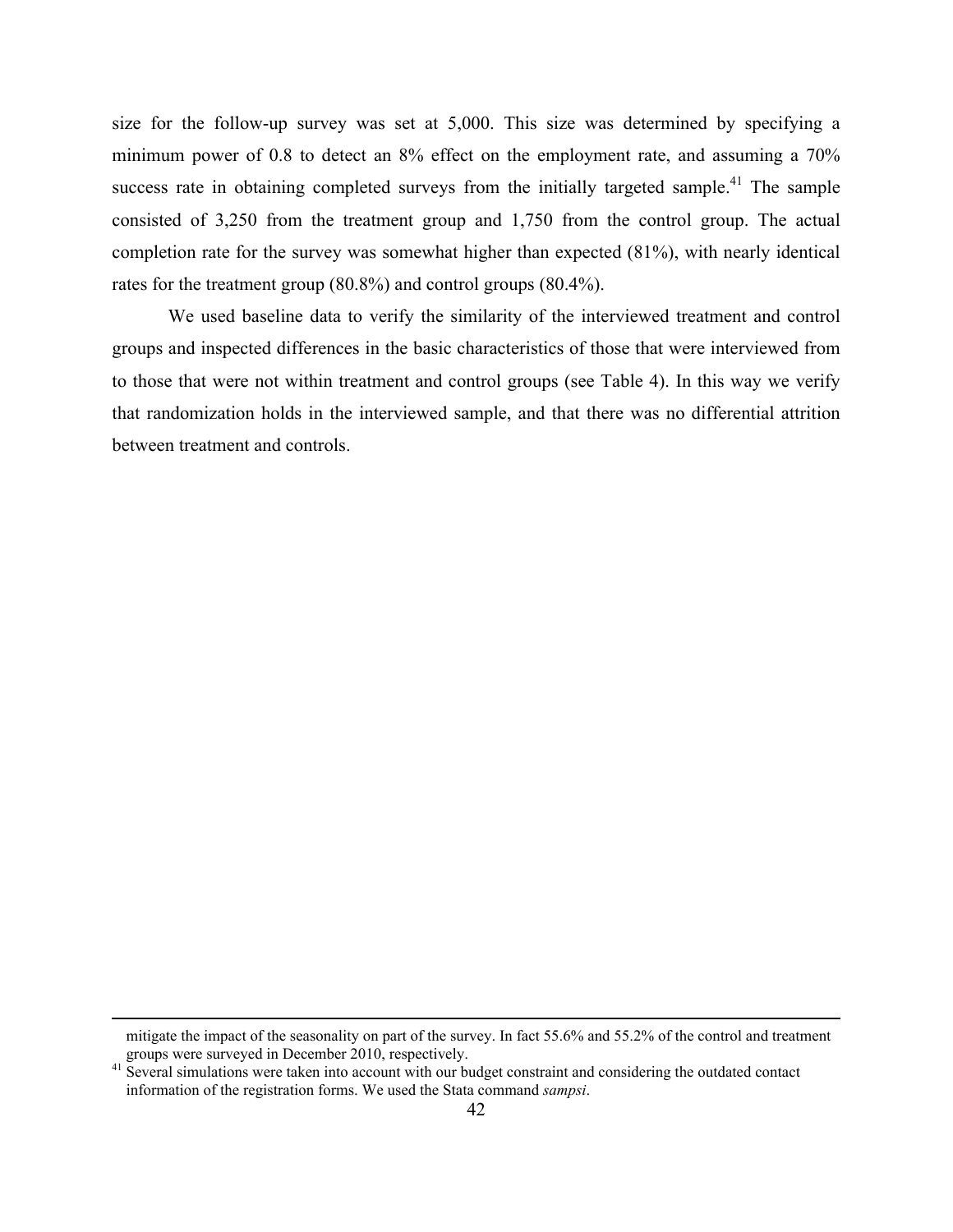size for the follow-up survey was set at 5,000. This size was determined by specifying a minimum power of 0.8 to detect an 8% effect on the employment rate, and assuming a 70% success rate in obtaining completed surveys from the initially targeted sample.[41] The sample consisted of 3,250 from the treatment group and 1,750 from the control group. The actual completion rate for the survey was somewhat higher than expected (81%), with nearly identical rates for the treatment group (80.8%) and control groups (80.4%).

We used baseline data to verify the similarity of the interviewed treatment and control groups and inspected differences in the basic characteristics of those that were interviewed from to those that were not within treatment and control groups (see Table 4). In this way we verify that randomization holds in the interviewed sample, and that there was no differential attrition between treatment and controls.

---

mitigate the impact of the seasonality on part of the survey. In fact 55.6% and 55.2% of the control and treatment groups were surveyed in December 2010, respectively.

[41] Several simulations were taken into account with our budget constraint and considering the outdated contact information of the registration forms. We used the Stata command *sampsi*.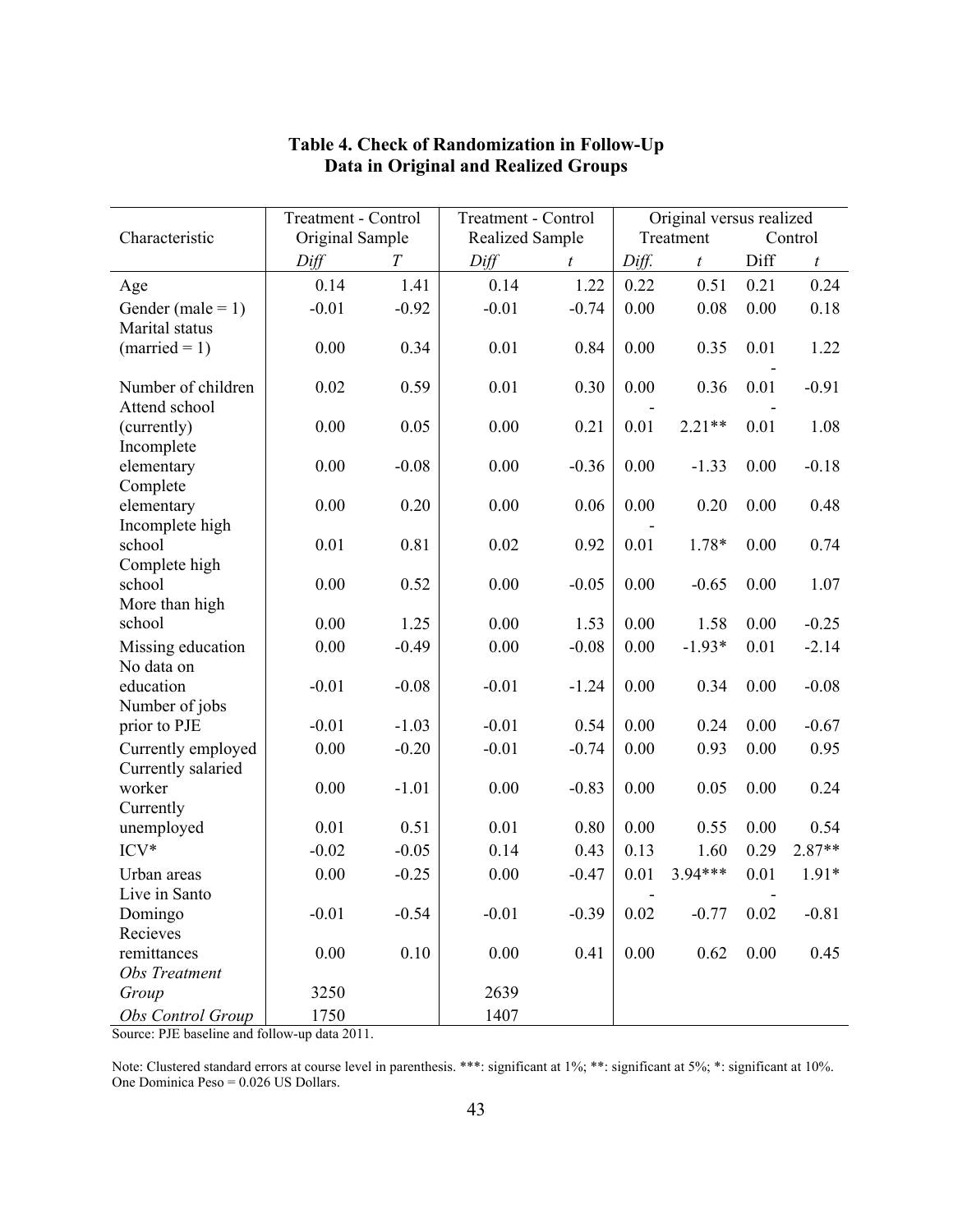**Table 4. Check of Randomization in Follow-Up Data in Original and Realized Groups**

| Characteristic | Treatment - Control Original Sample | | Treatment - Control Realized Sample | | Original versus realized | | | |
|---|---|---|---|---|---|---|---|---|
| | | | | | Treatment | | Control | |
| | *Diff* | *T* | *Diff* | *t* | *Diff.* | *t* | Diff | *t* |
| Age | 0.14 | 1.41 | 0.14 | 1.22 | 0.22 | 0.51 | 0.21 | 0.24 |
| Gender (male = 1) | -0.01 | -0.92 | -0.01 | -0.74 | 0.00 | 0.08 | 0.00 | 0.18 |
| Marital status (married = 1) | 0.00 | 0.34 | 0.01 | 0.84 | 0.00 | 0.35 | 0.01 | 1.22 |
| Number of children | 0.02 | 0.59 | 0.01 | 0.30 | 0.00 | 0.36 | -0.01 | -0.91 |
| Attend school (currently) | 0.00 | 0.05 | 0.00 | 0.21 | -0.01 | 2.21** | -0.01 | 1.08 |
| Incomplete elementary | 0.00 | -0.08 | 0.00 | -0.36 | 0.00 | -1.33 | 0.00 | -0.18 |
| Complete elementary | 0.00 | 0.20 | 0.00 | 0.06 | 0.00 | 0.20 | 0.00 | 0.48 |
| Incomplete high school | 0.01 | 0.81 | 0.02 | 0.92 | -0.01 | 1.78* | 0.00 | 0.74 |
| Complete high school | 0.00 | 0.52 | 0.00 | -0.05 | 0.00 | -0.65 | 0.00 | 1.07 |
| More than high school | 0.00 | 1.25 | 0.00 | 1.53 | 0.00 | 1.58 | 0.00 | -0.25 |
| Missing education | 0.00 | -0.49 | 0.00 | -0.08 | 0.00 | -1.93* | 0.01 | -2.14 |
| No data on education | -0.01 | -0.08 | -0.01 | -1.24 | 0.00 | 0.34 | 0.00 | -0.08 |
| Number of jobs prior to PJE | -0.01 | -1.03 | -0.01 | 0.54 | 0.00 | 0.24 | 0.00 | -0.67 |
| Currently employed | 0.00 | -0.20 | -0.01 | -0.74 | 0.00 | 0.93 | 0.00 | 0.95 |
| Currently salaried worker | 0.00 | -1.01 | 0.00 | -0.83 | 0.00 | 0.05 | 0.00 | 0.24 |
| Currently unemployed | 0.01 | 0.51 | 0.01 | 0.80 | 0.00 | 0.55 | 0.00 | 0.54 |
| ICV* | -0.02 | -0.05 | 0.14 | 0.43 | 0.13 | 1.60 | 0.29 | 2.87** |
| Urban areas | 0.00 | -0.25 | 0.00 | -0.47 | 0.01 | 3.94*** | 0.01 | 1.91* |
| Live in Santo Domingo | -0.01 | -0.54 | -0.01 | -0.39 | -0.02 | -0.77 | -0.02 | -0.81 |
| Recieves remittances | 0.00 | 0.10 | 0.00 | 0.41 | 0.00 | 0.62 | 0.00 | 0.45 |
| *Obs Treatment Group* | 3250 | | 2639 | | | | | |
| *Obs Control Group* | 1750 | | 1407 | | | | | |

Source: PJE baseline and follow-up data 2011.

Note: Clustered standard errors at course level in parenthesis. ***: significant at 1%; **: significant at 5%; *: significant at 10%. One Dominica Peso = 0.026 US Dollars.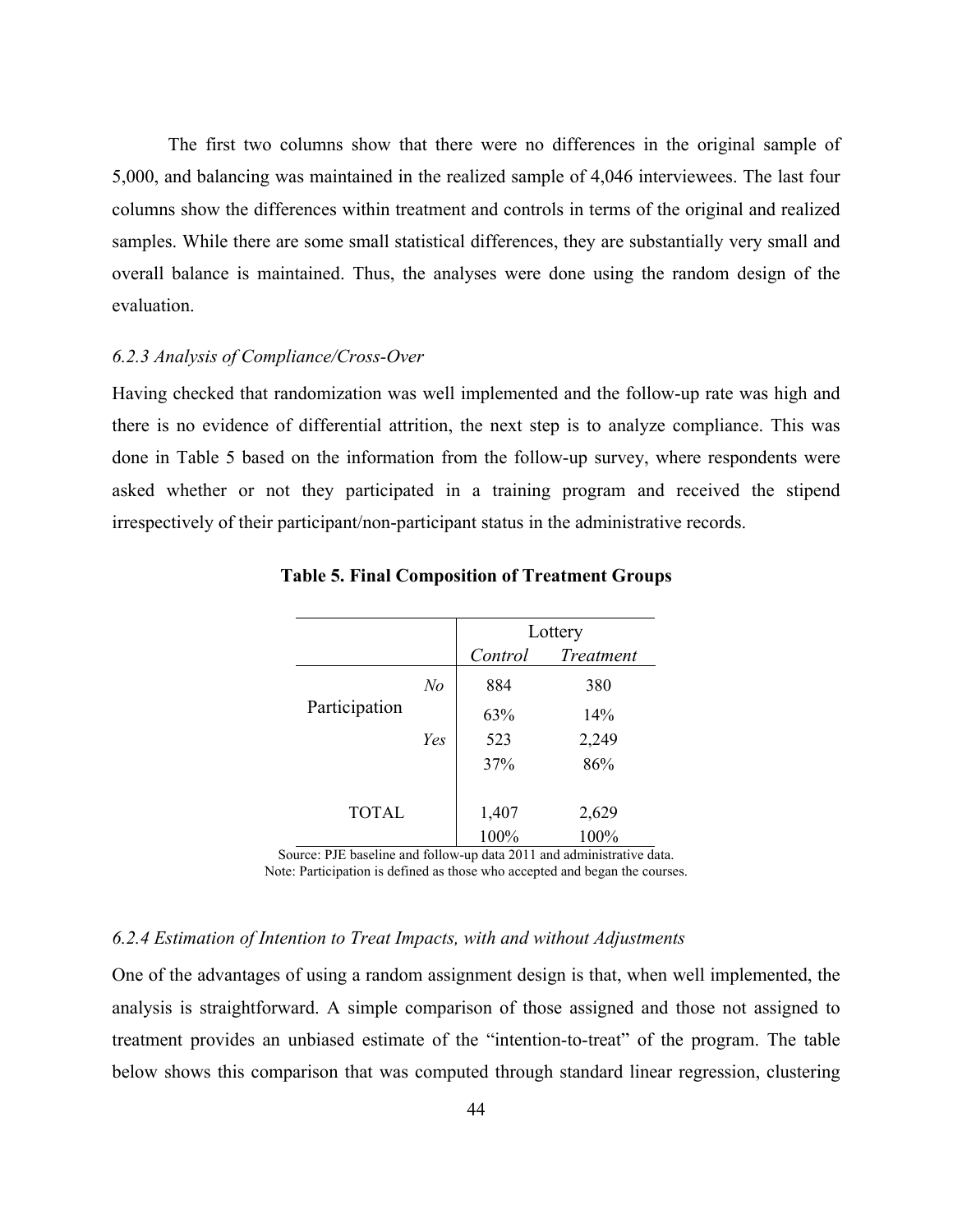The first two columns show that there were no differences in the original sample of 5,000, and balancing was maintained in the realized sample of 4,046 interviewees. The last four columns show the differences within treatment and controls in terms of the original and realized samples. While there are some small statistical differences, they are substantially very small and overall balance is maintained. Thus, the analyses were done using the random design of the evaluation.

*6.2.3 Analysis of Compliance/Cross-Over*

Having checked that randomization was well implemented and the follow-up rate was high and there is no evidence of differential attrition, the next step is to analyze compliance. This was done in Table 5 based on the information from the follow-up survey, where respondents were asked whether or not they participated in a training program and received the stipend irrespectively of their participant/non-participant status in the administrative records.

**Table 5. Final Composition of Treatment Groups**

| | | Lottery | |
|---|---|---|---|
| | | *Control* | *Treatment* |
| Participation | *No* | 884 | 380 |
| | | 63% | 14% |
| | *Yes* | 523 | 2,249 |
| | | 37% | 86% |
| TOTAL | | 1,407 | 2,629 |
| | | 100% | 100% |

Source: PJE baseline and follow-up data 2011 and administrative data.
Note: Participation is defined as those who accepted and began the courses.

*6.2.4 Estimation of Intention to Treat Impacts, with and without Adjustments*

One of the advantages of using a random assignment design is that, when well implemented, the analysis is straightforward. A simple comparison of those assigned and those not assigned to treatment provides an unbiased estimate of the "intention-to-treat" of the program. The table below shows this comparison that was computed through standard linear regression, clustering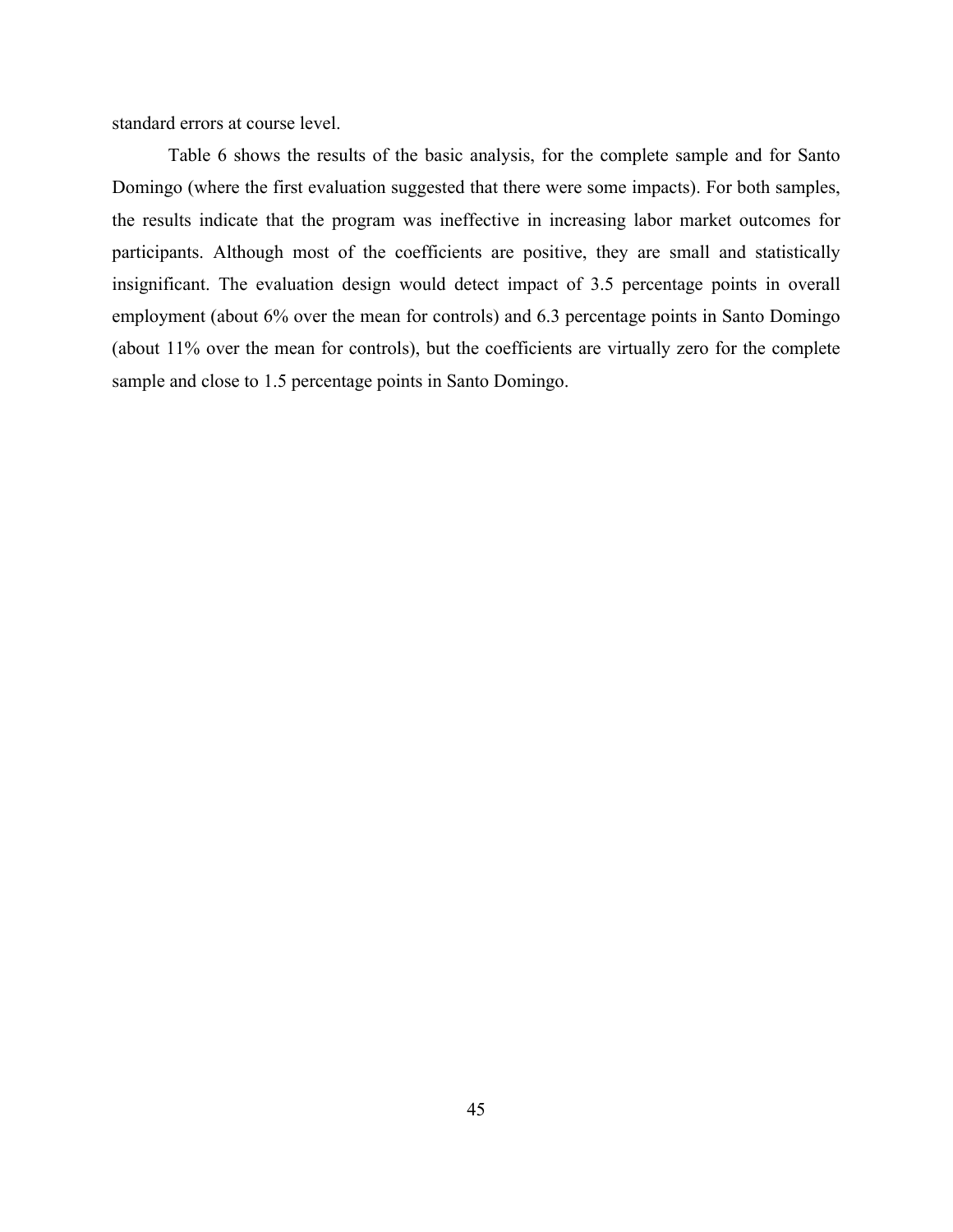standard errors at course level.

Table 6 shows the results of the basic analysis, for the complete sample and for Santo Domingo (where the first evaluation suggested that there were some impacts). For both samples, the results indicate that the program was ineffective in increasing labor market outcomes for participants. Although most of the coefficients are positive, they are small and statistically insignificant. The evaluation design would detect impact of 3.5 percentage points in overall employment (about 6% over the mean for controls) and 6.3 percentage points in Santo Domingo (about 11% over the mean for controls), but the coefficients are virtually zero for the complete sample and close to 1.5 percentage points in Santo Domingo.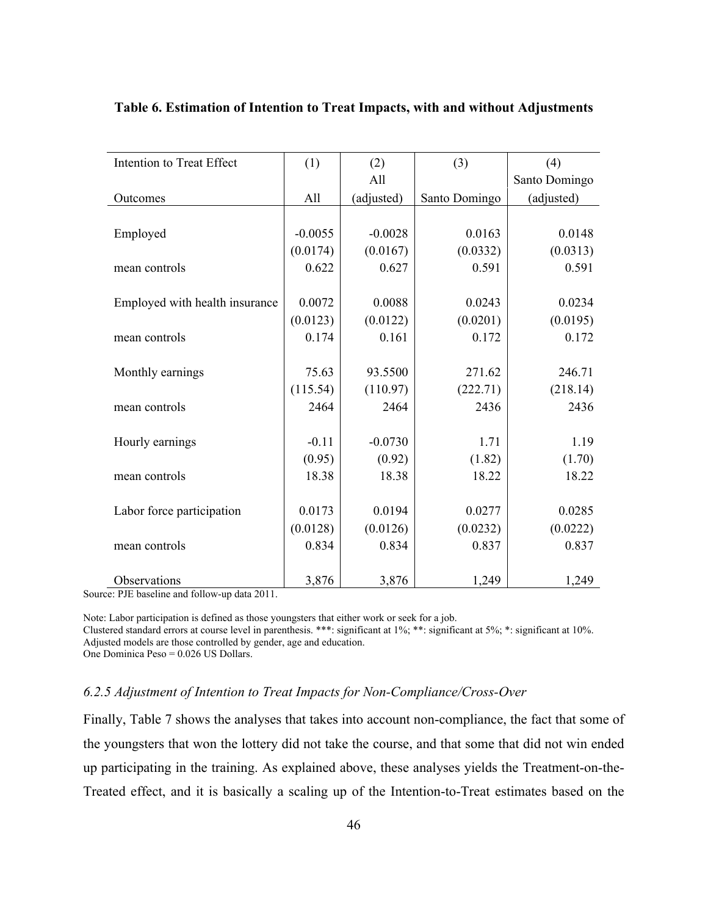**Table 6. Estimation of Intention to Treat Impacts, with and without Adjustments**

| Intention to Treat Effect | (1) | (2) | (3) | (4) |
|---|---|---|---|---|
| | | All | | Santo Domingo |
| Outcomes | All | (adjusted) | Santo Domingo | (adjusted) |
| Employed | -0.0055 | -0.0028 | 0.0163 | 0.0148 |
| | (0.0174) | (0.0167) | (0.0332) | (0.0313) |
| mean controls | 0.622 | 0.627 | 0.591 | 0.591 |
| Employed with health insurance | 0.0072 | 0.0088 | 0.0243 | 0.0234 |
| | (0.0123) | (0.0122) | (0.0201) | (0.0195) |
| mean controls | 0.174 | 0.161 | 0.172 | 0.172 |
| Monthly earnings | 75.63 | 93.5500 | 271.62 | 246.71 |
| | (115.54) | (110.97) | (222.71) | (218.14) |
| mean controls | 2464 | 2464 | 2436 | 2436 |
| Hourly earnings | -0.11 | -0.0730 | 1.71 | 1.19 |
| | (0.95) | (0.92) | (1.82) | (1.70) |
| mean controls | 18.38 | 18.38 | 18.22 | 18.22 |
| Labor force participation | 0.0173 | 0.0194 | 0.0277 | 0.0285 |
| | (0.0128) | (0.0126) | (0.0232) | (0.0222) |
| mean controls | 0.834 | 0.834 | 0.837 | 0.837 |
| Observations | 3,876 | 3,876 | 1,249 | 1,249 |

Source: PJE baseline and follow-up data 2011.

Note: Labor participation is defined as those youngsters that either work or seek for a job.
Clustered standard errors at course level in parenthesis. ***: significant at 1%; **: significant at 5%; *: significant at 10%.
Adjusted models are those controlled by gender, age and education.
One Dominica Peso = 0.026 US Dollars.

### *6.2.5 Adjustment of Intention to Treat Impacts for Non-Compliance/Cross-Over*

Finally, Table 7 shows the analyses that takes into account non-compliance, the fact that some of the youngsters that won the lottery did not take the course, and that some that did not win ended up participating in the training. As explained above, these analyses yields the Treatment-on-the-Treated effect, and it is basically a scaling up of the Intention-to-Treat estimates based on the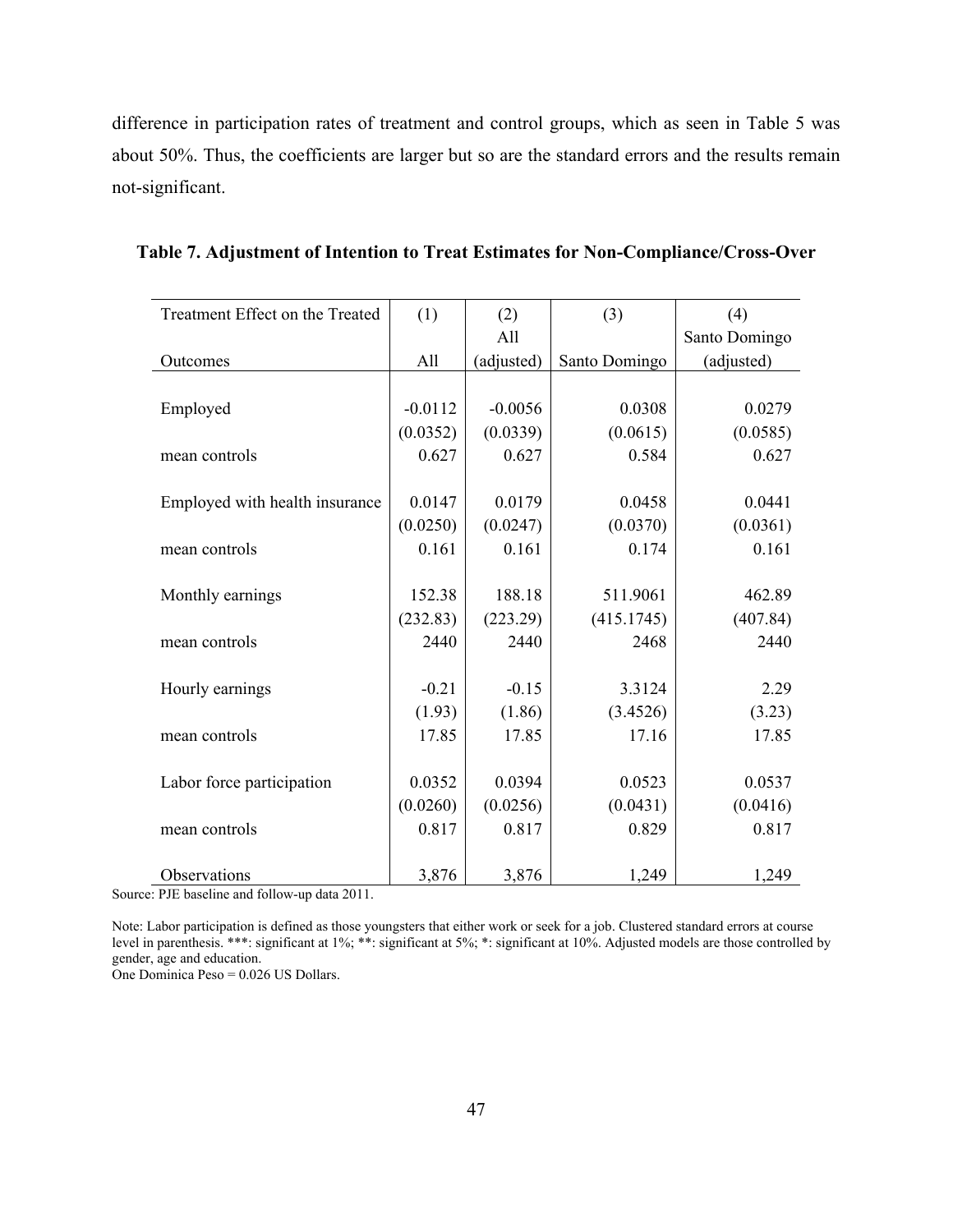difference in participation rates of treatment and control groups, which as seen in Table 5 was about 50%. Thus, the coefficients are larger but so are the standard errors and the results remain not-significant.

**Table 7. Adjustment of Intention to Treat Estimates for Non-Compliance/Cross-Over**

| Treatment Effect on the Treated | (1) | (2) | (3) | (4) |
|---|---|---|---|---|
| | | All | | Santo Domingo |
| Outcomes | All | (adjusted) | Santo Domingo | (adjusted) |
| Employed | -0.0112 | -0.0056 | 0.0308 | 0.0279 |
| | (0.0352) | (0.0339) | (0.0615) | (0.0585) |
| mean controls | 0.627 | 0.627 | 0.584 | 0.627 |
| Employed with health insurance | 0.0147 | 0.0179 | 0.0458 | 0.0441 |
| | (0.0250) | (0.0247) | (0.0370) | (0.0361) |
| mean controls | 0.161 | 0.161 | 0.174 | 0.161 |
| Monthly earnings | 152.38 | 188.18 | 511.9061 | 462.89 |
| | (232.83) | (223.29) | (415.1745) | (407.84) |
| mean controls | 2440 | 2440 | 2468 | 2440 |
| Hourly earnings | -0.21 | -0.15 | 3.3124 | 2.29 |
| | (1.93) | (1.86) | (3.4526) | (3.23) |
| mean controls | 17.85 | 17.85 | 17.16 | 17.85 |
| Labor force participation | 0.0352 | 0.0394 | 0.0523 | 0.0537 |
| | (0.0260) | (0.0256) | (0.0431) | (0.0416) |
| mean controls | 0.817 | 0.817 | 0.829 | 0.817 |
| Observations | 3,876 | 3,876 | 1,249 | 1,249 |

Source: PJE baseline and follow-up data 2011.

Note: Labor participation is defined as those youngsters that either work or seek for a job. Clustered standard errors at course level in parenthesis. ***: significant at 1%; **: significant at 5%; *: significant at 10%. Adjusted models are those controlled by gender, age and education.
One Dominica Peso = 0.026 US Dollars.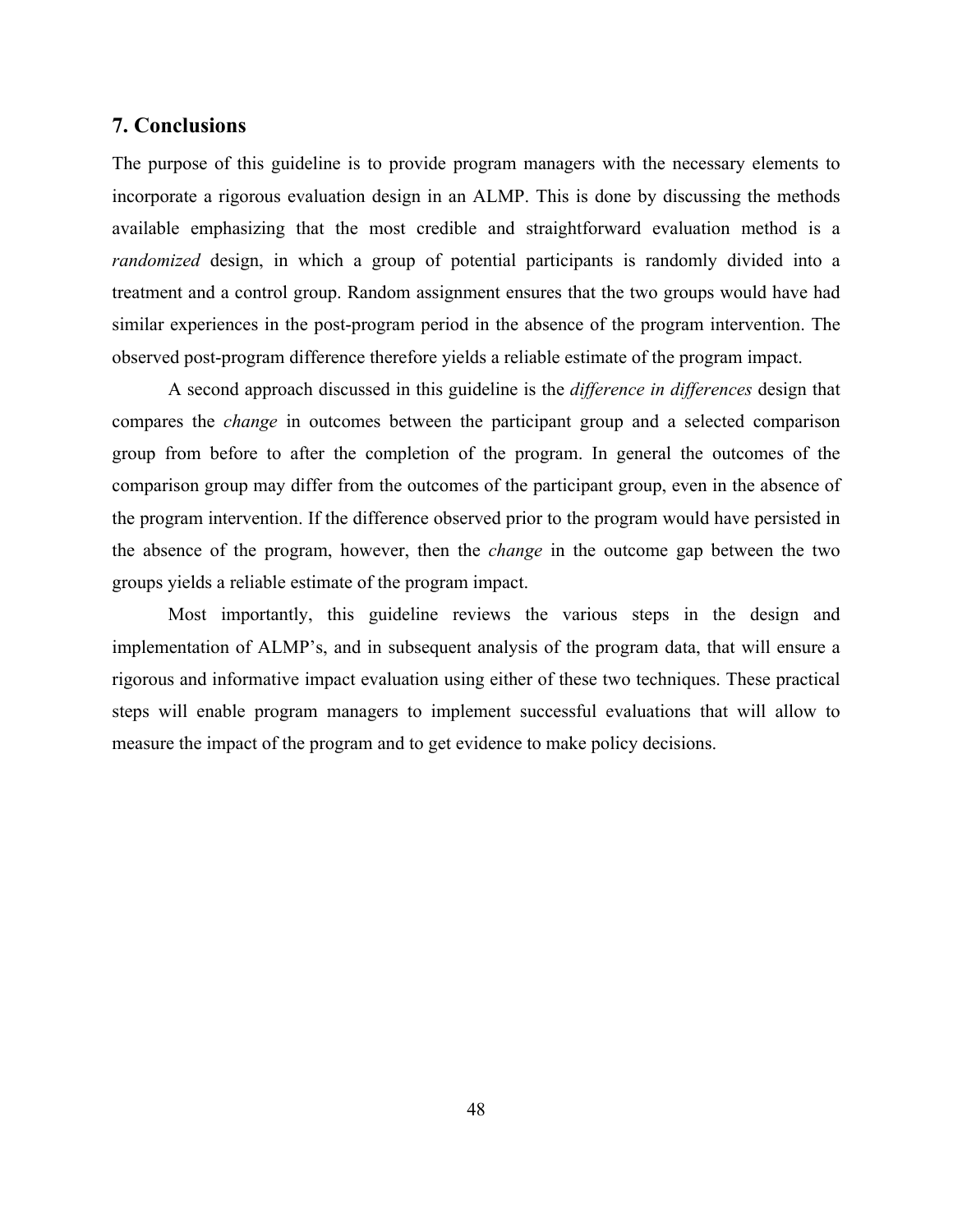## 7. Conclusions

The purpose of this guideline is to provide program managers with the necessary elements to incorporate a rigorous evaluation design in an ALMP. This is done by discussing the methods available emphasizing that the most credible and straightforward evaluation method is a *randomized* design, in which a group of potential participants is randomly divided into a treatment and a control group. Random assignment ensures that the two groups would have had similar experiences in the post-program period in the absence of the program intervention. The observed post-program difference therefore yields a reliable estimate of the program impact.

A second approach discussed in this guideline is the *difference in differences* design that compares the *change* in outcomes between the participant group and a selected comparison group from before to after the completion of the program. In general the outcomes of the comparison group may differ from the outcomes of the participant group, even in the absence of the program intervention. If the difference observed prior to the program would have persisted in the absence of the program, however, then the *change* in the outcome gap between the two groups yields a reliable estimate of the program impact.

Most importantly, this guideline reviews the various steps in the design and implementation of ALMP's, and in subsequent analysis of the program data, that will ensure a rigorous and informative impact evaluation using either of these two techniques. These practical steps will enable program managers to implement successful evaluations that will allow to measure the impact of the program and to get evidence to make policy decisions.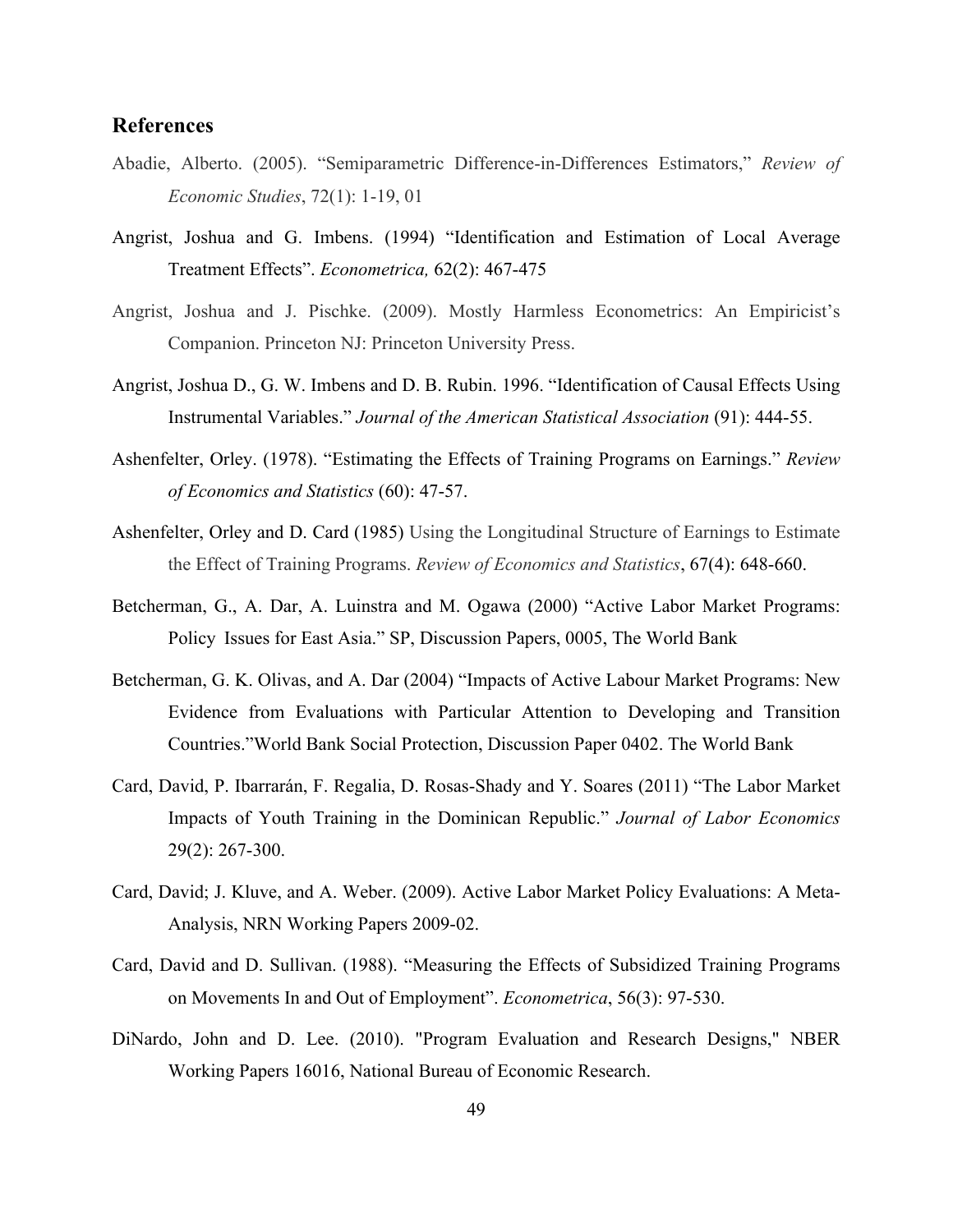## References

Abadie, Alberto. (2005). "Semiparametric Difference-in-Differences Estimators," *Review of Economic Studies*, 72(1): 1-19, 01

Angrist, Joshua and G. Imbens. (1994) "Identification and Estimation of Local Average Treatment Effects". *Econometrica,* 62(2): 467-475

Angrist, Joshua and J. Pischke. (2009). Mostly Harmless Econometrics: An Empiricist's Companion. Princeton NJ: Princeton University Press.

Angrist, Joshua D., G. W. Imbens and D. B. Rubin. 1996. "Identification of Causal Effects Using Instrumental Variables." *Journal of the American Statistical Association* (91): 444-55.

Ashenfelter, Orley. (1978). "Estimating the Effects of Training Programs on Earnings." *Review of Economics and Statistics* (60): 47-57.

Ashenfelter, Orley and D. Card (1985) Using the Longitudinal Structure of Earnings to Estimate the Effect of Training Programs. *Review of Economics and Statistics*, 67(4): 648-660.

Betcherman, G., A. Dar, A. Luinstra and M. Ogawa (2000) "Active Labor Market Programs: Policy Issues for East Asia." SP, Discussion Papers, 0005, The World Bank

Betcherman, G. K. Olivas, and A. Dar (2004) "Impacts of Active Labour Market Programs: New Evidence from Evaluations with Particular Attention to Developing and Transition Countries."World Bank Social Protection, Discussion Paper 0402. The World Bank

Card, David, P. Ibarrarán, F. Regalia, D. Rosas-Shady and Y. Soares (2011) "The Labor Market Impacts of Youth Training in the Dominican Republic." *Journal of Labor Economics* 29(2): 267-300.

Card, David; J. Kluve, and A. Weber. (2009). Active Labor Market Policy Evaluations: A Meta-Analysis, NRN Working Papers 2009-02.

Card, David and D. Sullivan. (1988). "Measuring the Effects of Subsidized Training Programs on Movements In and Out of Employment". *Econometrica*, 56(3): 97-530.

DiNardo, John and D. Lee. (2010). "Program Evaluation and Research Designs," NBER Working Papers 16016, National Bureau of Economic Research.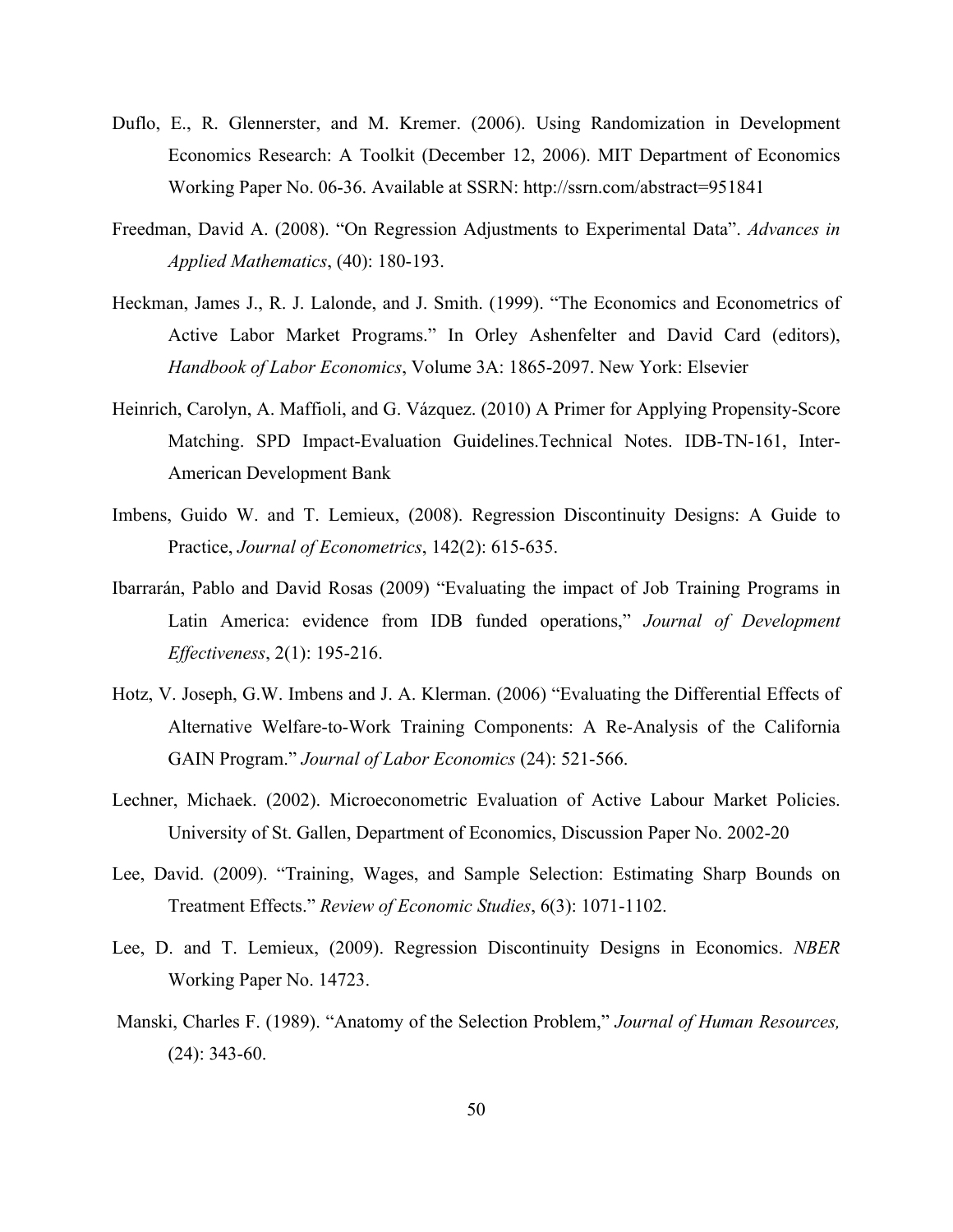Duflo, E., R. Glennerster, and M. Kremer. (2006). Using Randomization in Development Economics Research: A Toolkit (December 12, 2006). MIT Department of Economics Working Paper No. 06-36. Available at SSRN: http://ssrn.com/abstract=951841

Freedman, David A. (2008). "On Regression Adjustments to Experimental Data". *Advances in Applied Mathematics*, (40): 180-193.

Heckman, James J., R. J. Lalonde, and J. Smith. (1999). "The Economics and Econometrics of Active Labor Market Programs." In Orley Ashenfelter and David Card (editors), *Handbook of Labor Economics*, Volume 3A: 1865-2097. New York: Elsevier

Heinrich, Carolyn, A. Maffioli, and G. Vázquez. (2010) A Primer for Applying Propensity-Score Matching. SPD Impact-Evaluation Guidelines.Technical Notes. IDB-TN-161, Inter-American Development Bank

Imbens, Guido W. and T. Lemieux, (2008). Regression Discontinuity Designs: A Guide to Practice, *Journal of Econometrics*, 142(2): 615-635.

Ibarrarán, Pablo and David Rosas (2009) "Evaluating the impact of Job Training Programs in Latin America: evidence from IDB funded operations," *Journal of Development Effectiveness*, 2(1): 195-216.

Hotz, V. Joseph, G.W. Imbens and J. A. Klerman. (2006) "Evaluating the Differential Effects of Alternative Welfare-to-Work Training Components: A Re-Analysis of the California GAIN Program." *Journal of Labor Economics* (24): 521-566.

Lechner, Michaek. (2002). Microeconometric Evaluation of Active Labour Market Policies. University of St. Gallen, Department of Economics, Discussion Paper No. 2002-20

Lee, David. (2009). "Training, Wages, and Sample Selection: Estimating Sharp Bounds on Treatment Effects." *Review of Economic Studies*, 6(3): 1071-1102.

Lee, D. and T. Lemieux, (2009). Regression Discontinuity Designs in Economics. *NBER* Working Paper No. 14723.

Manski, Charles F. (1989). "Anatomy of the Selection Problem," *Journal of Human Resources,* (24): 343-60.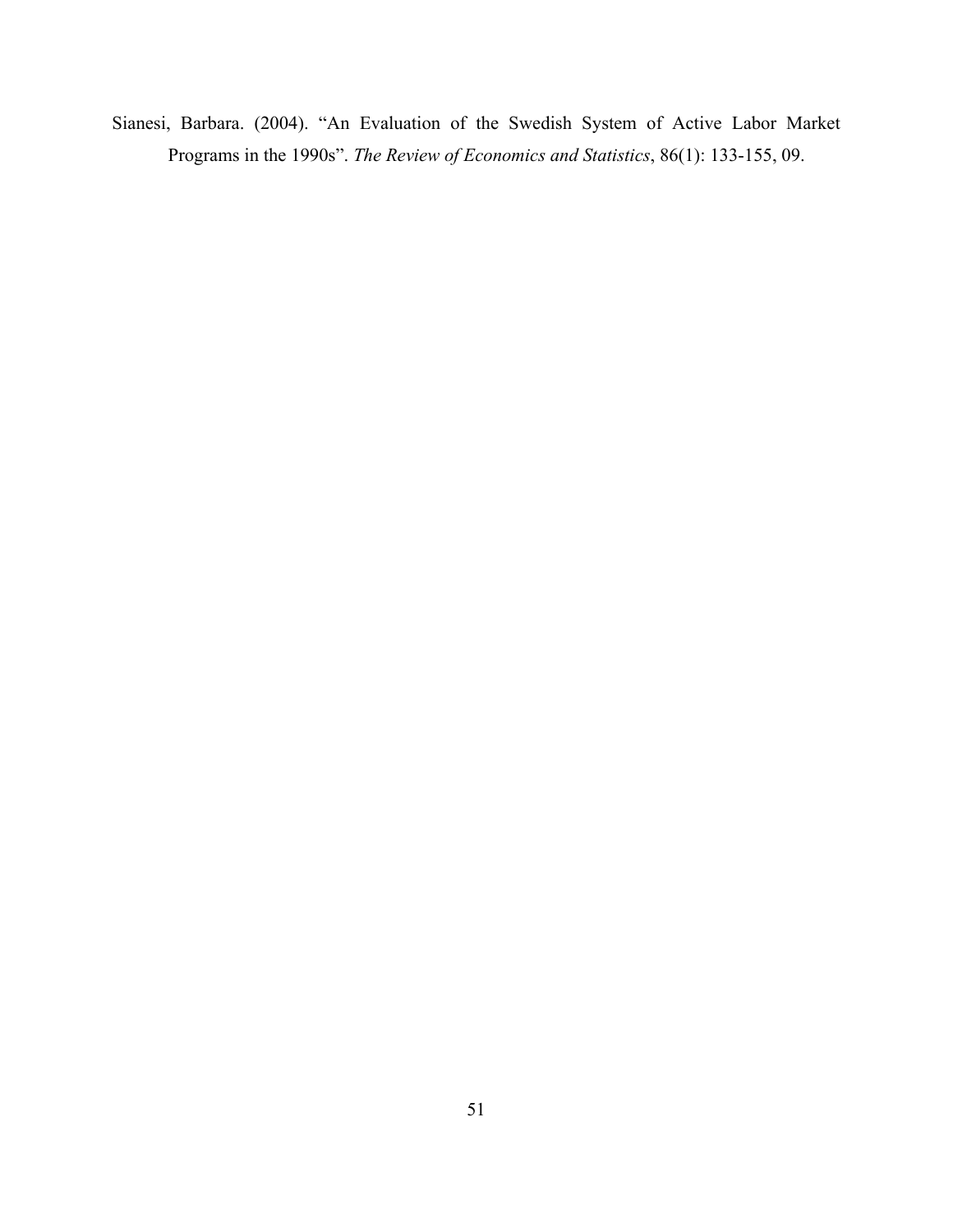Sianesi, Barbara. (2004). "An Evaluation of the Swedish System of Active Labor Market Programs in the 1990s". *The Review of Economics and Statistics*, 86(1): 133-155, 09.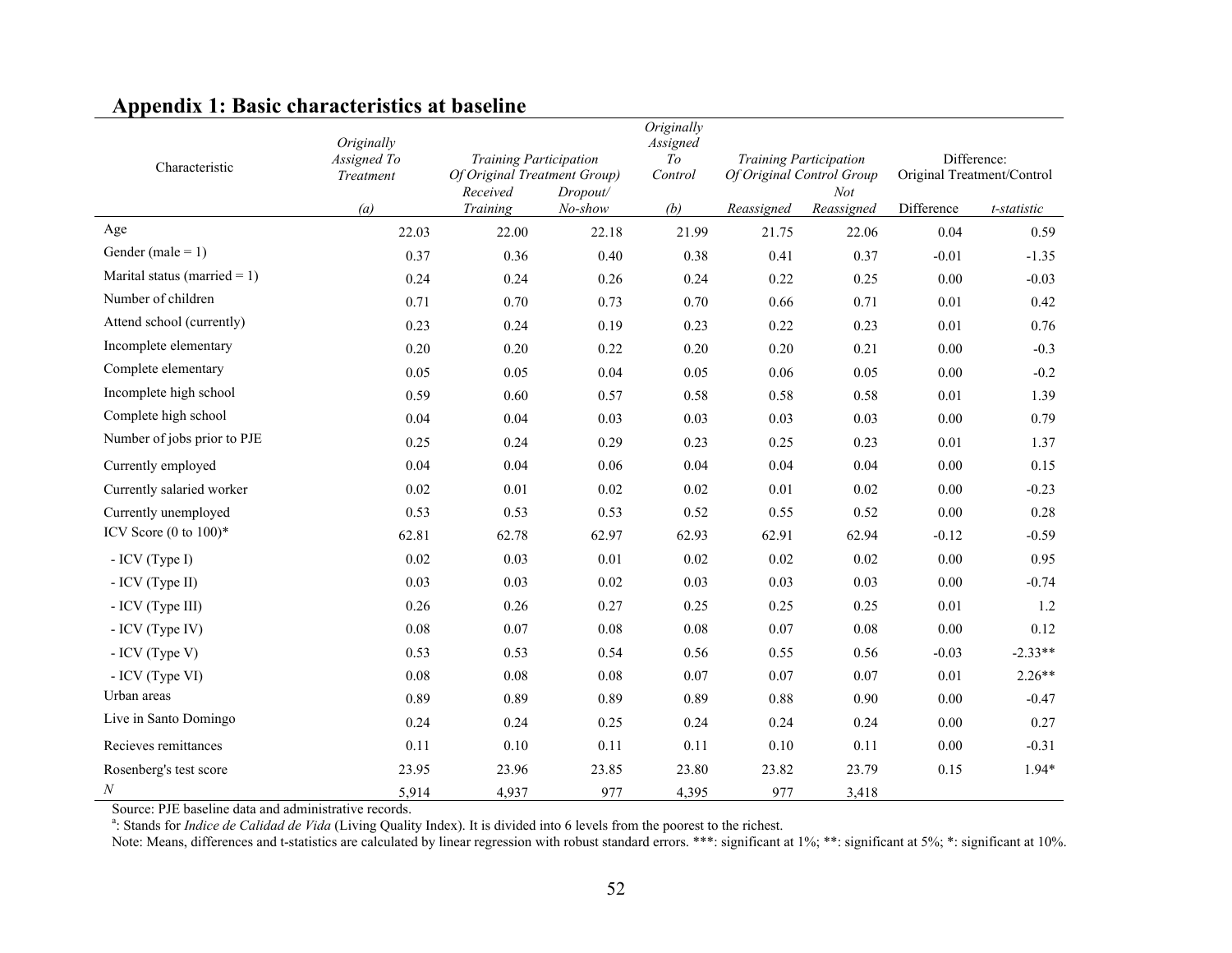## Appendix 1: Basic characteristics at baseline

| Characteristic | *Originally Assigned To Treatment* | *Training Participation Of Original Treatment Group)* | | *Originally Assigned To Control* | *Training Participation Of Original Control Group* | | Difference: Original Treatment/Control | |
|---|---|---|---|---|---|---|---|---|
| | *(a)* | *Received Training* | *Dropout/ No-show* | *(b)* | *Reassigned* | *Not Reassigned* | Difference | *t-statistic* |
| Age | 22.03 | 22.00 | 22.18 | 21.99 | 21.75 | 22.06 | 0.04 | 0.59 |
| Gender (male = 1) | 0.37 | 0.36 | 0.40 | 0.38 | 0.41 | 0.37 | -0.01 | -1.35 |
| Marital status (married = 1) | 0.24 | 0.24 | 0.26 | 0.24 | 0.22 | 0.25 | 0.00 | -0.03 |
| Number of children | 0.71 | 0.70 | 0.73 | 0.70 | 0.66 | 0.71 | 0.01 | 0.42 |
| Attend school (currently) | 0.23 | 0.24 | 0.19 | 0.23 | 0.22 | 0.23 | 0.01 | 0.76 |
| Incomplete elementary | 0.20 | 0.20 | 0.22 | 0.20 | 0.20 | 0.21 | 0.00 | -0.3 |
| Complete elementary | 0.05 | 0.05 | 0.04 | 0.05 | 0.06 | 0.05 | 0.00 | -0.2 |
| Incomplete high school | 0.59 | 0.60 | 0.57 | 0.58 | 0.58 | 0.58 | 0.01 | 1.39 |
| Complete high school | 0.04 | 0.04 | 0.03 | 0.03 | 0.03 | 0.03 | 0.00 | 0.79 |
| Number of jobs prior to PJE | 0.25 | 0.24 | 0.29 | 0.23 | 0.25 | 0.23 | 0.01 | 1.37 |
| Currently employed | 0.04 | 0.04 | 0.06 | 0.04 | 0.04 | 0.04 | 0.00 | 0.15 |
| Currently salaried worker | 0.02 | 0.01 | 0.02 | 0.02 | 0.01 | 0.02 | 0.00 | -0.23 |
| Currently unemployed | 0.53 | 0.53 | 0.53 | 0.52 | 0.55 | 0.52 | 0.00 | 0.28 |
| ICV Score (0 to 100)* | 62.81 | 62.78 | 62.97 | 62.93 | 62.91 | 62.94 | -0.12 | -0.59 |
| - ICV (Type I) | 0.02 | 0.03 | 0.01 | 0.02 | 0.02 | 0.02 | 0.00 | 0.95 |
| - ICV (Type II) | 0.03 | 0.03 | 0.02 | 0.03 | 0.03 | 0.03 | 0.00 | -0.74 |
| - ICV (Type III) | 0.26 | 0.26 | 0.27 | 0.25 | 0.25 | 0.25 | 0.01 | 1.2 |
| - ICV (Type IV) | 0.08 | 0.07 | 0.08 | 0.08 | 0.07 | 0.08 | 0.00 | 0.12 |
| - ICV (Type V) | 0.53 | 0.53 | 0.54 | 0.56 | 0.55 | 0.56 | -0.03 | -2.33** |
| - ICV (Type VI) | 0.08 | 0.08 | 0.08 | 0.07 | 0.07 | 0.07 | 0.01 | 2.26** |
| Urban areas | 0.89 | 0.89 | 0.89 | 0.89 | 0.88 | 0.90 | 0.00 | -0.47 |
| Live in Santo Domingo | 0.24 | 0.24 | 0.25 | 0.24 | 0.24 | 0.24 | 0.00 | 0.27 |
| Recieves remittances | 0.11 | 0.10 | 0.11 | 0.11 | 0.10 | 0.11 | 0.00 | -0.31 |
| Rosenberg's test score | 23.95 | 23.96 | 23.85 | 23.80 | 23.82 | 23.79 | 0.15 | 1.94* |
| *N* | 5,914 | 4,937 | 977 | 4,395 | 977 | 3,418 | | |

Source: PJE baseline data and administrative records.

[a]: Stands for *Indice de Calidad de Vida* (Living Quality Index). It is divided into 6 levels from the poorest to the richest.

Note: Means, differences and t-statistics are calculated by linear regression with robust standard errors. ***: significant at 1%; **: significant at 5%; *: significant at 10%.